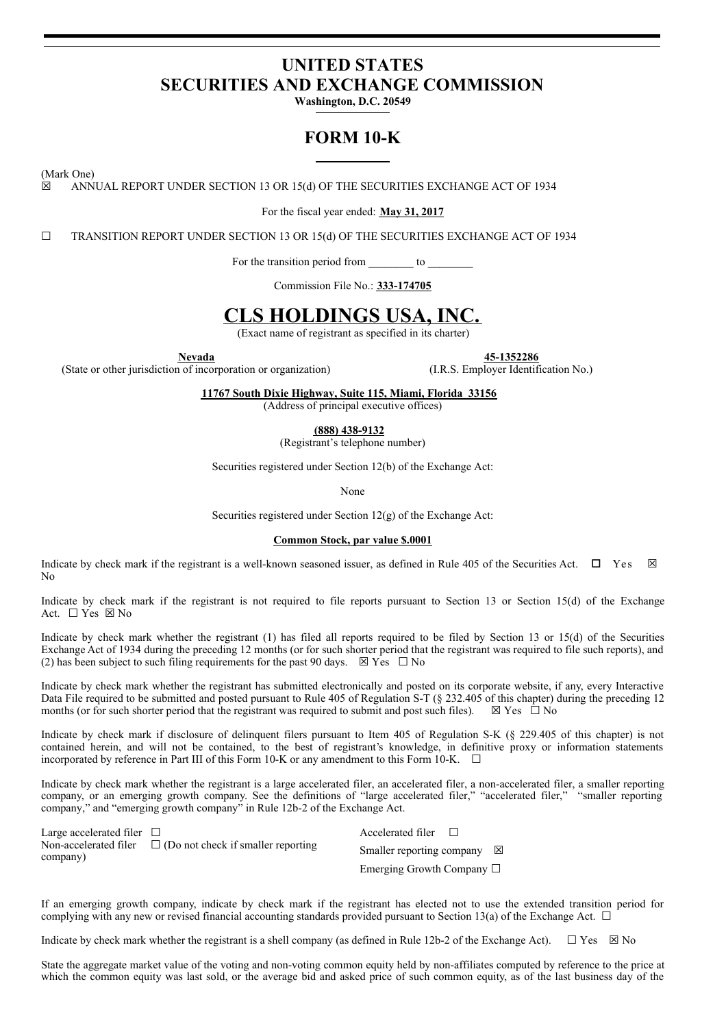# UNITED STATES
# SECURITIES AND EXCHANGE COMMISSION

**Washington, D.C. 20549**

## FORM 10-K

(Mark One)

☒ ANNUAL REPORT UNDER SECTION 13 OR 15(d) OF THE SECURITIES EXCHANGE ACT OF 1934

For the fiscal year ended: **May 31, 2017**

☐ TRANSITION REPORT UNDER SECTION 13 OR 15(d) OF THE SECURITIES EXCHANGE ACT OF 1934

For the transition period from ________ to ________

Commission File No.: **333-174705**

# CLS HOLDINGS USA, INC.

(Exact name of registrant as specified in its charter)

| | |
|---|---|
| **Nevada** | **45-1352286** |
| (State or other jurisdiction of incorporation or organization) | (I.R.S. Employer Identification No.) |

**11767 South Dixie Highway, Suite 115, Miami, Florida 33156**
(Address of principal executive offices)

**(888) 438-9132**
(Registrant's telephone number)

Securities registered under Section 12(b) of the Exchange Act:

None

Securities registered under Section 12(g) of the Exchange Act:

**Common Stock, par value $.0001**

Indicate by check mark if the registrant is a well-known seasoned issuer, as defined in Rule 405 of the Securities Act. ☐ Yes ☒ No

Indicate by check mark if the registrant is not required to file reports pursuant to Section 13 or Section 15(d) of the Exchange Act. ☐ Yes ☒ No

Indicate by check mark whether the registrant (1) has filed all reports required to be filed by Section 13 or 15(d) of the Securities Exchange Act of 1934 during the preceding 12 months (or for such shorter period that the registrant was required to file such reports), and (2) has been subject to such filing requirements for the past 90 days. ☒ Yes ☐ No

Indicate by check mark whether the registrant has submitted electronically and posted on its corporate website, if any, every Interactive Data File required to be submitted and posted pursuant to Rule 405 of Regulation S-T (§ 232.405 of this chapter) during the preceding 12 months (or for such shorter period that the registrant was required to submit and post such files). ☒ Yes ☐ No

Indicate by check mark if disclosure of delinquent filers pursuant to Item 405 of Regulation S-K (§ 229.405 of this chapter) is not contained herein, and will not be contained, to the best of registrant's knowledge, in definitive proxy or information statements incorporated by reference in Part III of this Form 10-K or any amendment to this Form 10-K. ☐

Indicate by check mark whether the registrant is a large accelerated filer, an accelerated filer, a non-accelerated filer, a smaller reporting company, or an emerging growth company. See the definitions of "large accelerated filer," "accelerated filer," "smaller reporting company," and "emerging growth company" in Rule 12b-2 of the Exchange Act.

| | |
|---|---|
| Large accelerated filer ☐ | Accelerated filer ☐ |
| Non-accelerated filer ☐ (Do not check if smaller reporting company) | Smaller reporting company ☒ |
| | Emerging Growth Company ☐ |

If an emerging growth company, indicate by check mark if the registrant has elected not to use the extended transition period for complying with any new or revised financial accounting standards provided pursuant to Section 13(a) of the Exchange Act. ☐

Indicate by check mark whether the registrant is a shell company (as defined in Rule 12b-2 of the Exchange Act). ☐ Yes ☒ No

State the aggregate market value of the voting and non-voting common equity held by non-affiliates computed by reference to the price at which the common equity was last sold, or the average bid and asked price of such common equity, as of the last business day of the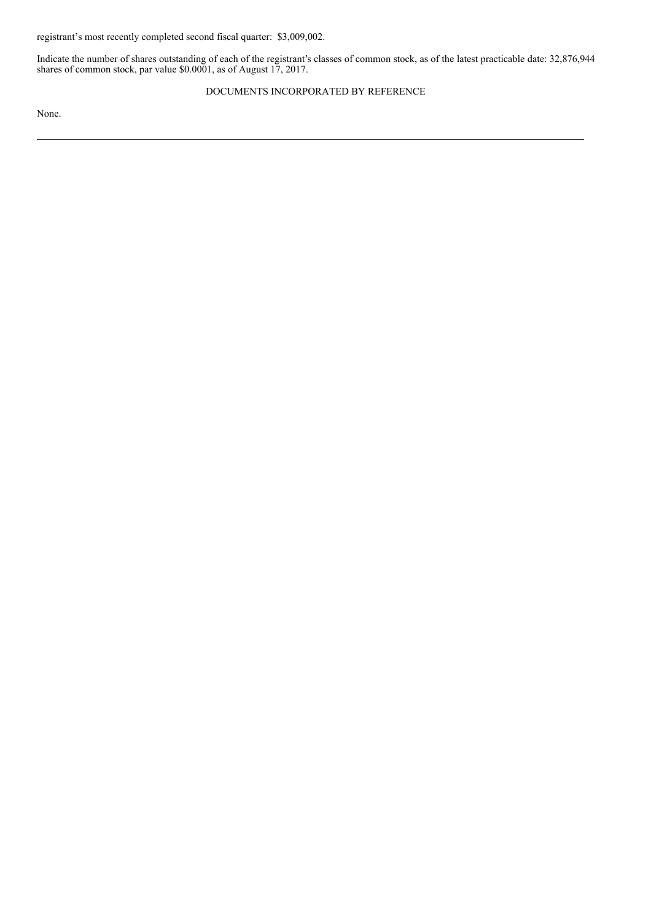registrant's most recently completed second fiscal quarter: $3,009,002.

Indicate the number of shares outstanding of each of the registrant's classes of common stock, as of the latest practicable date: 32,876,944 shares of common stock, par value $0.0001, as of August 17, 2017.

DOCUMENTS INCORPORATED BY REFERENCE

None.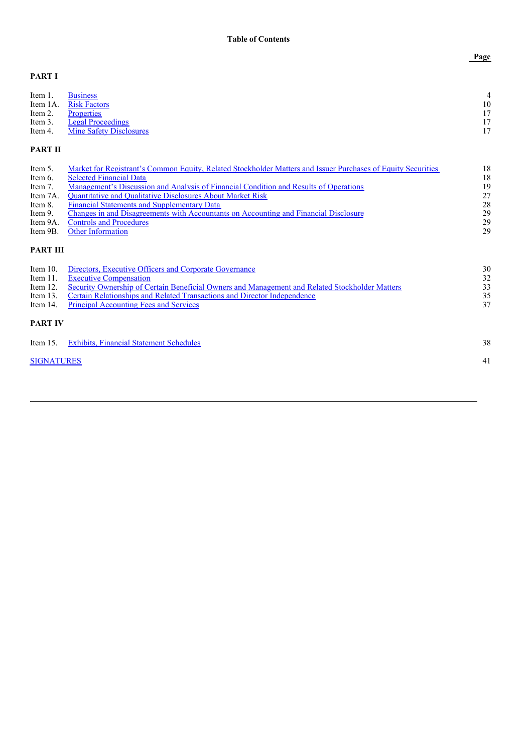# Table of Contents

| | | Page |
|---|---|---|
| **PART I** | | |
| Item 1. | Business | 4 |
| Item 1A. | Risk Factors | 10 |
| Item 2. | Properties | 17 |
| Item 3. | Legal Proceedings | 17 |
| Item 4. | Mine Safety Disclosures | 17 |
| **PART II** | | |
| Item 5. | Market for Registrant's Common Equity, Related Stockholder Matters and Issuer Purchases of Equity Securities | 18 |
| Item 6. | Selected Financial Data | 18 |
| Item 7. | Management's Discussion and Analysis of Financial Condition and Results of Operations | 19 |
| Item 7A. | Quantitative and Qualitative Disclosures About Market Risk | 27 |
| Item 8. | Financial Statements and Supplementary Data | 28 |
| Item 9. | Changes in and Disagreements with Accountants on Accounting and Financial Disclosure | 29 |
| Item 9A. | Controls and Procedures | 29 |
| Item 9B. | Other Information | 29 |
| **PART III** | | |
| Item 10. | Directors, Executive Officers and Corporate Governance | 30 |
| Item 11. | Executive Compensation | 32 |
| Item 12. | Security Ownership of Certain Beneficial Owners and Management and Related Stockholder Matters | 33 |
| Item 13. | Certain Relationships and Related Transactions and Director Independence | 35 |
| Item 14. | Principal Accounting Fees and Services | 37 |
| **PART IV** | | |
| Item 15. | Exhibits, Financial Statement Schedules | 38 |
| SIGNATURES | | 41 |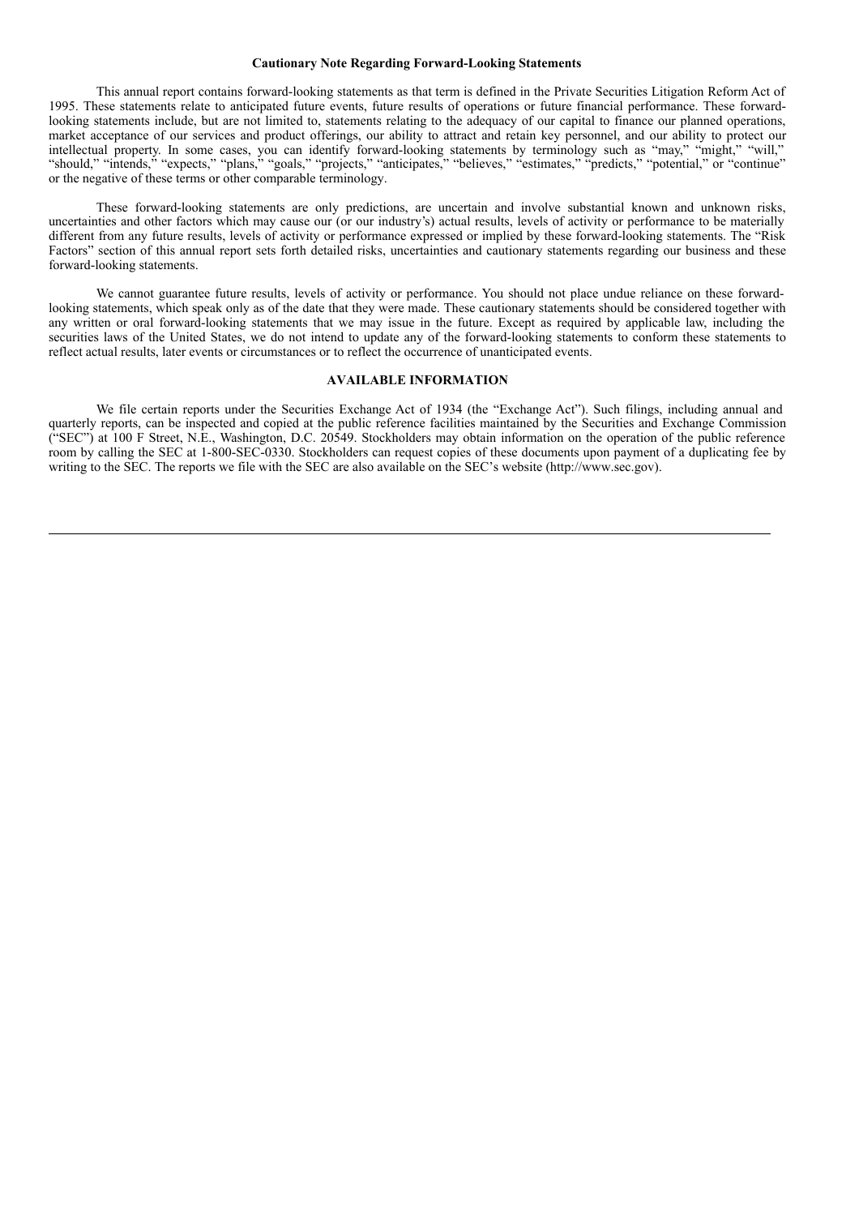**Cautionary Note Regarding Forward-Looking Statements**

This annual report contains forward-looking statements as that term is defined in the Private Securities Litigation Reform Act of 1995. These statements relate to anticipated future events, future results of operations or future financial performance. These forward-looking statements include, but are not limited to, statements relating to the adequacy of our capital to finance our planned operations, market acceptance of our services and product offerings, our ability to attract and retain key personnel, and our ability to protect our intellectual property. In some cases, you can identify forward-looking statements by terminology such as "may," "might," "will," "should," "intends," "expects," "plans," "goals," "projects," "anticipates," "believes," "estimates," "predicts," "potential," or "continue" or the negative of these terms or other comparable terminology.

These forward-looking statements are only predictions, are uncertain and involve substantial known and unknown risks, uncertainties and other factors which may cause our (or our industry's) actual results, levels of activity or performance to be materially different from any future results, levels of activity or performance expressed or implied by these forward-looking statements. The "Risk Factors" section of this annual report sets forth detailed risks, uncertainties and cautionary statements regarding our business and these forward-looking statements.

We cannot guarantee future results, levels of activity or performance. You should not place undue reliance on these forward-looking statements, which speak only as of the date that they were made. These cautionary statements should be considered together with any written or oral forward-looking statements that we may issue in the future. Except as required by applicable law, including the securities laws of the United States, we do not intend to update any of the forward-looking statements to conform these statements to reflect actual results, later events or circumstances or to reflect the occurrence of unanticipated events.

**AVAILABLE INFORMATION**

We file certain reports under the Securities Exchange Act of 1934 (the "Exchange Act"). Such filings, including annual and quarterly reports, can be inspected and copied at the public reference facilities maintained by the Securities and Exchange Commission ("SEC") at 100 F Street, N.E., Washington, D.C. 20549. Stockholders may obtain information on the operation of the public reference room by calling the SEC at 1-800-SEC-0330. Stockholders can request copies of these documents upon payment of a duplicating fee by writing to the SEC. The reports we file with the SEC are also available on the SEC's website (http://www.sec.gov).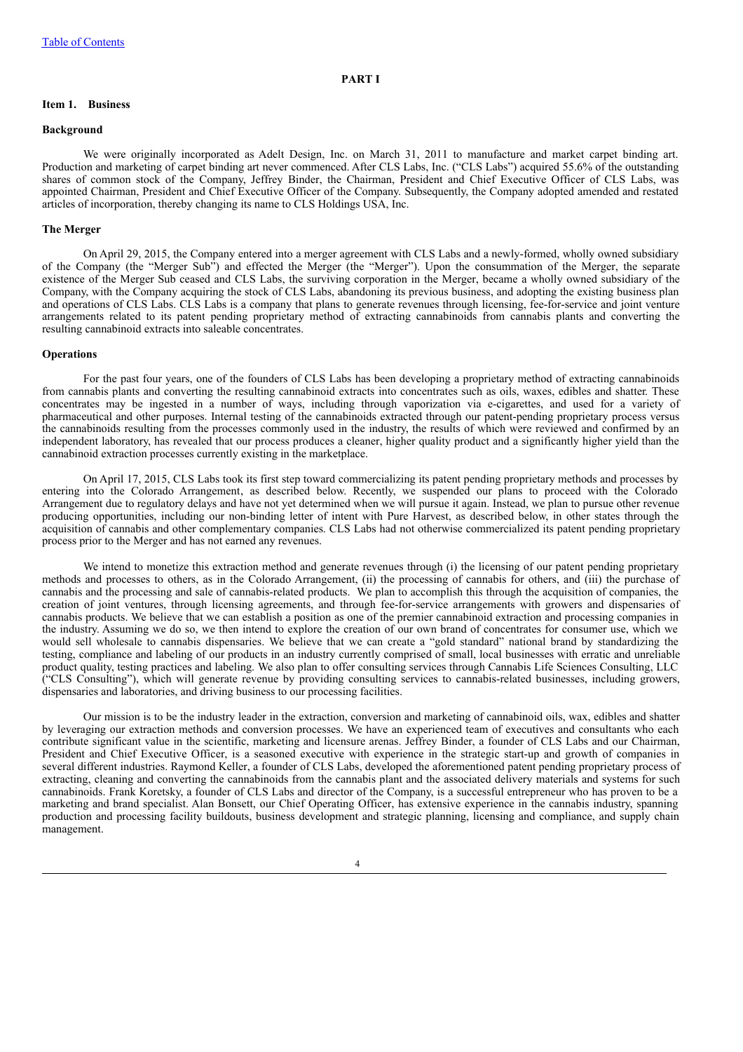## PART I

### Item 1. Business

#### Background

We were originally incorporated as Adelt Design, Inc. on March 31, 2011 to manufacture and market carpet binding art. Production and marketing of carpet binding art never commenced. After CLS Labs, Inc. ("CLS Labs") acquired 55.6% of the outstanding shares of common stock of the Company, Jeffrey Binder, the Chairman, President and Chief Executive Officer of CLS Labs, was appointed Chairman, President and Chief Executive Officer of the Company. Subsequently, the Company adopted amended and restated articles of incorporation, thereby changing its name to CLS Holdings USA, Inc.

#### The Merger

On April 29, 2015, the Company entered into a merger agreement with CLS Labs and a newly-formed, wholly owned subsidiary of the Company (the "Merger Sub") and effected the Merger (the "Merger"). Upon the consummation of the Merger, the separate existence of the Merger Sub ceased and CLS Labs, the surviving corporation in the Merger, became a wholly owned subsidiary of the Company, with the Company acquiring the stock of CLS Labs, abandoning its previous business, and adopting the existing business plan and operations of CLS Labs. CLS Labs is a company that plans to generate revenues through licensing, fee-for-service and joint venture arrangements related to its patent pending proprietary method of extracting cannabinoids from cannabis plants and converting the resulting cannabinoid extracts into saleable concentrates.

#### Operations

For the past four years, one of the founders of CLS Labs has been developing a proprietary method of extracting cannabinoids from cannabis plants and converting the resulting cannabinoid extracts into concentrates such as oils, waxes, edibles and shatter. These concentrates may be ingested in a number of ways, including through vaporization via e-cigarettes, and used for a variety of pharmaceutical and other purposes. Internal testing of the cannabinoids extracted through our patent-pending proprietary process versus the cannabinoids resulting from the processes commonly used in the industry, the results of which were reviewed and confirmed by an independent laboratory, has revealed that our process produces a cleaner, higher quality product and a significantly higher yield than the cannabinoid extraction processes currently existing in the marketplace.

On April 17, 2015, CLS Labs took its first step toward commercializing its patent pending proprietary methods and processes by entering into the Colorado Arrangement, as described below. Recently, we suspended our plans to proceed with the Colorado Arrangement due to regulatory delays and have not yet determined when we will pursue it again. Instead, we plan to pursue other revenue producing opportunities, including our non-binding letter of intent with Pure Harvest, as described below, in other states through the acquisition of cannabis and other complementary companies. CLS Labs had not otherwise commercialized its patent pending proprietary process prior to the Merger and has not earned any revenues.

We intend to monetize this extraction method and generate revenues through (i) the licensing of our patent pending proprietary methods and processes to others, as in the Colorado Arrangement, (ii) the processing of cannabis for others, and (iii) the purchase of cannabis and the processing and sale of cannabis-related products. We plan to accomplish this through the acquisition of companies, the creation of joint ventures, through licensing agreements, and through fee-for-service arrangements with growers and dispensaries of cannabis products. We believe that we can establish a position as one of the premier cannabinoid extraction and processing companies in the industry. Assuming we do so, we then intend to explore the creation of our own brand of concentrates for consumer use, which we would sell wholesale to cannabis dispensaries. We believe that we can create a "gold standard" national brand by standardizing the testing, compliance and labeling of our products in an industry currently comprised of small, local businesses with erratic and unreliable product quality, testing practices and labeling. We also plan to offer consulting services through Cannabis Life Sciences Consulting, LLC ("CLS Consulting"), which will generate revenue by providing consulting services to cannabis-related businesses, including growers, dispensaries and laboratories, and driving business to our processing facilities.

Our mission is to be the industry leader in the extraction, conversion and marketing of cannabinoid oils, wax, edibles and shatter by leveraging our extraction methods and conversion processes. We have an experienced team of executives and consultants who each contribute significant value in the scientific, marketing and licensure arenas. Jeffrey Binder, a founder of CLS Labs and our Chairman, President and Chief Executive Officer, is a seasoned executive with experience in the strategic start-up and growth of companies in several different industries. Raymond Keller, a founder of CLS Labs, developed the aforementioned patent pending proprietary process of extracting, cleaning and converting the cannabinoids from the cannabis plant and the associated delivery materials and systems for such cannabinoids. Frank Koretsky, a founder of CLS Labs and director of the Company, is a successful entrepreneur who has proven to be a marketing and brand specialist. Alan Bonsett, our Chief Operating Officer, has extensive experience in the cannabis industry, spanning production and processing facility buildouts, business development and strategic planning, licensing and compliance, and supply chain management.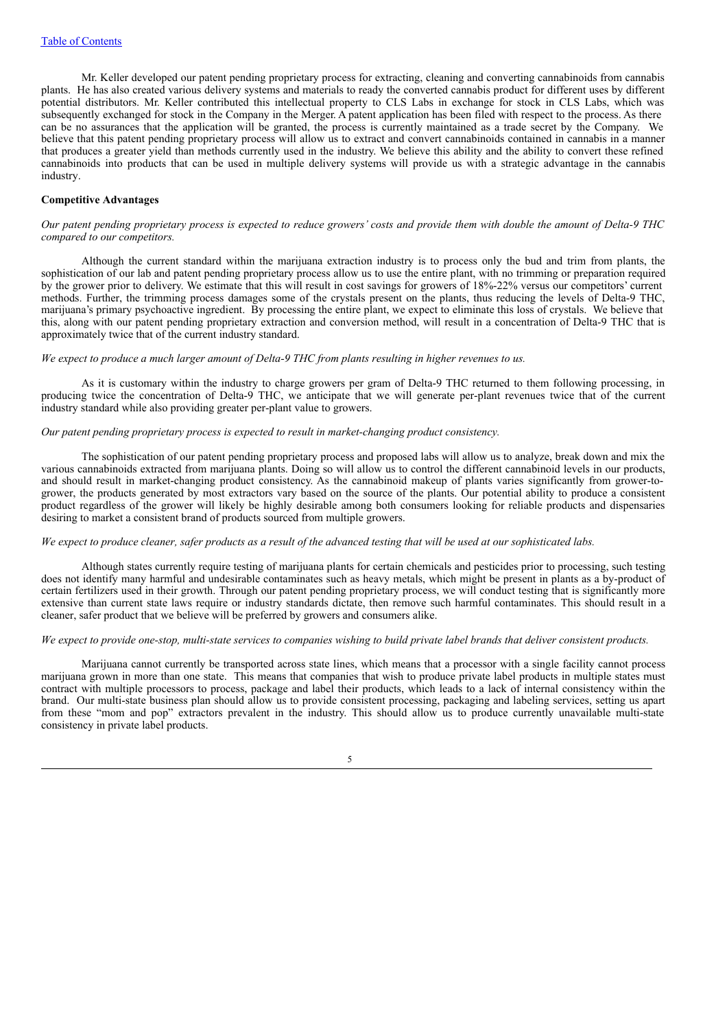Mr. Keller developed our patent pending proprietary process for extracting, cleaning and converting cannabinoids from cannabis plants. He has also created various delivery systems and materials to ready the converted cannabis product for different uses by different potential distributors. Mr. Keller contributed this intellectual property to CLS Labs in exchange for stock in CLS Labs, which was subsequently exchanged for stock in the Company in the Merger. A patent application has been filed with respect to the process. As there can be no assurances that the application will be granted, the process is currently maintained as a trade secret by the Company. We believe that this patent pending proprietary process will allow us to extract and convert cannabinoids contained in cannabis in a manner that produces a greater yield than methods currently used in the industry. We believe this ability and the ability to convert these refined cannabinoids into products that can be used in multiple delivery systems will provide us with a strategic advantage in the cannabis industry.

**Competitive Advantages**

*Our patent pending proprietary process is expected to reduce growers' costs and provide them with double the amount of Delta-9 THC compared to our competitors.*

Although the current standard within the marijuana extraction industry is to process only the bud and trim from plants, the sophistication of our lab and patent pending proprietary process allow us to use the entire plant, with no trimming or preparation required by the grower prior to delivery. We estimate that this will result in cost savings for growers of 18%-22% versus our competitors' current methods. Further, the trimming process damages some of the crystals present on the plants, thus reducing the levels of Delta-9 THC, marijuana's primary psychoactive ingredient. By processing the entire plant, we expect to eliminate this loss of crystals. We believe that this, along with our patent pending proprietary extraction and conversion method, will result in a concentration of Delta-9 THC that is approximately twice that of the current industry standard.

*We expect to produce a much larger amount of Delta-9 THC from plants resulting in higher revenues to us.*

As it is customary within the industry to charge growers per gram of Delta-9 THC returned to them following processing, in producing twice the concentration of Delta-9 THC, we anticipate that we will generate per-plant revenues twice that of the current industry standard while also providing greater per-plant value to growers.

*Our patent pending proprietary process is expected to result in market-changing product consistency.*

The sophistication of our patent pending proprietary process and proposed labs will allow us to analyze, break down and mix the various cannabinoids extracted from marijuana plants. Doing so will allow us to control the different cannabinoid levels in our products, and should result in market-changing product consistency. As the cannabinoid makeup of plants varies significantly from grower-to-grower, the products generated by most extractors vary based on the source of the plants. Our potential ability to produce a consistent product regardless of the grower will likely be highly desirable among both consumers looking for reliable products and dispensaries desiring to market a consistent brand of products sourced from multiple growers.

*We expect to produce cleaner, safer products as a result of the advanced testing that will be used at our sophisticated labs.*

Although states currently require testing of marijuana plants for certain chemicals and pesticides prior to processing, such testing does not identify many harmful and undesirable contaminates such as heavy metals, which might be present in plants as a by-product of certain fertilizers used in their growth. Through our patent pending proprietary process, we will conduct testing that is significantly more extensive than current state laws require or industry standards dictate, then remove such harmful contaminates. This should result in a cleaner, safer product that we believe will be preferred by growers and consumers alike.

*We expect to provide one-stop, multi-state services to companies wishing to build private label brands that deliver consistent products.*

Marijuana cannot currently be transported across state lines, which means that a processor with a single facility cannot process marijuana grown in more than one state. This means that companies that wish to produce private label products in multiple states must contract with multiple processors to process, package and label their products, which leads to a lack of internal consistency within the brand. Our multi-state business plan should allow us to provide consistent processing, packaging and labeling services, setting us apart from these "mom and pop" extractors prevalent in the industry. This should allow us to produce currently unavailable multi-state consistency in private label products.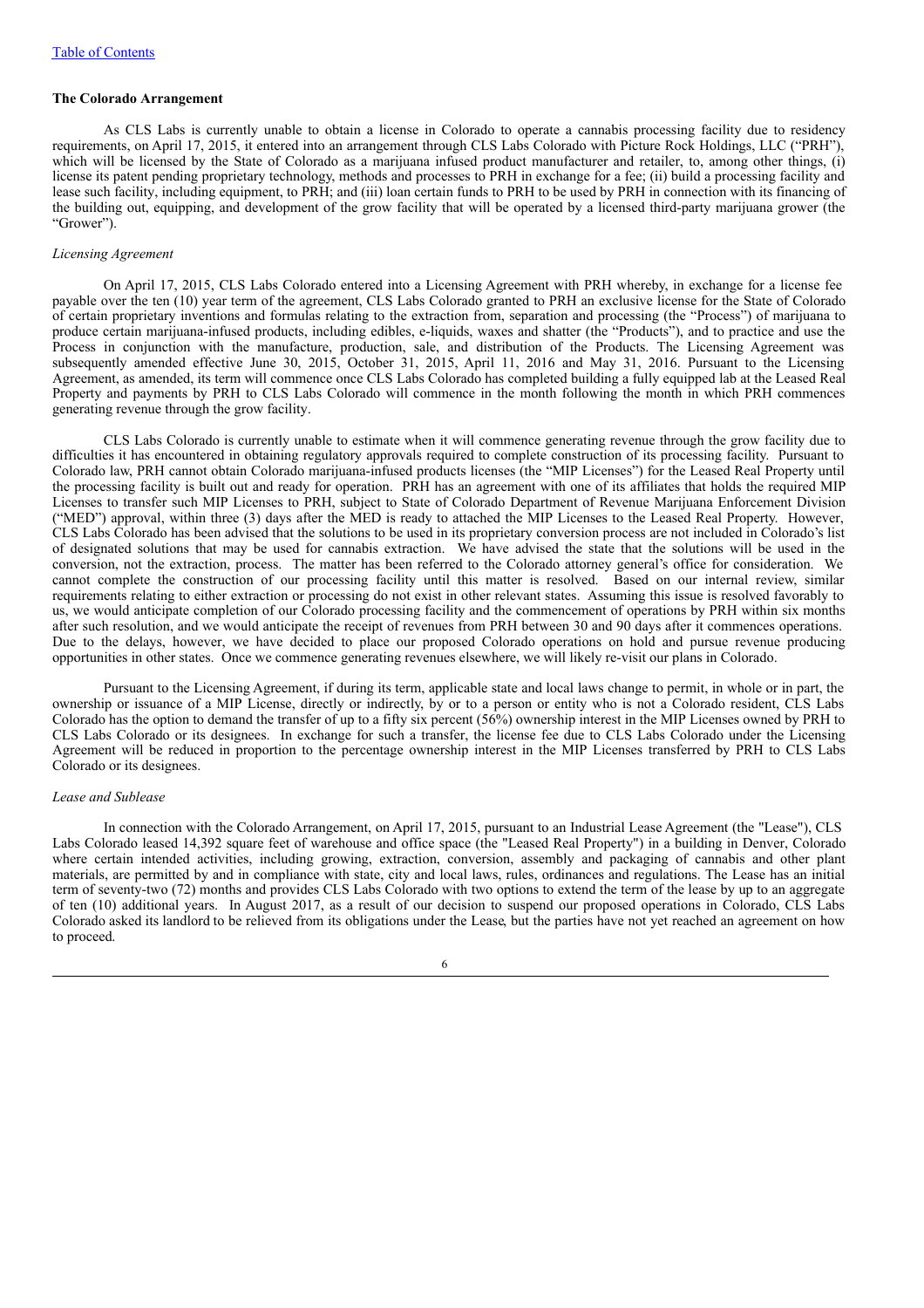### The Colorado Arrangement

As CLS Labs is currently unable to obtain a license in Colorado to operate a cannabis processing facility due to residency requirements, on April 17, 2015, it entered into an arrangement through CLS Labs Colorado with Picture Rock Holdings, LLC ("PRH"), which will be licensed by the State of Colorado as a marijuana infused product manufacturer and retailer, to, among other things, (i) license its patent pending proprietary technology, methods and processes to PRH in exchange for a fee; (ii) build a processing facility and lease such facility, including equipment, to PRH; and (iii) loan certain funds to PRH to be used by PRH in connection with its financing of the building out, equipping, and development of the grow facility that will be operated by a licensed third-party marijuana grower (the "Grower").

*Licensing Agreement*

On April 17, 2015, CLS Labs Colorado entered into a Licensing Agreement with PRH whereby, in exchange for a license fee payable over the ten (10) year term of the agreement, CLS Labs Colorado granted to PRH an exclusive license for the State of Colorado of certain proprietary inventions and formulas relating to the extraction from, separation and processing (the "Process") of marijuana to produce certain marijuana-infused products, including edibles, e-liquids, waxes and shatter (the "Products"), and to practice and use the Process in conjunction with the manufacture, production, sale, and distribution of the Products. The Licensing Agreement was subsequently amended effective June 30, 2015, October 31, 2015, April 11, 2016 and May 31, 2016. Pursuant to the Licensing Agreement, as amended, its term will commence once CLS Labs Colorado has completed building a fully equipped lab at the Leased Real Property and payments by PRH to CLS Labs Colorado will commence in the month following the month in which PRH commences generating revenue through the grow facility.

CLS Labs Colorado is currently unable to estimate when it will commence generating revenue through the grow facility due to difficulties it has encountered in obtaining regulatory approvals required to complete construction of its processing facility. Pursuant to Colorado law, PRH cannot obtain Colorado marijuana-infused products licenses (the "MIP Licenses") for the Leased Real Property until the processing facility is built out and ready for operation. PRH has an agreement with one of its affiliates that holds the required MIP Licenses to transfer such MIP Licenses to PRH, subject to State of Colorado Department of Revenue Marijuana Enforcement Division ("MED") approval, within three (3) days after the MED is ready to attached the MIP Licenses to the Leased Real Property. However, CLS Labs Colorado has been advised that the solutions to be used in its proprietary conversion process are not included in Colorado's list of designated solutions that may be used for cannabis extraction. We have advised the state that the solutions will be used in the conversion, not the extraction, process. The matter has been referred to the Colorado attorney general's office for consideration. We cannot complete the construction of our processing facility until this matter is resolved. Based on our internal review, similar requirements relating to either extraction or processing do not exist in other relevant states. Assuming this issue is resolved favorably to us, we would anticipate completion of our Colorado processing facility and the commencement of operations by PRH within six months after such resolution, and we would anticipate the receipt of revenues from PRH between 30 and 90 days after it commences operations. Due to the delays, however, we have decided to place our proposed Colorado operations on hold and pursue revenue producing opportunities in other states. Once we commence generating revenues elsewhere, we will likely re-visit our plans in Colorado.

Pursuant to the Licensing Agreement, if during its term, applicable state and local laws change to permit, in whole or in part, the ownership or issuance of a MIP License, directly or indirectly, by or to a person or entity who is not a Colorado resident, CLS Labs Colorado has the option to demand the transfer of up to a fifty six percent (56%) ownership interest in the MIP Licenses owned by PRH to CLS Labs Colorado or its designees. In exchange for such a transfer, the license fee due to CLS Labs Colorado under the Licensing Agreement will be reduced in proportion to the percentage ownership interest in the MIP Licenses transferred by PRH to CLS Labs Colorado or its designees.

*Lease and Sublease*

In connection with the Colorado Arrangement, on April 17, 2015, pursuant to an Industrial Lease Agreement (the "Lease"), CLS Labs Colorado leased 14,392 square feet of warehouse and office space (the "Leased Real Property") in a building in Denver, Colorado where certain intended activities, including growing, extraction, conversion, assembly and packaging of cannabis and other plant materials, are permitted by and in compliance with state, city and local laws, rules, ordinances and regulations. The Lease has an initial term of seventy-two (72) months and provides CLS Labs Colorado with two options to extend the term of the lease by up to an aggregate of ten (10) additional years. In August 2017, as a result of our decision to suspend our proposed operations in Colorado, CLS Labs Colorado asked its landlord to be relieved from its obligations under the Lease, but the parties have not yet reached an agreement on how to proceed.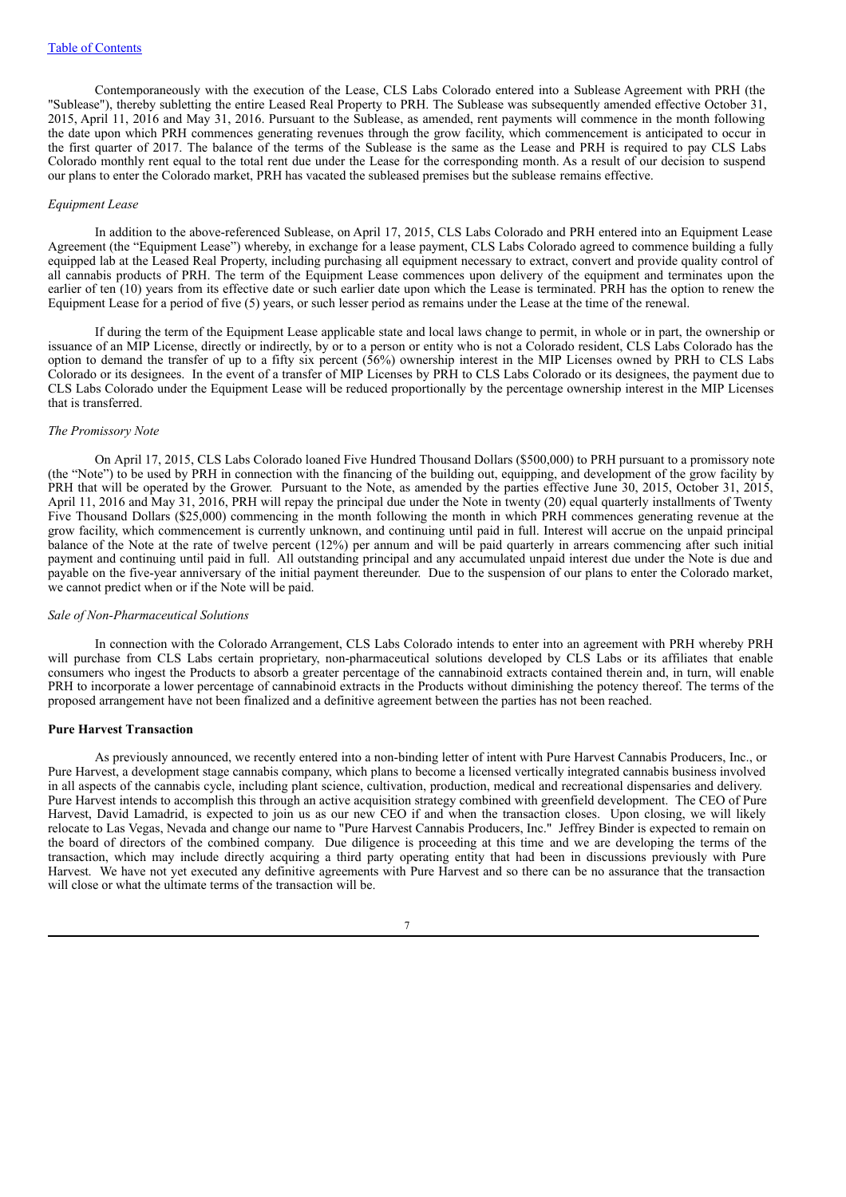Contemporaneously with the execution of the Lease, CLS Labs Colorado entered into a Sublease Agreement with PRH (the "Sublease"), thereby subletting the entire Leased Real Property to PRH. The Sublease was subsequently amended effective October 31, 2015, April 11, 2016 and May 31, 2016. Pursuant to the Sublease, as amended, rent payments will commence in the month following the date upon which PRH commences generating revenues through the grow facility, which commencement is anticipated to occur in the first quarter of 2017. The balance of the terms of the Sublease is the same as the Lease and PRH is required to pay CLS Labs Colorado monthly rent equal to the total rent due under the Lease for the corresponding month. As a result of our decision to suspend our plans to enter the Colorado market, PRH has vacated the subleased premises but the sublease remains effective.

*Equipment Lease*

In addition to the above-referenced Sublease, on April 17, 2015, CLS Labs Colorado and PRH entered into an Equipment Lease Agreement (the "Equipment Lease") whereby, in exchange for a lease payment, CLS Labs Colorado agreed to commence building a fully equipped lab at the Leased Real Property, including purchasing all equipment necessary to extract, convert and provide quality control of all cannabis products of PRH. The term of the Equipment Lease commences upon delivery of the equipment and terminates upon the earlier of ten (10) years from its effective date or such earlier date upon which the Lease is terminated. PRH has the option to renew the Equipment Lease for a period of five (5) years, or such lesser period as remains under the Lease at the time of the renewal.

If during the term of the Equipment Lease applicable state and local laws change to permit, in whole or in part, the ownership or issuance of an MIP License, directly or indirectly, by or to a person or entity who is not a Colorado resident, CLS Labs Colorado has the option to demand the transfer of up to a fifty six percent (56%) ownership interest in the MIP Licenses owned by PRH to CLS Labs Colorado or its designees. In the event of a transfer of MIP Licenses by PRH to CLS Labs Colorado or its designees, the payment due to CLS Labs Colorado under the Equipment Lease will be reduced proportionally by the percentage ownership interest in the MIP Licenses that is transferred.

*The Promissory Note*

On April 17, 2015, CLS Labs Colorado loaned Five Hundred Thousand Dollars ($500,000) to PRH pursuant to a promissory note (the "Note") to be used by PRH in connection with the financing of the building out, equipping, and development of the grow facility by PRH that will be operated by the Grower. Pursuant to the Note, as amended by the parties effective June 30, 2015, October 31, 2015, April 11, 2016 and May 31, 2016, PRH will repay the principal due under the Note in twenty (20) equal quarterly installments of Twenty Five Thousand Dollars ($25,000) commencing in the month following the month in which PRH commences generating revenue at the grow facility, which commencement is currently unknown, and continuing until paid in full. Interest will accrue on the unpaid principal balance of the Note at the rate of twelve percent (12%) per annum and will be paid quarterly in arrears commencing after such initial payment and continuing until paid in full. All outstanding principal and any accumulated unpaid interest due under the Note is due and payable on the five-year anniversary of the initial payment thereunder. Due to the suspension of our plans to enter the Colorado market, we cannot predict when or if the Note will be paid.

*Sale of Non-Pharmaceutical Solutions*

In connection with the Colorado Arrangement, CLS Labs Colorado intends to enter into an agreement with PRH whereby PRH will purchase from CLS Labs certain proprietary, non-pharmaceutical solutions developed by CLS Labs or its affiliates that enable consumers who ingest the Products to absorb a greater percentage of the cannabinoid extracts contained therein and, in turn, will enable PRH to incorporate a lower percentage of cannabinoid extracts in the Products without diminishing the potency thereof. The terms of the proposed arrangement have not been finalized and a definitive agreement between the parties has not been reached.

**Pure Harvest Transaction**

As previously announced, we recently entered into a non-binding letter of intent with Pure Harvest Cannabis Producers, Inc., or Pure Harvest, a development stage cannabis company, which plans to become a licensed vertically integrated cannabis business involved in all aspects of the cannabis cycle, including plant science, cultivation, production, medical and recreational dispensaries and delivery. Pure Harvest intends to accomplish this through an active acquisition strategy combined with greenfield development. The CEO of Pure Harvest, David Lamadrid, is expected to join us as our new CEO if and when the transaction closes. Upon closing, we will likely relocate to Las Vegas, Nevada and change our name to "Pure Harvest Cannabis Producers, Inc." Jeffrey Binder is expected to remain on the board of directors of the combined company. Due diligence is proceeding at this time and we are developing the terms of the transaction, which may include directly acquiring a third party operating entity that had been in discussions previously with Pure Harvest. We have not yet executed any definitive agreements with Pure Harvest and so there can be no assurance that the transaction will close or what the ultimate terms of the transaction will be.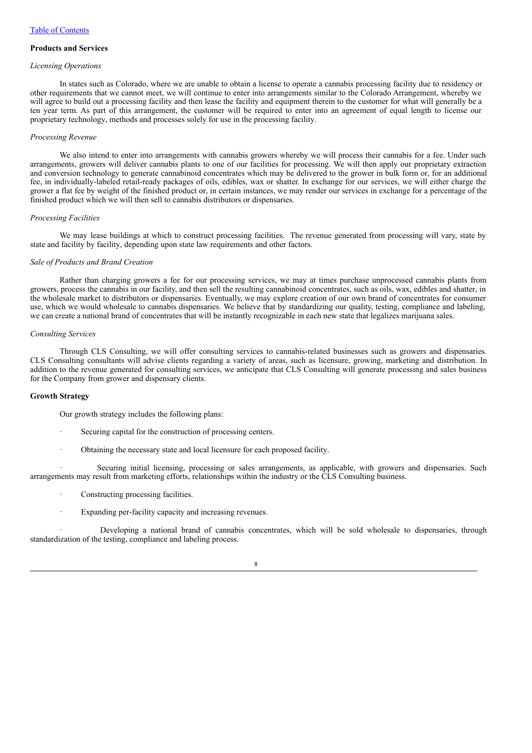### Products and Services

*Licensing Operations*

In states such as Colorado, where we are unable to obtain a license to operate a cannabis processing facility due to residency or other requirements that we cannot meet, we will continue to enter into arrangements similar to the Colorado Arrangement, whereby we will agree to build out a processing facility and then lease the facility and equipment therein to the customer for what will generally be a ten year term. As part of this arrangement, the customer will be required to enter into an agreement of equal length to license our proprietary technology, methods and processes solely for use in the processing facility.

*Processing Revenue*

We also intend to enter into arrangements with cannabis growers whereby we will process their cannabis for a fee. Under such arrangements, growers will deliver cannabis plants to one of our facilities for processing. We will then apply our proprietary extraction and conversion technology to generate cannabinoid concentrates which may be delivered to the grower in bulk form or, for an additional fee, in individually-labeled retail-ready packages of oils, edibles, wax or shatter. In exchange for our services, we will either charge the grower a flat fee by weight of the finished product or, in certain instances, we may render our services in exchange for a percentage of the finished product which we will then sell to cannabis distributors or dispensaries.

*Processing Facilities*

We may lease buildings at which to construct processing facilities. The revenue generated from processing will vary, state by state and facility by facility, depending upon state law requirements and other factors.

*Sale of Products and Brand Creation*

Rather than charging growers a fee for our processing services, we may at times purchase unprocessed cannabis plants from growers, process the cannabis in our facility, and then sell the resulting cannabinoid concentrates, such as oils, wax, edibles and shatter, in the wholesale market to distributors or dispensaries. Eventually, we may explore creation of our own brand of concentrates for consumer use, which we would wholesale to cannabis dispensaries. We believe that by standardizing our quality, testing, compliance and labeling, we can create a national brand of concentrates that will be instantly recognizable in each new state that legalizes marijuana sales.

*Consulting Services*

Through CLS Consulting, we will offer consulting services to cannabis-related businesses such as growers and dispensaries. CLS Consulting consultants will advise clients regarding a variety of areas, such as licensure, growing, marketing and distribution. In addition to the revenue generated for consulting services, we anticipate that CLS Consulting will generate processing and sales business for the Company from grower and dispensary clients.

### Growth Strategy

Our growth strategy includes the following plans:

- Securing capital for the construction of processing centers.
- Obtaining the necessary state and local licensure for each proposed facility.
- Securing initial licensing, processing or sales arrangements, as applicable, with growers and dispensaries. Such arrangements may result from marketing efforts, relationships within the industry or the CLS Consulting business.
- Constructing processing facilities.
- Expanding per-facility capacity and increasing revenues.
- Developing a national brand of cannabis concentrates, which will be sold wholesale to dispensaries, through standardization of the testing, compliance and labeling process.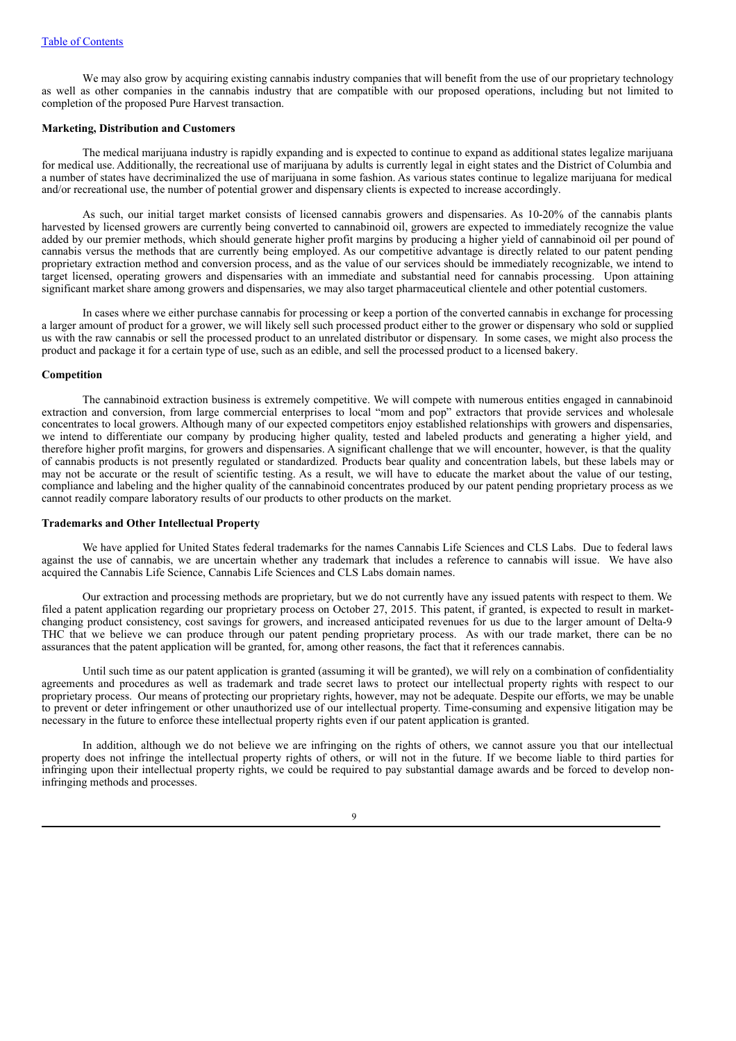We may also grow by acquiring existing cannabis industry companies that will benefit from the use of our proprietary technology as well as other companies in the cannabis industry that are compatible with our proposed operations, including but not limited to completion of the proposed Pure Harvest transaction.

**Marketing, Distribution and Customers**

The medical marijuana industry is rapidly expanding and is expected to continue to expand as additional states legalize marijuana for medical use. Additionally, the recreational use of marijuana by adults is currently legal in eight states and the District of Columbia and a number of states have decriminalized the use of marijuana in some fashion. As various states continue to legalize marijuana for medical and/or recreational use, the number of potential grower and dispensary clients is expected to increase accordingly.

As such, our initial target market consists of licensed cannabis growers and dispensaries. As 10-20% of the cannabis plants harvested by licensed growers are currently being converted to cannabinoid oil, growers are expected to immediately recognize the value added by our premier methods, which should generate higher profit margins by producing a higher yield of cannabinoid oil per pound of cannabis versus the methods that are currently being employed. As our competitive advantage is directly related to our patent pending proprietary extraction method and conversion process, and as the value of our services should be immediately recognizable, we intend to target licensed, operating growers and dispensaries with an immediate and substantial need for cannabis processing. Upon attaining significant market share among growers and dispensaries, we may also target pharmaceutical clientele and other potential customers.

In cases where we either purchase cannabis for processing or keep a portion of the converted cannabis in exchange for processing a larger amount of product for a grower, we will likely sell such processed product either to the grower or dispensary who sold or supplied us with the raw cannabis or sell the processed product to an unrelated distributor or dispensary. In some cases, we might also process the product and package it for a certain type of use, such as an edible, and sell the processed product to a licensed bakery.

**Competition**

The cannabinoid extraction business is extremely competitive. We will compete with numerous entities engaged in cannabinoid extraction and conversion, from large commercial enterprises to local "mom and pop" extractors that provide services and wholesale concentrates to local growers. Although many of our expected competitors enjoy established relationships with growers and dispensaries, we intend to differentiate our company by producing higher quality, tested and labeled products and generating a higher yield, and therefore higher profit margins, for growers and dispensaries. A significant challenge that we will encounter, however, is that the quality of cannabis products is not presently regulated or standardized. Products bear quality and concentration labels, but these labels may or may not be accurate or the result of scientific testing. As a result, we will have to educate the market about the value of our testing, compliance and labeling and the higher quality of the cannabinoid concentrates produced by our patent pending proprietary process as we cannot readily compare laboratory results of our products to other products on the market.

**Trademarks and Other Intellectual Property**

We have applied for United States federal trademarks for the names Cannabis Life Sciences and CLS Labs. Due to federal laws against the use of cannabis, we are uncertain whether any trademark that includes a reference to cannabis will issue. We have also acquired the Cannabis Life Science, Cannabis Life Sciences and CLS Labs domain names.

Our extraction and processing methods are proprietary, but we do not currently have any issued patents with respect to them. We filed a patent application regarding our proprietary process on October 27, 2015. This patent, if granted, is expected to result in market-changing product consistency, cost savings for growers, and increased anticipated revenues for us due to the larger amount of Delta-9 THC that we believe we can produce through our patent pending proprietary process. As with our trade market, there can be no assurances that the patent application will be granted, for, among other reasons, the fact that it references cannabis.

Until such time as our patent application is granted (assuming it will be granted), we will rely on a combination of confidentiality agreements and procedures as well as trademark and trade secret laws to protect our intellectual property rights with respect to our proprietary process. Our means of protecting our proprietary rights, however, may not be adequate. Despite our efforts, we may be unable to prevent or deter infringement or other unauthorized use of our intellectual property. Time-consuming and expensive litigation may be necessary in the future to enforce these intellectual property rights even if our patent application is granted.

In addition, although we do not believe we are infringing on the rights of others, we cannot assure you that our intellectual property does not infringe the intellectual property rights of others, or will not in the future. If we become liable to third parties for infringing upon their intellectual property rights, we could be required to pay substantial damage awards and be forced to develop non-infringing methods and processes.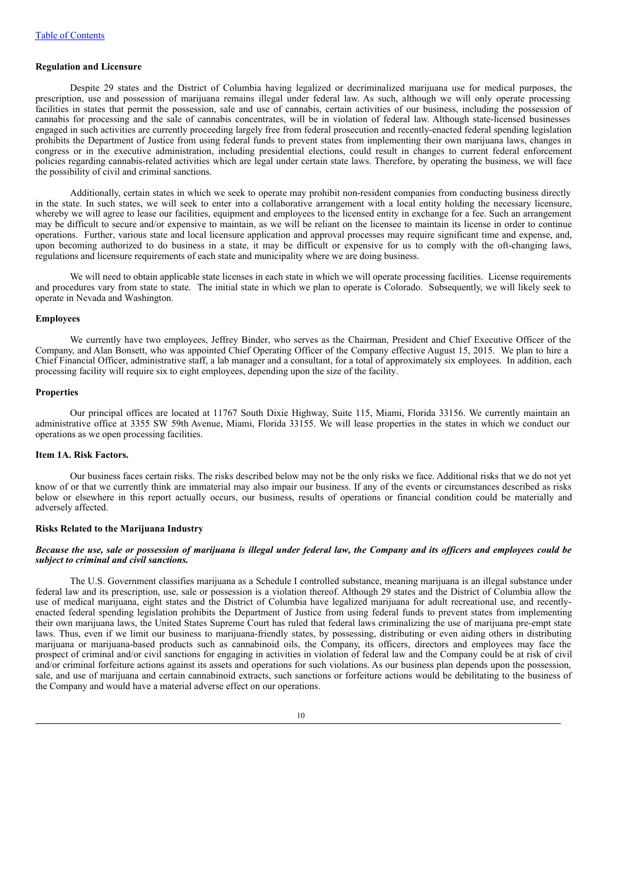### Regulation and Licensure

Despite 29 states and the District of Columbia having legalized or decriminalized marijuana use for medical purposes, the prescription, use and possession of marijuana remains illegal under federal law. As such, although we will only operate processing facilities in states that permit the possession, sale and use of cannabis, certain activities of our business, including the possession of cannabis for processing and the sale of cannabis concentrates, will be in violation of federal law. Although state-licensed businesses engaged in such activities are currently proceeding largely free from federal prosecution and recently-enacted federal spending legislation prohibits the Department of Justice from using federal funds to prevent states from implementing their own marijuana laws, changes in congress or in the executive administration, including presidential elections, could result in changes to current federal enforcement policies regarding cannabis-related activities which are legal under certain state laws. Therefore, by operating the business, we will face the possibility of civil and criminal sanctions.

Additionally, certain states in which we seek to operate may prohibit non-resident companies from conducting business directly in the state. In such states, we will seek to enter into a collaborative arrangement with a local entity holding the necessary licensure, whereby we will agree to lease our facilities, equipment and employees to the licensed entity in exchange for a fee. Such an arrangement may be difficult to secure and/or expensive to maintain, as we will be reliant on the licensee to maintain its license in order to continue operations. Further, various state and local licensure application and approval processes may require significant time and expense, and, upon becoming authorized to do business in a state, it may be difficult or expensive for us to comply with the oft-changing laws, regulations and licensure requirements of each state and municipality where we are doing business.

We will need to obtain applicable state licenses in each state in which we will operate processing facilities. License requirements and procedures vary from state to state. The initial state in which we plan to operate is Colorado. Subsequently, we will likely seek to operate in Nevada and Washington.

### Employees

We currently have two employees, Jeffrey Binder, who serves as the Chairman, President and Chief Executive Officer of the Company, and Alan Bonsett, who was appointed Chief Operating Officer of the Company effective August 15, 2015. We plan to hire a Chief Financial Officer, administrative staff, a lab manager and a consultant, for a total of approximately six employees. In addition, each processing facility will require six to eight employees, depending upon the size of the facility.

### Properties

Our principal offices are located at 11767 South Dixie Highway, Suite 115, Miami, Florida 33156. We currently maintain an administrative office at 3355 SW 59th Avenue, Miami, Florida 33155. We will lease properties in the states in which we conduct our operations as we open processing facilities.

### Item 1A. Risk Factors.

Our business faces certain risks. The risks described below may not be the only risks we face. Additional risks that we do not yet know of or that we currently think are immaterial may also impair our business. If any of the events or circumstances described as risks below or elsewhere in this report actually occurs, our business, results of operations or financial condition could be materially and adversely affected.

### Risks Related to the Marijuana Industry

***Because the use, sale or possession of marijuana is illegal under federal law, the Company and its officers and employees could be subject to criminal and civil sanctions.***

The U.S. Government classifies marijuana as a Schedule I controlled substance, meaning marijuana is an illegal substance under federal law and its prescription, use, sale or possession is a violation thereof. Although 29 states and the District of Columbia allow the use of medical marijuana, eight states and the District of Columbia have legalized marijuana for adult recreational use, and recently-enacted federal spending legislation prohibits the Department of Justice from using federal funds to prevent states from implementing their own marijuana laws, the United States Supreme Court has ruled that federal laws criminalizing the use of marijuana pre-empt state laws. Thus, even if we limit our business to marijuana-friendly states, by possessing, distributing or even aiding others in distributing marijuana or marijuana-based products such as cannabinoid oils, the Company, its officers, directors and employees may face the prospect of criminal and/or civil sanctions for engaging in activities in violation of federal law and the Company could be at risk of civil and/or criminal forfeiture actions against its assets and operations for such violations. As our business plan depends upon the possession, sale, and use of marijuana and certain cannabinoid extracts, such sanctions or forfeiture actions would be debilitating to the business of the Company and would have a material adverse effect on our operations.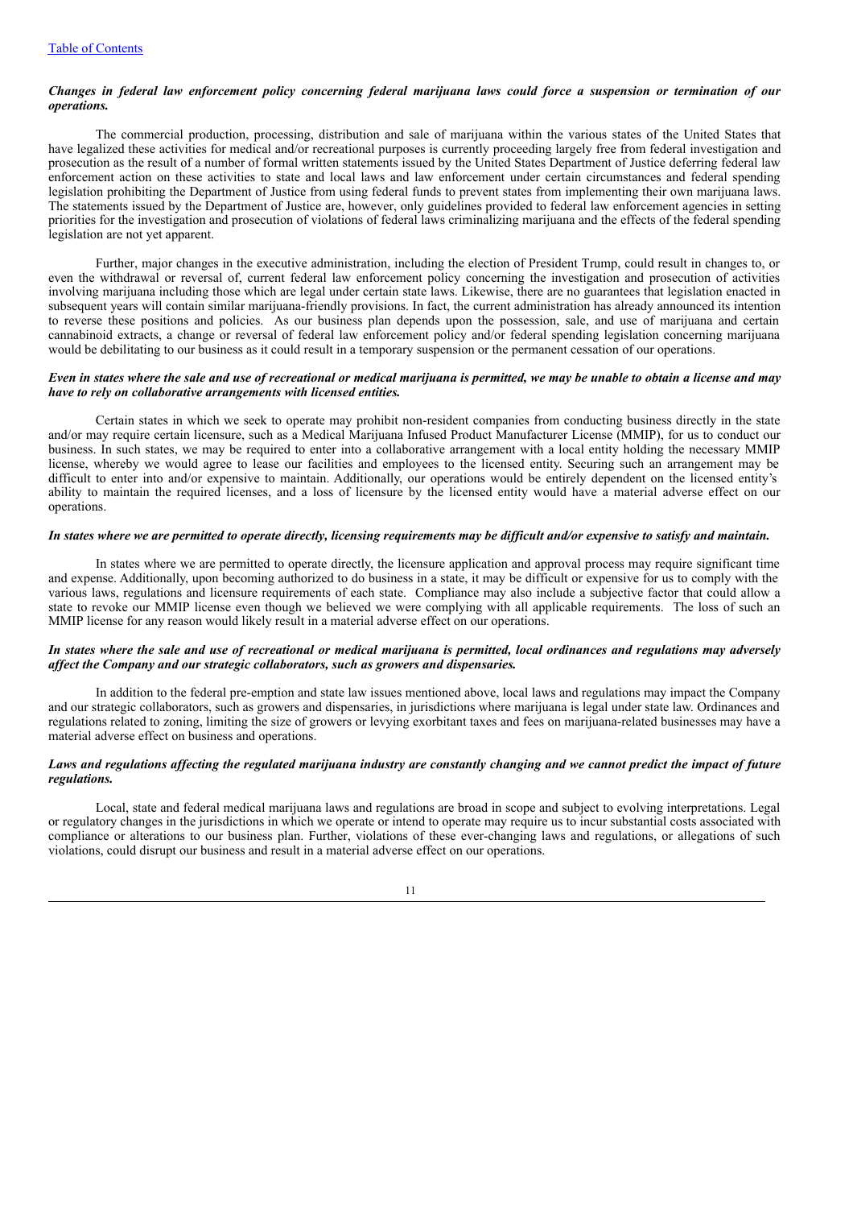***Changes in federal law enforcement policy concerning federal marijuana laws could force a suspension or termination of our operations.***

The commercial production, processing, distribution and sale of marijuana within the various states of the United States that have legalized these activities for medical and/or recreational purposes is currently proceeding largely free from federal investigation and prosecution as the result of a number of formal written statements issued by the United States Department of Justice deferring federal law enforcement action on these activities to state and local laws and law enforcement under certain circumstances and federal spending legislation prohibiting the Department of Justice from using federal funds to prevent states from implementing their own marijuana laws. The statements issued by the Department of Justice are, however, only guidelines provided to federal law enforcement agencies in setting priorities for the investigation and prosecution of violations of federal laws criminalizing marijuana and the effects of the federal spending legislation are not yet apparent.

Further, major changes in the executive administration, including the election of President Trump, could result in changes to, or even the withdrawal or reversal of, current federal law enforcement policy concerning the investigation and prosecution of activities involving marijuana including those which are legal under certain state laws. Likewise, there are no guarantees that legislation enacted in subsequent years will contain similar marijuana-friendly provisions. In fact, the current administration has already announced its intention to reverse these positions and policies. As our business plan depends upon the possession, sale, and use of marijuana and certain cannabinoid extracts, a change or reversal of federal law enforcement policy and/or federal spending legislation concerning marijuana would be debilitating to our business as it could result in a temporary suspension or the permanent cessation of our operations.

***Even in states where the sale and use of recreational or medical marijuana is permitted, we may be unable to obtain a license and may have to rely on collaborative arrangements with licensed entities.***

Certain states in which we seek to operate may prohibit non-resident companies from conducting business directly in the state and/or may require certain licensure, such as a Medical Marijuana Infused Product Manufacturer License (MMIP), for us to conduct our business. In such states, we may be required to enter into a collaborative arrangement with a local entity holding the necessary MMIP license, whereby we would agree to lease our facilities and employees to the licensed entity. Securing such an arrangement may be difficult to enter into and/or expensive to maintain. Additionally, our operations would be entirely dependent on the licensed entity's ability to maintain the required licenses, and a loss of licensure by the licensed entity would have a material adverse effect on our operations.

***In states where we are permitted to operate directly, licensing requirements may be difficult and/or expensive to satisfy and maintain.***

In states where we are permitted to operate directly, the licensure application and approval process may require significant time and expense. Additionally, upon becoming authorized to do business in a state, it may be difficult or expensive for us to comply with the various laws, regulations and licensure requirements of each state. Compliance may also include a subjective factor that could allow a state to revoke our MMIP license even though we believed we were complying with all applicable requirements. The loss of such an MMIP license for any reason would likely result in a material adverse effect on our operations.

***In states where the sale and use of recreational or medical marijuana is permitted, local ordinances and regulations may adversely affect the Company and our strategic collaborators, such as growers and dispensaries.***

In addition to the federal pre-emption and state law issues mentioned above, local laws and regulations may impact the Company and our strategic collaborators, such as growers and dispensaries, in jurisdictions where marijuana is legal under state law. Ordinances and regulations related to zoning, limiting the size of growers or levying exorbitant taxes and fees on marijuana-related businesses may have a material adverse effect on business and operations.

***Laws and regulations affecting the regulated marijuana industry are constantly changing and we cannot predict the impact of future regulations.***

Local, state and federal medical marijuana laws and regulations are broad in scope and subject to evolving interpretations. Legal or regulatory changes in the jurisdictions in which we operate or intend to operate may require us to incur substantial costs associated with compliance or alterations to our business plan. Further, violations of these ever-changing laws and regulations, or allegations of such violations, could disrupt our business and result in a material adverse effect on our operations.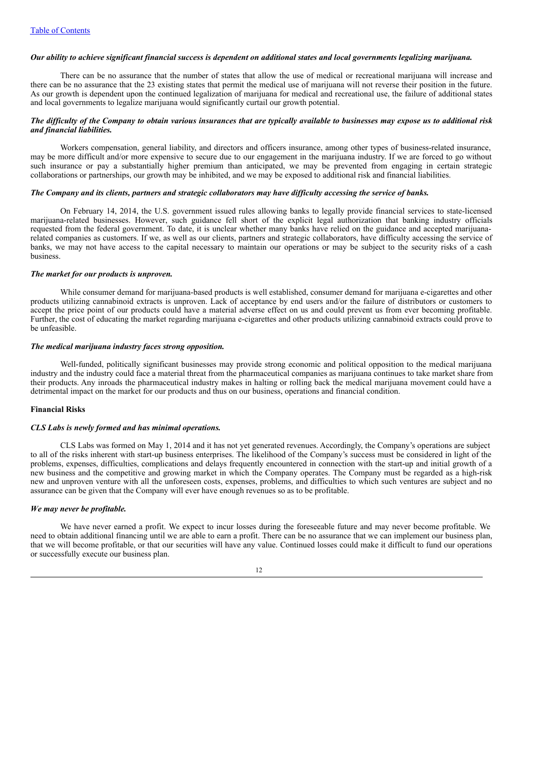*Our ability to achieve significant financial success is dependent on additional states and local governments legalizing marijuana.*

There can be no assurance that the number of states that allow the use of medical or recreational marijuana will increase and there can be no assurance that the 23 existing states that permit the medical use of marijuana will not reverse their position in the future. As our growth is dependent upon the continued legalization of marijuana for medical and recreational use, the failure of additional states and local governments to legalize marijuana would significantly curtail our growth potential.

*The difficulty of the Company to obtain various insurances that are typically available to businesses may expose us to additional risk and financial liabilities.*

Workers compensation, general liability, and directors and officers insurance, among other types of business-related insurance, may be more difficult and/or more expensive to secure due to our engagement in the marijuana industry. If we are forced to go without such insurance or pay a substantially higher premium than anticipated, we may be prevented from engaging in certain strategic collaborations or partnerships, our growth may be inhibited, and we may be exposed to additional risk and financial liabilities.

*The Company and its clients, partners and strategic collaborators may have difficulty accessing the service of banks.*

On February 14, 2014, the U.S. government issued rules allowing banks to legally provide financial services to state-licensed marijuana-related businesses. However, such guidance fell short of the explicit legal authorization that banking industry officials requested from the federal government. To date, it is unclear whether many banks have relied on the guidance and accepted marijuana-related companies as customers. If we, as well as our clients, partners and strategic collaborators, have difficulty accessing the service of banks, we may not have access to the capital necessary to maintain our operations or may be subject to the security risks of a cash business.

*The market for our products is unproven.*

While consumer demand for marijuana-based products is well established, consumer demand for marijuana e-cigarettes and other products utilizing cannabinoid extracts is unproven. Lack of acceptance by end users and/or the failure of distributors or customers to accept the price point of our products could have a material adverse effect on us and could prevent us from ever becoming profitable. Further, the cost of educating the market regarding marijuana e-cigarettes and other products utilizing cannabinoid extracts could prove to be unfeasible.

*The medical marijuana industry faces strong opposition.*

Well-funded, politically significant businesses may provide strong economic and political opposition to the medical marijuana industry and the industry could face a material threat from the pharmaceutical companies as marijuana continues to take market share from their products. Any inroads the pharmaceutical industry makes in halting or rolling back the medical marijuana movement could have a detrimental impact on the market for our products and thus on our business, operations and financial condition.

**Financial Risks**

*CLS Labs is newly formed and has minimal operations.*

CLS Labs was formed on May 1, 2014 and it has not yet generated revenues. Accordingly, the Company's operations are subject to all of the risks inherent with start-up business enterprises. The likelihood of the Company's success must be considered in light of the problems, expenses, difficulties, complications and delays frequently encountered in connection with the start-up and initial growth of a new business and the competitive and growing market in which the Company operates. The Company must be regarded as a high-risk new and unproven venture with all the unforeseen costs, expenses, problems, and difficulties to which such ventures are subject and no assurance can be given that the Company will ever have enough revenues so as to be profitable.

*We may never be profitable.*

We have never earned a profit. We expect to incur losses during the foreseeable future and may never become profitable. We need to obtain additional financing until we are able to earn a profit. There can be no assurance that we can implement our business plan, that we will become profitable, or that our securities will have any value. Continued losses could make it difficult to fund our operations or successfully execute our business plan.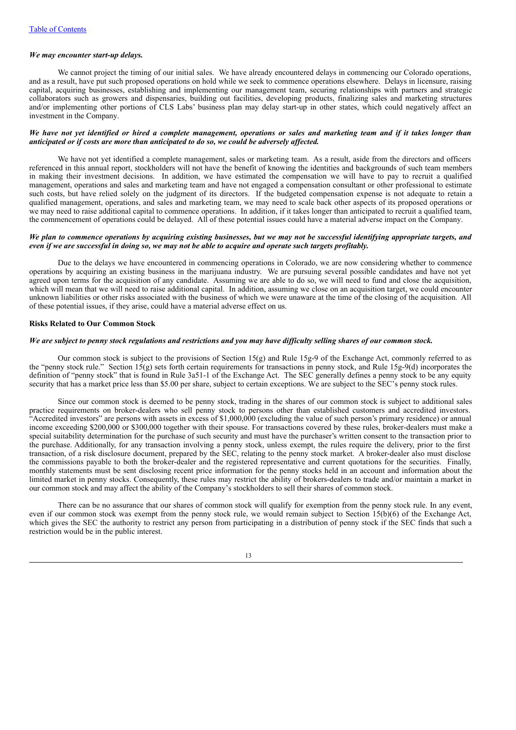*We may encounter start-up delays.*

We cannot project the timing of our initial sales. We have already encountered delays in commencing our Colorado operations, and as a result, have put such proposed operations on hold while we seek to commence operations elsewhere. Delays in licensure, raising capital, acquiring businesses, establishing and implementing our management team, securing relationships with partners and strategic collaborators such as growers and dispensaries, building out facilities, developing products, finalizing sales and marketing structures and/or implementing other portions of CLS Labs' business plan may delay start-up in other states, which could negatively affect an investment in the Company.

***We have not yet identified or hired a complete management, operations or sales and marketing team and if it takes longer than anticipated or if costs are more than anticipated to do so, we could be adversely affected.***

We have not yet identified a complete management, sales or marketing team. As a result, aside from the directors and officers referenced in this annual report, stockholders will not have the benefit of knowing the identities and backgrounds of such team members in making their investment decisions. In addition, we have estimated the compensation we will have to pay to recruit a qualified management, operations and sales and marketing team and have not engaged a compensation consultant or other professional to estimate such costs, but have relied solely on the judgment of its directors. If the budgeted compensation expense is not adequate to retain a qualified management, operations, and sales and marketing team, we may need to scale back other aspects of its proposed operations or we may need to raise additional capital to commence operations. In addition, if it takes longer than anticipated to recruit a qualified team, the commencement of operations could be delayed. All of these potential issues could have a material adverse impact on the Company.

***We plan to commence operations by acquiring existing businesses, but we may not be successful identifying appropriate targets, and even if we are successful in doing so, we may not be able to acquire and operate such targets profitably.***

Due to the delays we have encountered in commencing operations in Colorado, we are now considering whether to commence operations by acquiring an existing business in the marijuana industry. We are pursuing several possible candidates and have not yet agreed upon terms for the acquisition of any candidate. Assuming we are able to do so, we will need to fund and close the acquisition, which will mean that we will need to raise additional capital. In addition, assuming we close on an acquisition target, we could encounter unknown liabilities or other risks associated with the business of which we were unaware at the time of the closing of the acquisition. All of these potential issues, if they arise, could have a material adverse effect on us.

**Risks Related to Our Common Stock**

***We are subject to penny stock regulations and restrictions and you may have difficulty selling shares of our common stock.***

Our common stock is subject to the provisions of Section 15(g) and Rule 15g-9 of the Exchange Act, commonly referred to as the "penny stock rule." Section 15(g) sets forth certain requirements for transactions in penny stock, and Rule 15g-9(d) incorporates the definition of "penny stock" that is found in Rule 3a51-1 of the Exchange Act. The SEC generally defines a penny stock to be any equity security that has a market price less than $5.00 per share, subject to certain exceptions. We are subject to the SEC's penny stock rules.

Since our common stock is deemed to be penny stock, trading in the shares of our common stock is subject to additional sales practice requirements on broker-dealers who sell penny stock to persons other than established customers and accredited investors. "Accredited investors" are persons with assets in excess of $1,000,000 (excluding the value of such person's primary residence) or annual income exceeding $200,000 or $300,000 together with their spouse. For transactions covered by these rules, broker-dealers must make a special suitability determination for the purchase of such security and must have the purchaser's written consent to the transaction prior to the purchase. Additionally, for any transaction involving a penny stock, unless exempt, the rules require the delivery, prior to the first transaction, of a risk disclosure document, prepared by the SEC, relating to the penny stock market. A broker-dealer also must disclose the commissions payable to both the broker-dealer and the registered representative and current quotations for the securities. Finally, monthly statements must be sent disclosing recent price information for the penny stocks held in an account and information about the limited market in penny stocks. Consequently, these rules may restrict the ability of brokers-dealers to trade and/or maintain a market in our common stock and may affect the ability of the Company's stockholders to sell their shares of common stock.

There can be no assurance that our shares of common stock will qualify for exemption from the penny stock rule. In any event, even if our common stock was exempt from the penny stock rule, we would remain subject to Section 15(b)(6) of the Exchange Act, which gives the SEC the authority to restrict any person from participating in a distribution of penny stock if the SEC finds that such a restriction would be in the public interest.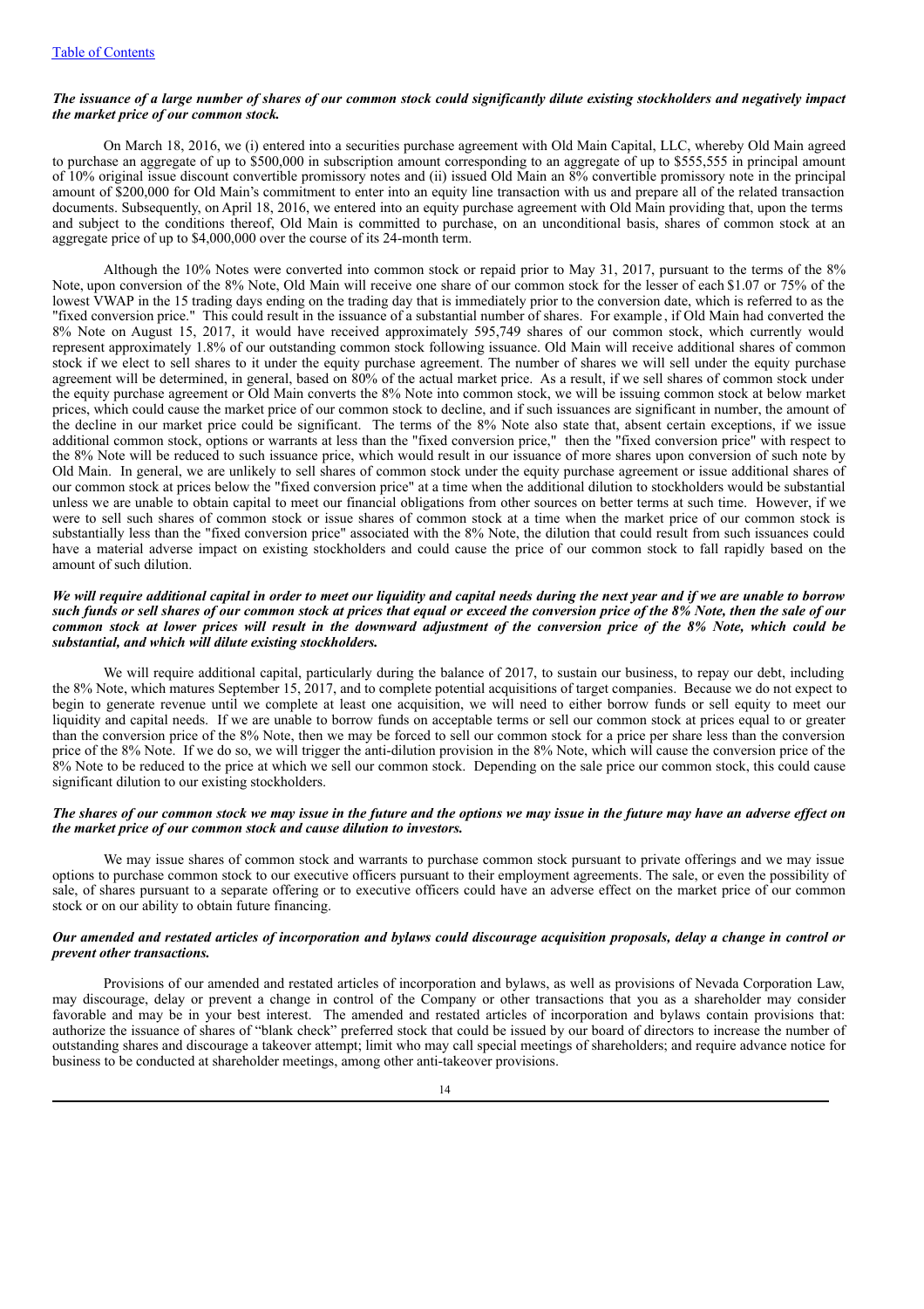***The issuance of a large number of shares of our common stock could significantly dilute existing stockholders and negatively impact the market price of our common stock.***

On March 18, 2016, we (i) entered into a securities purchase agreement with Old Main Capital, LLC, whereby Old Main agreed to purchase an aggregate of up to $500,000 in subscription amount corresponding to an aggregate of up to $555,555 in principal amount of 10% original issue discount convertible promissory notes and (ii) issued Old Main an 8% convertible promissory note in the principal amount of $200,000 for Old Main's commitment to enter into an equity line transaction with us and prepare all of the related transaction documents. Subsequently, on April 18, 2016, we entered into an equity purchase agreement with Old Main providing that, upon the terms and subject to the conditions thereof, Old Main is committed to purchase, on an unconditional basis, shares of common stock at an aggregate price of up to $4,000,000 over the course of its 24-month term.

Although the 10% Notes were converted into common stock or repaid prior to May 31, 2017, pursuant to the terms of the 8% Note, upon conversion of the 8% Note, Old Main will receive one share of our common stock for the lesser of each $1.07 or 75% of the lowest VWAP in the 15 trading days ending on the trading day that is immediately prior to the conversion date, which is referred to as the "fixed conversion price." This could result in the issuance of a substantial number of shares. For example, if Old Main had converted the 8% Note on August 15, 2017, it would have received approximately 595,749 shares of our common stock, which currently would represent approximately 1.8% of our outstanding common stock following issuance. Old Main will receive additional shares of common stock if we elect to sell shares to it under the equity purchase agreement. The number of shares we will sell under the equity purchase agreement will be determined, in general, based on 80% of the actual market price. As a result, if we sell shares of common stock under the equity purchase agreement or Old Main converts the 8% Note into common stock, we will be issuing common stock at below market prices, which could cause the market price of our common stock to decline, and if such issuances are significant in number, the amount of the decline in our market price could be significant. The terms of the 8% Note also state that, absent certain exceptions, if we issue additional common stock, options or warrants at less than the "fixed conversion price," then the "fixed conversion price" with respect to the 8% Note will be reduced to such issuance price, which would result in our issuance of more shares upon conversion of such note by Old Main. In general, we are unlikely to sell shares of common stock under the equity purchase agreement or issue additional shares of our common stock at prices below the "fixed conversion price" at a time when the additional dilution to stockholders would be substantial unless we are unable to obtain capital to meet our financial obligations from other sources on better terms at such time. However, if we were to sell such shares of common stock or issue shares of common stock at a time when the market price of our common stock is substantially less than the "fixed conversion price" associated with the 8% Note, the dilution that could result from such issuances could have a material adverse impact on existing stockholders and could cause the price of our common stock to fall rapidly based on the amount of such dilution.

***We will require additional capital in order to meet our liquidity and capital needs during the next year and if we are unable to borrow such funds or sell shares of our common stock at prices that equal or exceed the conversion price of the 8% Note, then the sale of our common stock at lower prices will result in the downward adjustment of the conversion price of the 8% Note, which could be substantial, and which will dilute existing stockholders.***

We will require additional capital, particularly during the balance of 2017, to sustain our business, to repay our debt, including the 8% Note, which matures September 15, 2017, and to complete potential acquisitions of target companies. Because we do not expect to begin to generate revenue until we complete at least one acquisition, we will need to either borrow funds or sell equity to meet our liquidity and capital needs. If we are unable to borrow funds on acceptable terms or sell our common stock at prices equal to or greater than the conversion price of the 8% Note, then we may be forced to sell our common stock for a price per share less than the conversion price of the 8% Note. If we do so, we will trigger the anti-dilution provision in the 8% Note, which will cause the conversion price of the 8% Note to be reduced to the price at which we sell our common stock. Depending on the sale price our common stock, this could cause significant dilution to our existing stockholders.

***The shares of our common stock we may issue in the future and the options we may issue in the future may have an adverse effect on the market price of our common stock and cause dilution to investors.***

We may issue shares of common stock and warrants to purchase common stock pursuant to private offerings and we may issue options to purchase common stock to our executive officers pursuant to their employment agreements. The sale, or even the possibility of sale, of shares pursuant to a separate offering or to executive officers could have an adverse effect on the market price of our common stock or on our ability to obtain future financing.

***Our amended and restated articles of incorporation and bylaws could discourage acquisition proposals, delay a change in control or prevent other transactions.***

Provisions of our amended and restated articles of incorporation and bylaws, as well as provisions of Nevada Corporation Law, may discourage, delay or prevent a change in control of the Company or other transactions that you as a shareholder may consider favorable and may be in your best interest. The amended and restated articles of incorporation and bylaws contain provisions that: authorize the issuance of shares of "blank check" preferred stock that could be issued by our board of directors to increase the number of outstanding shares and discourage a takeover attempt; limit who may call special meetings of shareholders; and require advance notice for business to be conducted at shareholder meetings, among other anti-takeover provisions.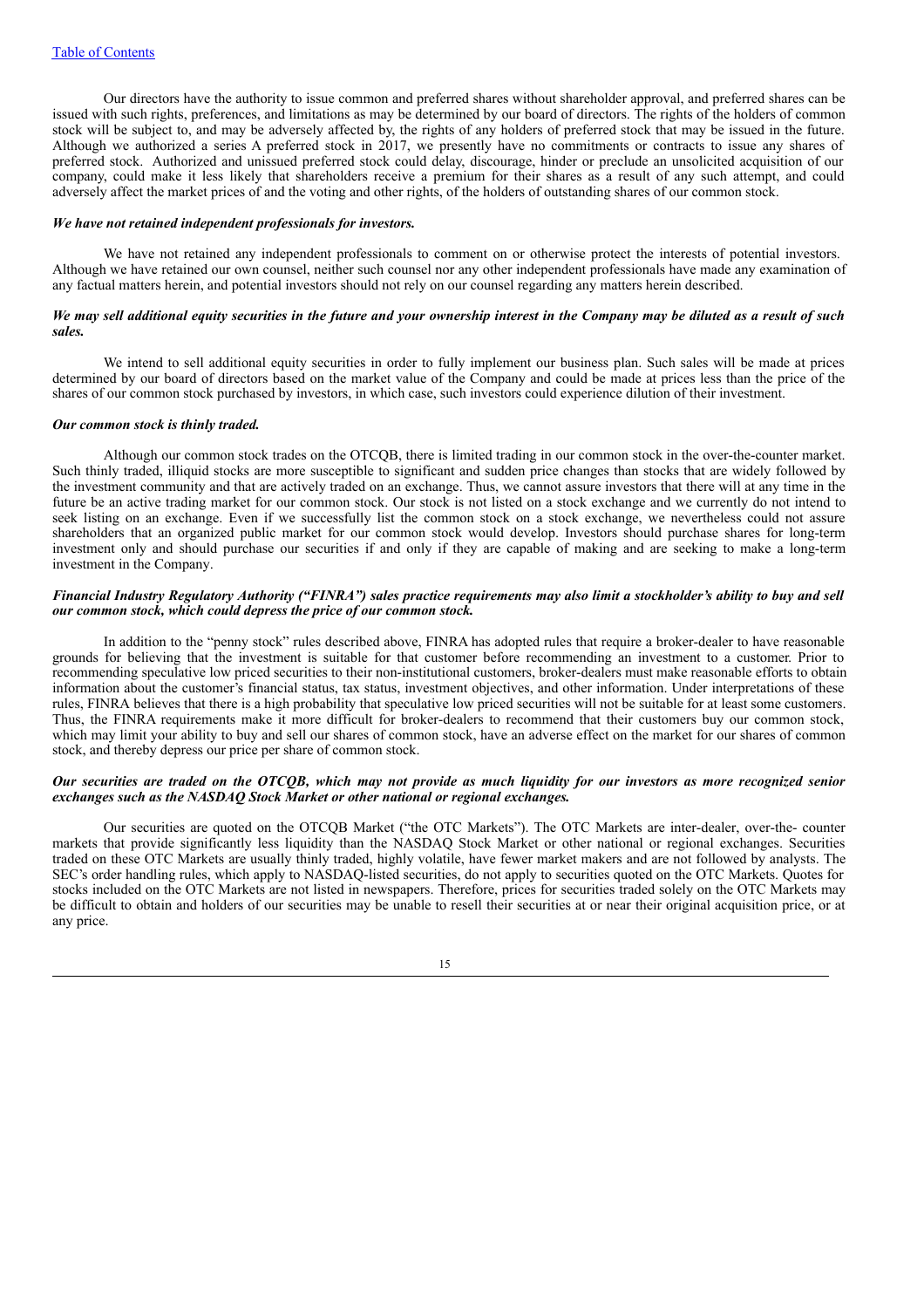Our directors have the authority to issue common and preferred shares without shareholder approval, and preferred shares can be issued with such rights, preferences, and limitations as may be determined by our board of directors. The rights of the holders of common stock will be subject to, and may be adversely affected by, the rights of any holders of preferred stock that may be issued in the future. Although we authorized a series A preferred stock in 2017, we presently have no commitments or contracts to issue any shares of preferred stock. Authorized and unissued preferred stock could delay, discourage, hinder or preclude an unsolicited acquisition of our company, could make it less likely that shareholders receive a premium for their shares as a result of any such attempt, and could adversely affect the market prices of and the voting and other rights, of the holders of outstanding shares of our common stock.

***We have not retained independent professionals for investors.***

We have not retained any independent professionals to comment on or otherwise protect the interests of potential investors. Although we have retained our own counsel, neither such counsel nor any other independent professionals have made any examination of any factual matters herein, and potential investors should not rely on our counsel regarding any matters herein described.

***We may sell additional equity securities in the future and your ownership interest in the Company may be diluted as a result of such sales.***

We intend to sell additional equity securities in order to fully implement our business plan. Such sales will be made at prices determined by our board of directors based on the market value of the Company and could be made at prices less than the price of the shares of our common stock purchased by investors, in which case, such investors could experience dilution of their investment.

***Our common stock is thinly traded.***

Although our common stock trades on the OTCQB, there is limited trading in our common stock in the over-the-counter market. Such thinly traded, illiquid stocks are more susceptible to significant and sudden price changes than stocks that are widely followed by the investment community and that are actively traded on an exchange. Thus, we cannot assure investors that there will at any time in the future be an active trading market for our common stock. Our stock is not listed on a stock exchange and we currently do not intend to seek listing on an exchange. Even if we successfully list the common stock on a stock exchange, we nevertheless could not assure shareholders that an organized public market for our common stock would develop. Investors should purchase shares for long-term investment only and should purchase our securities if and only if they are capable of making and are seeking to make a long-term investment in the Company.

***Financial Industry Regulatory Authority ("FINRA") sales practice requirements may also limit a stockholder's ability to buy and sell our common stock, which could depress the price of our common stock.***

In addition to the "penny stock" rules described above, FINRA has adopted rules that require a broker-dealer to have reasonable grounds for believing that the investment is suitable for that customer before recommending an investment to a customer. Prior to recommending speculative low priced securities to their non-institutional customers, broker-dealers must make reasonable efforts to obtain information about the customer's financial status, tax status, investment objectives, and other information. Under interpretations of these rules, FINRA believes that there is a high probability that speculative low priced securities will not be suitable for at least some customers. Thus, the FINRA requirements make it more difficult for broker-dealers to recommend that their customers buy our common stock, which may limit your ability to buy and sell our shares of common stock, have an adverse effect on the market for our shares of common stock, and thereby depress our price per share of common stock.

***Our securities are traded on the OTCQB, which may not provide as much liquidity for our investors as more recognized senior exchanges such as the NASDAQ Stock Market or other national or regional exchanges.***

Our securities are quoted on the OTCQB Market ("the OTC Markets"). The OTC Markets are inter-dealer, over-the- counter markets that provide significantly less liquidity than the NASDAQ Stock Market or other national or regional exchanges. Securities traded on these OTC Markets are usually thinly traded, highly volatile, have fewer market makers and are not followed by analysts. The SEC's order handling rules, which apply to NASDAQ-listed securities, do not apply to securities quoted on the OTC Markets. Quotes for stocks included on the OTC Markets are not listed in newspapers. Therefore, prices for securities traded solely on the OTC Markets may be difficult to obtain and holders of our securities may be unable to resell their securities at or near their original acquisition price, or at any price.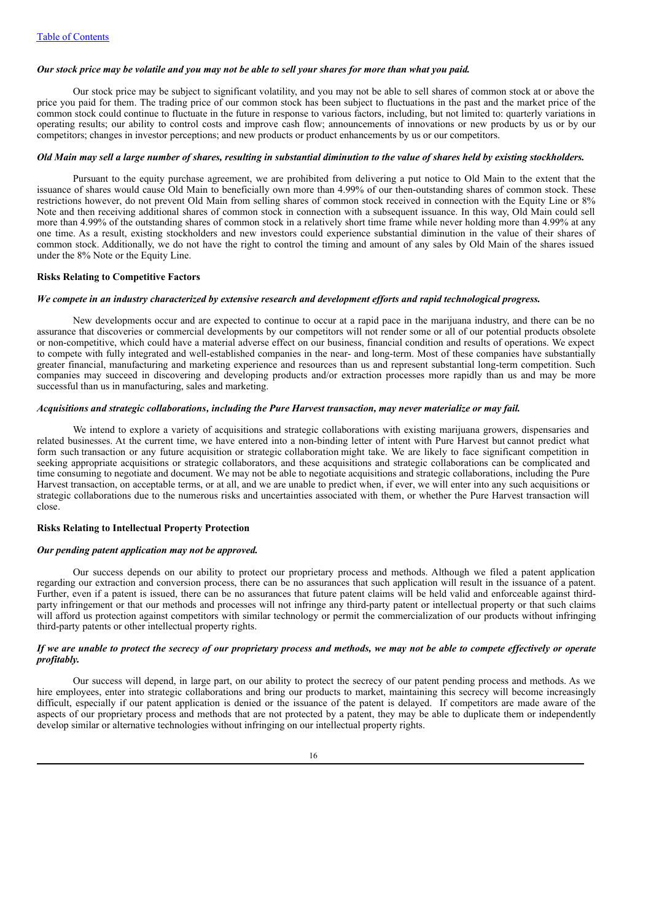***Our stock price may be volatile and you may not be able to sell your shares for more than what you paid.***

Our stock price may be subject to significant volatility, and you may not be able to sell shares of common stock at or above the price you paid for them. The trading price of our common stock has been subject to fluctuations in the past and the market price of the common stock could continue to fluctuate in the future in response to various factors, including, but not limited to: quarterly variations in operating results; our ability to control costs and improve cash flow; announcements of innovations or new products by us or by our competitors; changes in investor perceptions; and new products or product enhancements by us or our competitors.

***Old Main may sell a large number of shares, resulting in substantial diminution to the value of shares held by existing stockholders.***

Pursuant to the equity purchase agreement, we are prohibited from delivering a put notice to Old Main to the extent that the issuance of shares would cause Old Main to beneficially own more than 4.99% of our then-outstanding shares of common stock. These restrictions however, do not prevent Old Main from selling shares of common stock received in connection with the Equity Line or 8% Note and then receiving additional shares of common stock in connection with a subsequent issuance. In this way, Old Main could sell more than 4.99% of the outstanding shares of common stock in a relatively short time frame while never holding more than 4.99% at any one time. As a result, existing stockholders and new investors could experience substantial diminution in the value of their shares of common stock. Additionally, we do not have the right to control the timing and amount of any sales by Old Main of the shares issued under the 8% Note or the Equity Line.

**Risks Relating to Competitive Factors**

***We compete in an industry characterized by extensive research and development efforts and rapid technological progress.***

New developments occur and are expected to continue to occur at a rapid pace in the marijuana industry, and there can be no assurance that discoveries or commercial developments by our competitors will not render some or all of our potential products obsolete or non-competitive, which could have a material adverse effect on our business, financial condition and results of operations. We expect to compete with fully integrated and well-established companies in the near- and long-term. Most of these companies have substantially greater financial, manufacturing and marketing experience and resources than us and represent substantial long-term competition. Such companies may succeed in discovering and developing products and/or extraction processes more rapidly than us and may be more successful than us in manufacturing, sales and marketing.

***Acquisitions and strategic collaborations, including the Pure Harvest transaction, may never materialize or may fail.***

We intend to explore a variety of acquisitions and strategic collaborations with existing marijuana growers, dispensaries and related businesses. At the current time, we have entered into a non-binding letter of intent with Pure Harvest but cannot predict what form such transaction or any future acquisition or strategic collaboration might take. We are likely to face significant competition in seeking appropriate acquisitions or strategic collaborators, and these acquisitions and strategic collaborations can be complicated and time consuming to negotiate and document. We may not be able to negotiate acquisitions and strategic collaborations, including the Pure Harvest transaction, on acceptable terms, or at all, and we are unable to predict when, if ever, we will enter into any such acquisitions or strategic collaborations due to the numerous risks and uncertainties associated with them, or whether the Pure Harvest transaction will close.

**Risks Relating to Intellectual Property Protection**

***Our pending patent application may not be approved.***

Our success depends on our ability to protect our proprietary process and methods. Although we filed a patent application regarding our extraction and conversion process, there can be no assurances that such application will result in the issuance of a patent. Further, even if a patent is issued, there can be no assurances that future patent claims will be held valid and enforceable against third-party infringement or that our methods and processes will not infringe any third-party patent or intellectual property or that such claims will afford us protection against competitors with similar technology or permit the commercialization of our products without infringing third-party patents or other intellectual property rights.

***If we are unable to protect the secrecy of our proprietary process and methods, we may not be able to compete effectively or operate profitably.***

Our success will depend, in large part, on our ability to protect the secrecy of our patent pending process and methods. As we hire employees, enter into strategic collaborations and bring our products to market, maintaining this secrecy will become increasingly difficult, especially if our patent application is denied or the issuance of the patent is delayed. If competitors are made aware of the aspects of our proprietary process and methods that are not protected by a patent, they may be able to duplicate them or independently develop similar or alternative technologies without infringing on our intellectual property rights.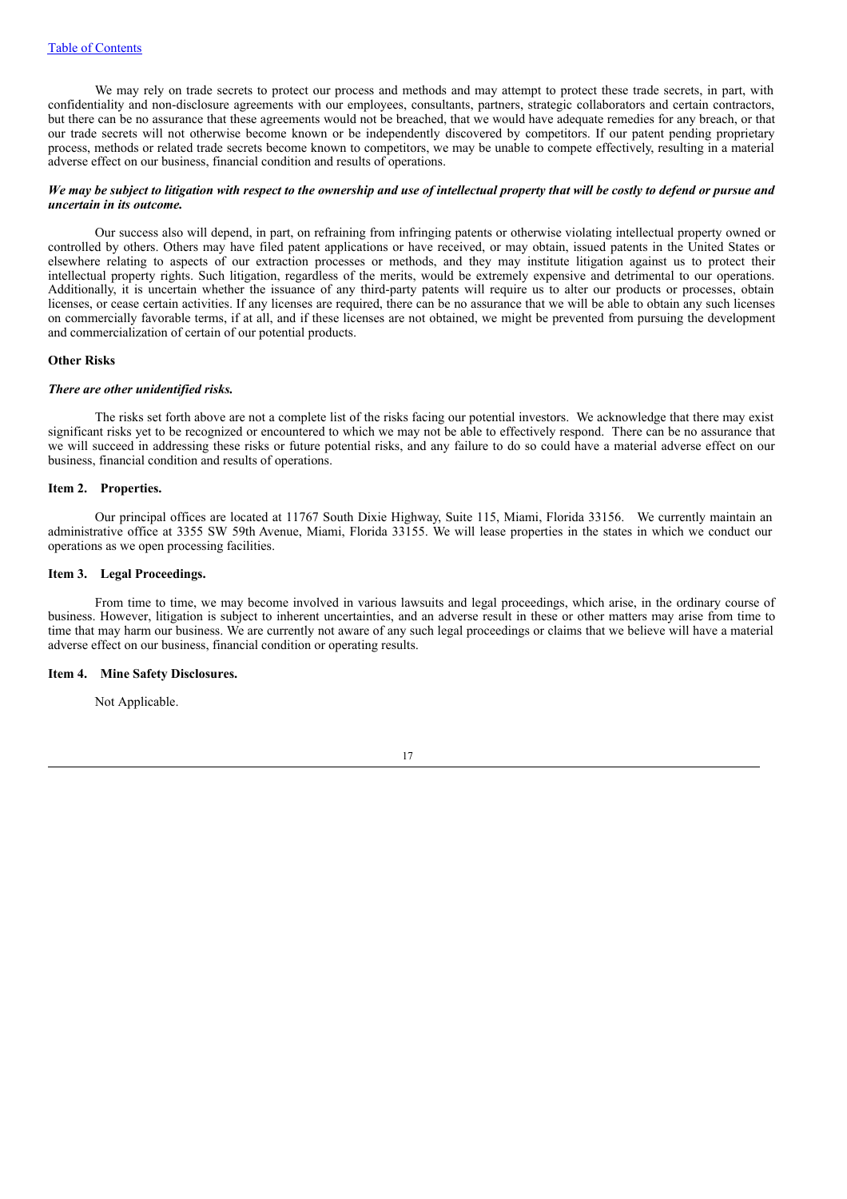We may rely on trade secrets to protect our process and methods and may attempt to protect these trade secrets, in part, with confidentiality and non-disclosure agreements with our employees, consultants, partners, strategic collaborators and certain contractors, but there can be no assurance that these agreements would not be breached, that we would have adequate remedies for any breach, or that our trade secrets will not otherwise become known or be independently discovered by competitors. If our patent pending proprietary process, methods or related trade secrets become known to competitors, we may be unable to compete effectively, resulting in a material adverse effect on our business, financial condition and results of operations.

***We may be subject to litigation with respect to the ownership and use of intellectual property that will be costly to defend or pursue and uncertain in its outcome.***

Our success also will depend, in part, on refraining from infringing patents or otherwise violating intellectual property owned or controlled by others. Others may have filed patent applications or have received, or may obtain, issued patents in the United States or elsewhere relating to aspects of our extraction processes or methods, and they may institute litigation against us to protect their intellectual property rights. Such litigation, regardless of the merits, would be extremely expensive and detrimental to our operations. Additionally, it is uncertain whether the issuance of any third-party patents will require us to alter our products or processes, obtain licenses, or cease certain activities. If any licenses are required, there can be no assurance that we will be able to obtain any such licenses on commercially favorable terms, if at all, and if these licenses are not obtained, we might be prevented from pursuing the development and commercialization of certain of our potential products.

**Other Risks**

***There are other unidentified risks.***

The risks set forth above are not a complete list of the risks facing our potential investors. We acknowledge that there may exist significant risks yet to be recognized or encountered to which we may not be able to effectively respond. There can be no assurance that we will succeed in addressing these risks or future potential risks, and any failure to do so could have a material adverse effect on our business, financial condition and results of operations.

**Item 2. Properties.**

Our principal offices are located at 11767 South Dixie Highway, Suite 115, Miami, Florida 33156. We currently maintain an administrative office at 3355 SW 59th Avenue, Miami, Florida 33155. We will lease properties in the states in which we conduct our operations as we open processing facilities.

**Item 3. Legal Proceedings.**

From time to time, we may become involved in various lawsuits and legal proceedings, which arise, in the ordinary course of business. However, litigation is subject to inherent uncertainties, and an adverse result in these or other matters may arise from time to time that may harm our business. We are currently not aware of any such legal proceedings or claims that we believe will have a material adverse effect on our business, financial condition or operating results.

**Item 4. Mine Safety Disclosures.**

Not Applicable.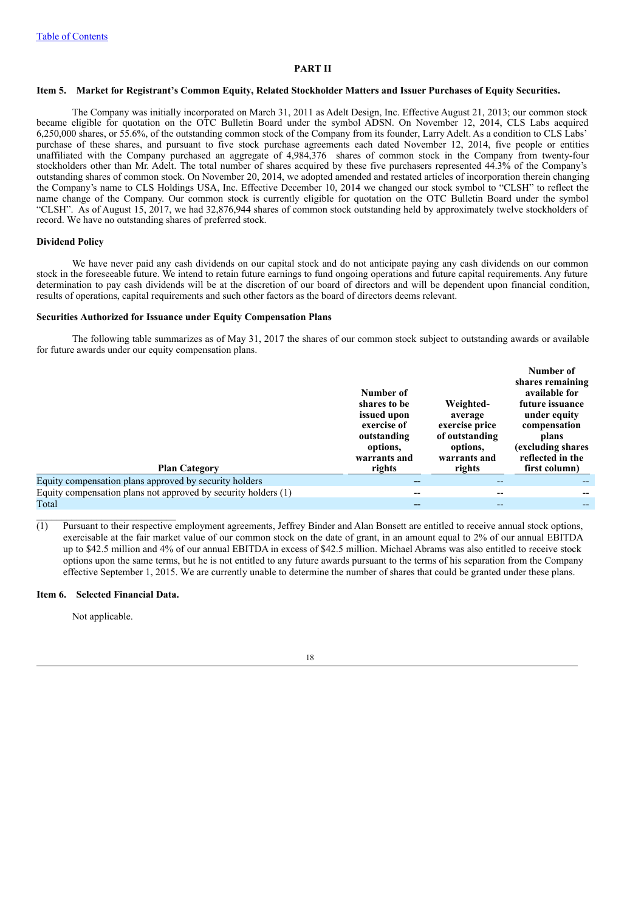[Table of Contents](#)

# PART II

## Item 5. Market for Registrant's Common Equity, Related Stockholder Matters and Issuer Purchases of Equity Securities.

The Company was initially incorporated on March 31, 2011 as Adelt Design, Inc. Effective August 21, 2013; our common stock became eligible for quotation on the OTC Bulletin Board under the symbol ADSN. On November 12, 2014, CLS Labs acquired 6,250,000 shares, or 55.6%, of the outstanding common stock of the Company from its founder, Larry Adelt. As a condition to CLS Labs' purchase of these shares, and pursuant to five stock purchase agreements each dated November 12, 2014, five people or entities unaffiliated with the Company purchased an aggregate of 4,984,376 shares of common stock in the Company from twenty-four stockholders other than Mr. Adelt. The total number of shares acquired by these five purchasers represented 44.3% of the Company's outstanding shares of common stock. On November 20, 2014, we adopted amended and restated articles of incorporation therein changing the Company's name to CLS Holdings USA, Inc. Effective December 10, 2014 we changed our stock symbol to "CLSH" to reflect the name change of the Company. Our common stock is currently eligible for quotation on the OTC Bulletin Board under the symbol "CLSH". As of August 15, 2017, we had 32,876,944 shares of common stock outstanding held by approximately twelve stockholders of record. We have no outstanding shares of preferred stock.

### Dividend Policy

We have never paid any cash dividends on our capital stock and do not anticipate paying any cash dividends on our common stock in the foreseeable future. We intend to retain future earnings to fund ongoing operations and future capital requirements. Any future determination to pay cash dividends will be at the discretion of our board of directors and will be dependent upon financial condition, results of operations, capital requirements and such other factors as the board of directors deems relevant.

### Securities Authorized for Issuance under Equity Compensation Plans

The following table summarizes as of May 31, 2017 the shares of our common stock subject to outstanding awards or available for future awards under our equity compensation plans.

| Plan Category | Number of shares to be issued upon exercise of outstanding options, warrants and rights | Weighted-average exercise price of outstanding options, warrants and rights | Number of shares remaining available for future issuance under equity compensation plans (excluding shares reflected in the first column) |
|---|---|---|---|
| Equity compensation plans approved by security holders | -- | -- | -- |
| Equity compensation plans not approved by security holders (1) | -- | -- | -- |
| Total | -- | -- | -- |

(1) Pursuant to their respective employment agreements, Jeffrey Binder and Alan Bonsett are entitled to receive annual stock options, exercisable at the fair market value of our common stock on the date of grant, in an amount equal to 2% of our annual EBITDA up to $42.5 million and 4% of our annual EBITDA in excess of $42.5 million. Michael Abrams was also entitled to receive stock options upon the same terms, but he is not entitled to any future awards pursuant to the terms of his separation from the Company effective September 1, 2015. We are currently unable to determine the number of shares that could be granted under these plans.

## Item 6. Selected Financial Data.

Not applicable.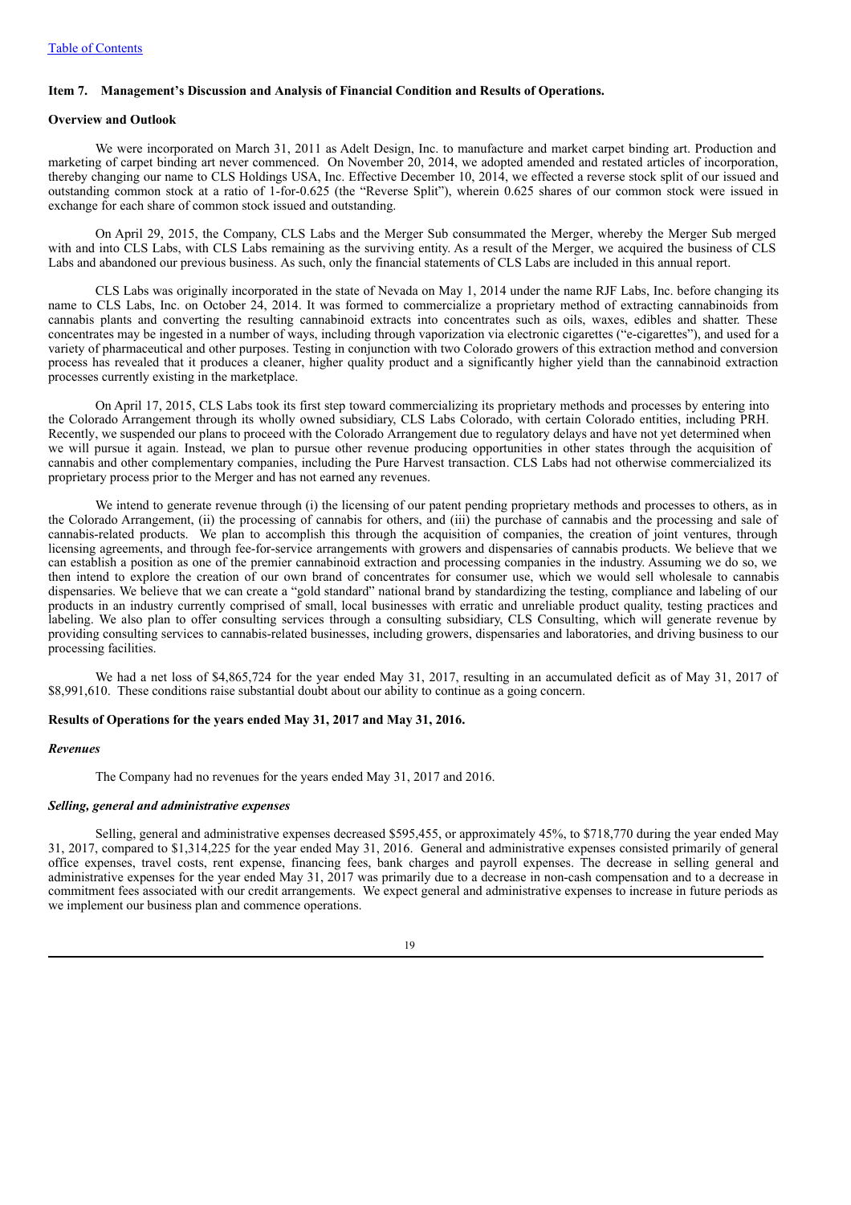## Item 7. Management's Discussion and Analysis of Financial Condition and Results of Operations.

### Overview and Outlook

We were incorporated on March 31, 2011 as Adelt Design, Inc. to manufacture and market carpet binding art. Production and marketing of carpet binding art never commenced. On November 20, 2014, we adopted amended and restated articles of incorporation, thereby changing our name to CLS Holdings USA, Inc. Effective December 10, 2014, we effected a reverse stock split of our issued and outstanding common stock at a ratio of 1-for-0.625 (the "Reverse Split"), wherein 0.625 shares of our common stock were issued in exchange for each share of common stock issued and outstanding.

On April 29, 2015, the Company, CLS Labs and the Merger Sub consummated the Merger, whereby the Merger Sub merged with and into CLS Labs, with CLS Labs remaining as the surviving entity. As a result of the Merger, we acquired the business of CLS Labs and abandoned our previous business. As such, only the financial statements of CLS Labs are included in this annual report.

CLS Labs was originally incorporated in the state of Nevada on May 1, 2014 under the name RJF Labs, Inc. before changing its name to CLS Labs, Inc. on October 24, 2014. It was formed to commercialize a proprietary method of extracting cannabinoids from cannabis plants and converting the resulting cannabinoid extracts into concentrates such as oils, waxes, edibles and shatter. These concentrates may be ingested in a number of ways, including through vaporization via electronic cigarettes ("e-cigarettes"), and used for a variety of pharmaceutical and other purposes. Testing in conjunction with two Colorado growers of this extraction method and conversion process has revealed that it produces a cleaner, higher quality product and a significantly higher yield than the cannabinoid extraction processes currently existing in the marketplace.

On April 17, 2015, CLS Labs took its first step toward commercializing its proprietary methods and processes by entering into the Colorado Arrangement through its wholly owned subsidiary, CLS Labs Colorado, with certain Colorado entities, including PRH. Recently, we suspended our plans to proceed with the Colorado Arrangement due to regulatory delays and have not yet determined when we will pursue it again. Instead, we plan to pursue other revenue producing opportunities in other states through the acquisition of cannabis and other complementary companies, including the Pure Harvest transaction. CLS Labs had not otherwise commercialized its proprietary process prior to the Merger and has not earned any revenues.

We intend to generate revenue through (i) the licensing of our patent pending proprietary methods and processes to others, as in the Colorado Arrangement, (ii) the processing of cannabis for others, and (iii) the purchase of cannabis and the processing and sale of cannabis-related products. We plan to accomplish this through the acquisition of companies, the creation of joint ventures, through licensing agreements, and through fee-for-service arrangements with growers and dispensaries of cannabis products. We believe that we can establish a position as one of the premier cannabinoid extraction and processing companies in the industry. Assuming we do so, we then intend to explore the creation of our own brand of concentrates for consumer use, which we would sell wholesale to cannabis dispensaries. We believe that we can create a "gold standard" national brand by standardizing the testing, compliance and labeling of our products in an industry currently comprised of small, local businesses with erratic and unreliable product quality, testing practices and labeling. We also plan to offer consulting services through a consulting subsidiary, CLS Consulting, which will generate revenue by providing consulting services to cannabis-related businesses, including growers, dispensaries and laboratories, and driving business to our processing facilities.

We had a net loss of $4,865,724 for the year ended May 31, 2017, resulting in an accumulated deficit as of May 31, 2017 of $8,991,610. These conditions raise substantial doubt about our ability to continue as a going concern.

### Results of Operations for the years ended May 31, 2017 and May 31, 2016.

#### *Revenues*

The Company had no revenues for the years ended May 31, 2017 and 2016.

#### *Selling, general and administrative expenses*

Selling, general and administrative expenses decreased $595,455, or approximately 45%, to $718,770 during the year ended May 31, 2017, compared to $1,314,225 for the year ended May 31, 2016. General and administrative expenses consisted primarily of general office expenses, travel costs, rent expense, financing fees, bank charges and payroll expenses. The decrease in selling general and administrative expenses for the year ended May 31, 2017 was primarily due to a decrease in non-cash compensation and to a decrease in commitment fees associated with our credit arrangements. We expect general and administrative expenses to increase in future periods as we implement our business plan and commence operations.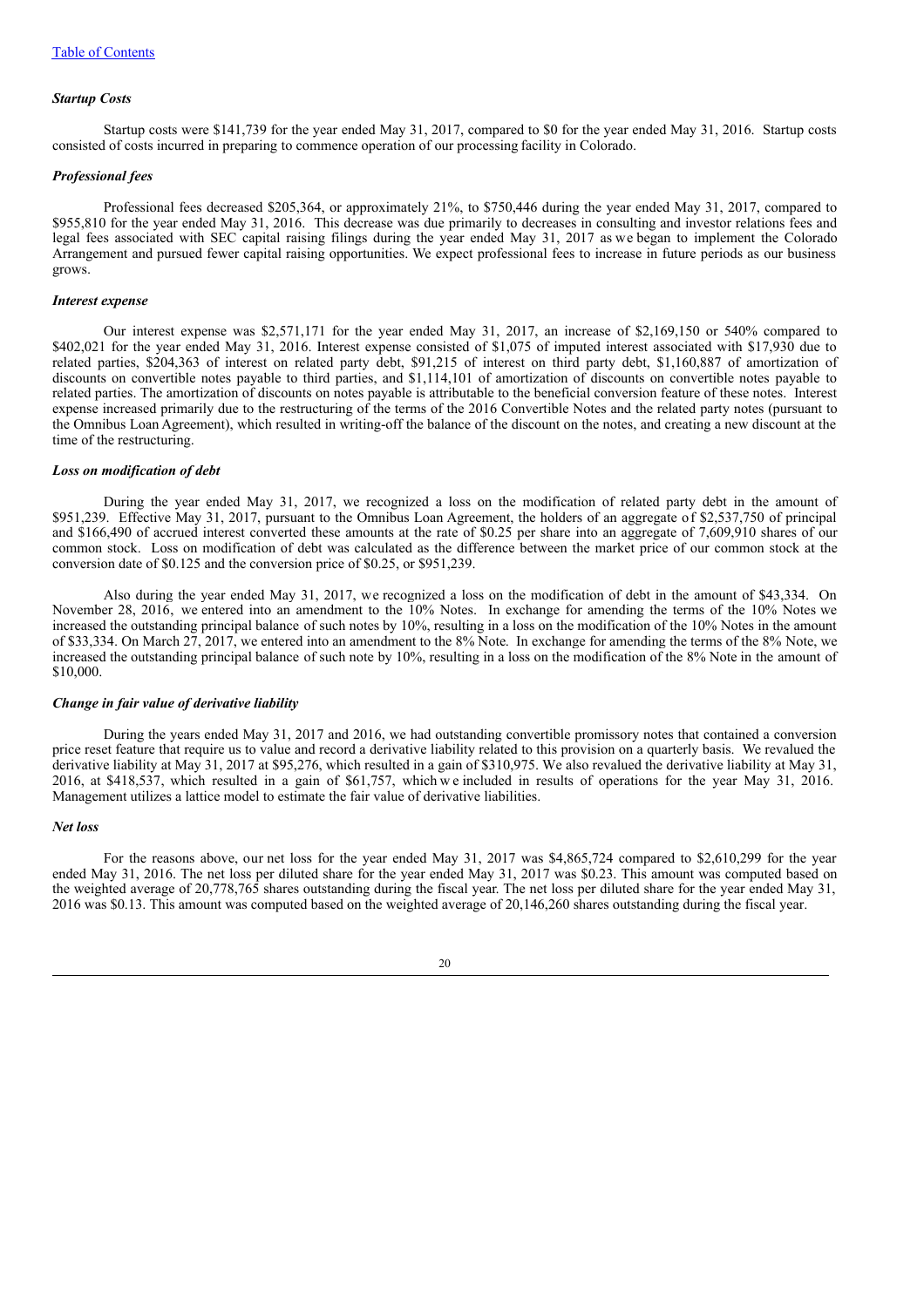### *Startup Costs*

Startup costs were $141,739 for the year ended May 31, 2017, compared to $0 for the year ended May 31, 2016. Startup costs consisted of costs incurred in preparing to commence operation of our processing facility in Colorado.

### *Professional fees*

Professional fees decreased $205,364, or approximately 21%, to $750,446 during the year ended May 31, 2017, compared to $955,810 for the year ended May 31, 2016. This decrease was due primarily to decreases in consulting and investor relations fees and legal fees associated with SEC capital raising filings during the year ended May 31, 2017 as we began to implement the Colorado Arrangement and pursued fewer capital raising opportunities. We expect professional fees to increase in future periods as our business grows.

### *Interest expense*

Our interest expense was $2,571,171 for the year ended May 31, 2017, an increase of $2,169,150 or 540% compared to $402,021 for the year ended May 31, 2016. Interest expense consisted of $1,075 of imputed interest associated with $17,930 due to related parties, $204,363 of interest on related party debt, $91,215 of interest on third party debt, $1,160,887 of amortization of discounts on convertible notes payable to third parties, and $1,114,101 of amortization of discounts on convertible notes payable to related parties. The amortization of discounts on notes payable is attributable to the beneficial conversion feature of these notes. Interest expense increased primarily due to the restructuring of the terms of the 2016 Convertible Notes and the related party notes (pursuant to the Omnibus Loan Agreement), which resulted in writing-off the balance of the discount on the notes, and creating a new discount at the time of the restructuring.

### *Loss on modification of debt*

During the year ended May 31, 2017, we recognized a loss on the modification of related party debt in the amount of $951,239. Effective May 31, 2017, pursuant to the Omnibus Loan Agreement, the holders of an aggregate of $2,537,750 of principal and $166,490 of accrued interest converted these amounts at the rate of $0.25 per share into an aggregate of 7,609,910 shares of our common stock. Loss on modification of debt was calculated as the difference between the market price of our common stock at the conversion date of $0.125 and the conversion price of $0.25, or $951,239.

Also during the year ended May 31, 2017, we recognized a loss on the modification of debt in the amount of $43,334. On November 28, 2016, we entered into an amendment to the 10% Notes. In exchange for amending the terms of the 10% Notes we increased the outstanding principal balance of such notes by 10%, resulting in a loss on the modification of the 10% Notes in the amount of $33,334. On March 27, 2017, we entered into an amendment to the 8% Note. In exchange for amending the terms of the 8% Note, we increased the outstanding principal balance of such note by 10%, resulting in a loss on the modification of the 8% Note in the amount of $10,000.

### *Change in fair value of derivative liability*

During the years ended May 31, 2017 and 2016, we had outstanding convertible promissory notes that contained a conversion price reset feature that require us to value and record a derivative liability related to this provision on a quarterly basis. We revalued the derivative liability at May 31, 2017 at $95,276, which resulted in a gain of $310,975. We also revalued the derivative liability at May 31, 2016, at $418,537, which resulted in a gain of $61,757, which we included in results of operations for the year May 31, 2016. Management utilizes a lattice model to estimate the fair value of derivative liabilities.

### *Net loss*

For the reasons above, our net loss for the year ended May 31, 2017 was $4,865,724 compared to $2,610,299 for the year ended May 31, 2016. The net loss per diluted share for the year ended May 31, 2017 was $0.23. This amount was computed based on the weighted average of 20,778,765 shares outstanding during the fiscal year. The net loss per diluted share for the year ended May 31, 2016 was $0.13. This amount was computed based on the weighted average of 20,146,260 shares outstanding during the fiscal year.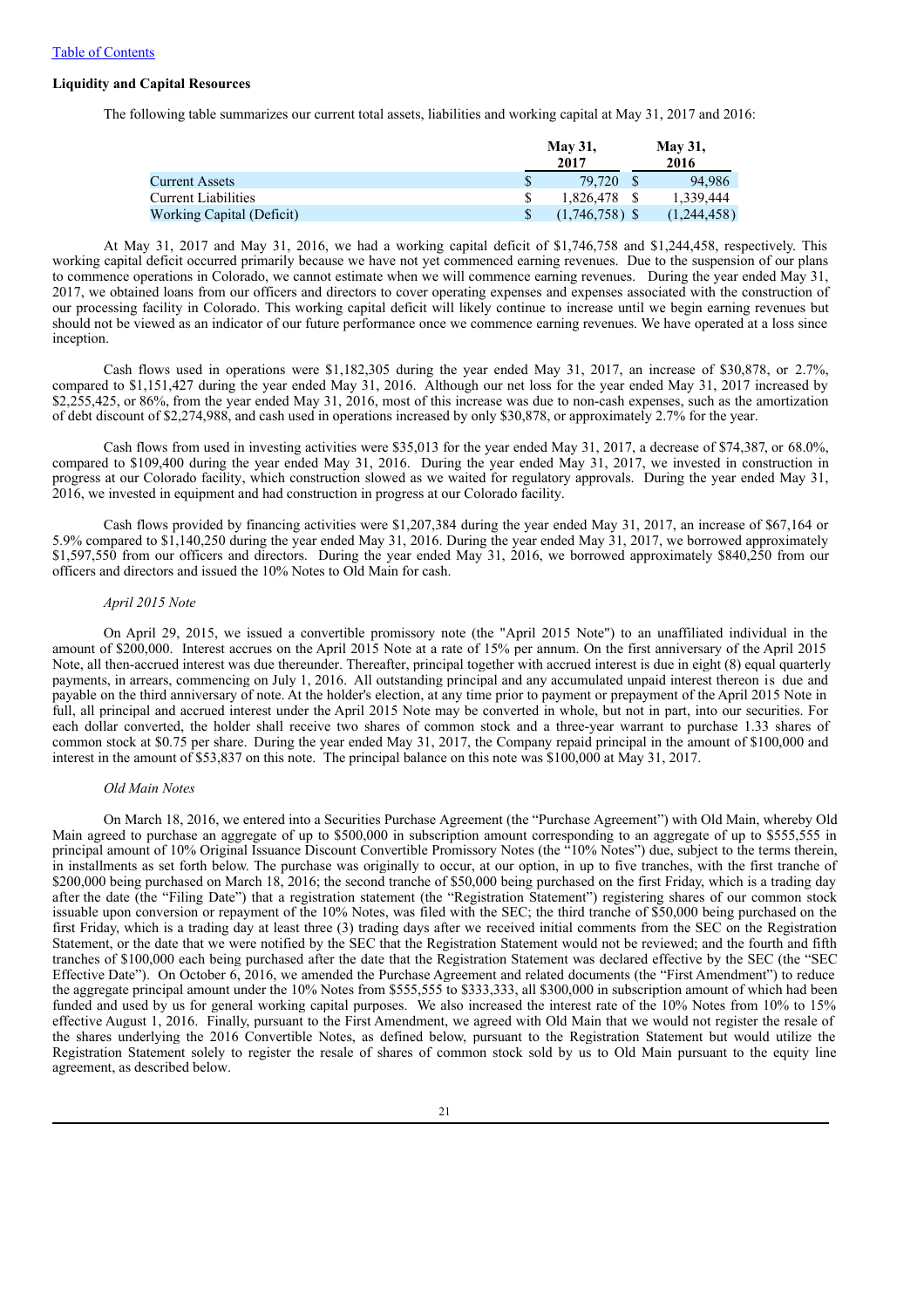## Liquidity and Capital Resources

The following table summarizes our current total assets, liabilities and working capital at May 31, 2017 and 2016:

| | May 31, 2017 | May 31, 2016 |
|---|---|---|
| Current Assets | $ 79,720 | $ 94,986 |
| Current Liabilities | $ 1,826,478 | $ 1,339,444 |
| Working Capital (Deficit) | $ (1,746,758) | $ (1,244,458) |

At May 31, 2017 and May 31, 2016, we had a working capital deficit of $1,746,758 and $1,244,458, respectively. This working capital deficit occurred primarily because we have not yet commenced earning revenues. Due to the suspension of our plans to commence operations in Colorado, we cannot estimate when we will commence earning revenues. During the year ended May 31, 2017, we obtained loans from our officers and directors to cover operating expenses and expenses associated with the construction of our processing facility in Colorado. This working capital deficit will likely continue to increase until we begin earning revenues but should not be viewed as an indicator of our future performance once we commence earning revenues. We have operated at a loss since inception.

Cash flows used in operations were $1,182,305 during the year ended May 31, 2017, an increase of $30,878, or 2.7%, compared to $1,151,427 during the year ended May 31, 2016. Although our net loss for the year ended May 31, 2017 increased by $2,255,425, or 86%, from the year ended May 31, 2016, most of this increase was due to non-cash expenses, such as the amortization of debt discount of $2,274,988, and cash used in operations increased by only $30,878, or approximately 2.7% for the year.

Cash flows from used in investing activities were $35,013 for the year ended May 31, 2017, a decrease of $74,387, or 68.0%, compared to $109,400 during the year ended May 31, 2016. During the year ended May 31, 2017, we invested in construction in progress at our Colorado facility, which construction slowed as we waited for regulatory approvals. During the year ended May 31, 2016, we invested in equipment and had construction in progress at our Colorado facility.

Cash flows provided by financing activities were $1,207,384 during the year ended May 31, 2017, an increase of $67,164 or 5.9% compared to $1,140,250 during the year ended May 31, 2016. During the year ended May 31, 2017, we borrowed approximately $1,597,550 from our officers and directors. During the year ended May 31, 2016, we borrowed approximately $840,250 from our officers and directors and issued the 10% Notes to Old Main for cash.

*April 2015 Note*

On April 29, 2015, we issued a convertible promissory note (the "April 2015 Note") to an unaffiliated individual in the amount of $200,000. Interest accrues on the April 2015 Note at a rate of 15% per annum. On the first anniversary of the April 2015 Note, all then-accrued interest was due thereunder. Thereafter, principal together with accrued interest is due in eight (8) equal quarterly payments, in arrears, commencing on July 1, 2016. All outstanding principal and any accumulated unpaid interest thereon is due and payable on the third anniversary of note. At the holder's election, at any time prior to payment or prepayment of the April 2015 Note in full, all principal and accrued interest under the April 2015 Note may be converted in whole, but not in part, into our securities. For each dollar converted, the holder shall receive two shares of common stock and a three-year warrant to purchase 1.33 shares of common stock at $0.75 per share. During the year ended May 31, 2017, the Company repaid principal in the amount of $100,000 and interest in the amount of $53,837 on this note. The principal balance on this note was $100,000 at May 31, 2017.

*Old Main Notes*

On March 18, 2016, we entered into a Securities Purchase Agreement (the "Purchase Agreement") with Old Main, whereby Old Main agreed to purchase an aggregate of up to $500,000 in subscription amount corresponding to an aggregate of up to $555,555 in principal amount of 10% Original Issuance Discount Convertible Promissory Notes (the "10% Notes") due, subject to the terms therein, in installments as set forth below. The purchase was originally to occur, at our option, in up to five tranches, with the first tranche of $200,000 being purchased on March 18, 2016; the second tranche of $50,000 being purchased on the first Friday, which is a trading day after the date (the "Filing Date") that a registration statement (the "Registration Statement") registering shares of our common stock issuable upon conversion or repayment of the 10% Notes, was filed with the SEC; the third tranche of $50,000 being purchased on the first Friday, which is a trading day at least three (3) trading days after we received initial comments from the SEC on the Registration Statement, or the date that we were notified by the SEC that the Registration Statement would not be reviewed; and the fourth and fifth tranches of $100,000 each being purchased after the date that the Registration Statement was declared effective by the SEC (the "SEC Effective Date"). On October 6, 2016, we amended the Purchase Agreement and related documents (the "First Amendment") to reduce the aggregate principal amount under the 10% Notes from $555,555 to $333,333, all $300,000 in subscription amount of which had been funded and used by us for general working capital purposes. We also increased the interest rate of the 10% Notes from 10% to 15% effective August 1, 2016. Finally, pursuant to the First Amendment, we agreed with Old Main that we would not register the resale of the shares underlying the 2016 Convertible Notes, as defined below, pursuant to the Registration Statement but would utilize the Registration Statement solely to register the resale of shares of common stock sold by us to Old Main pursuant to the equity line agreement, as described below.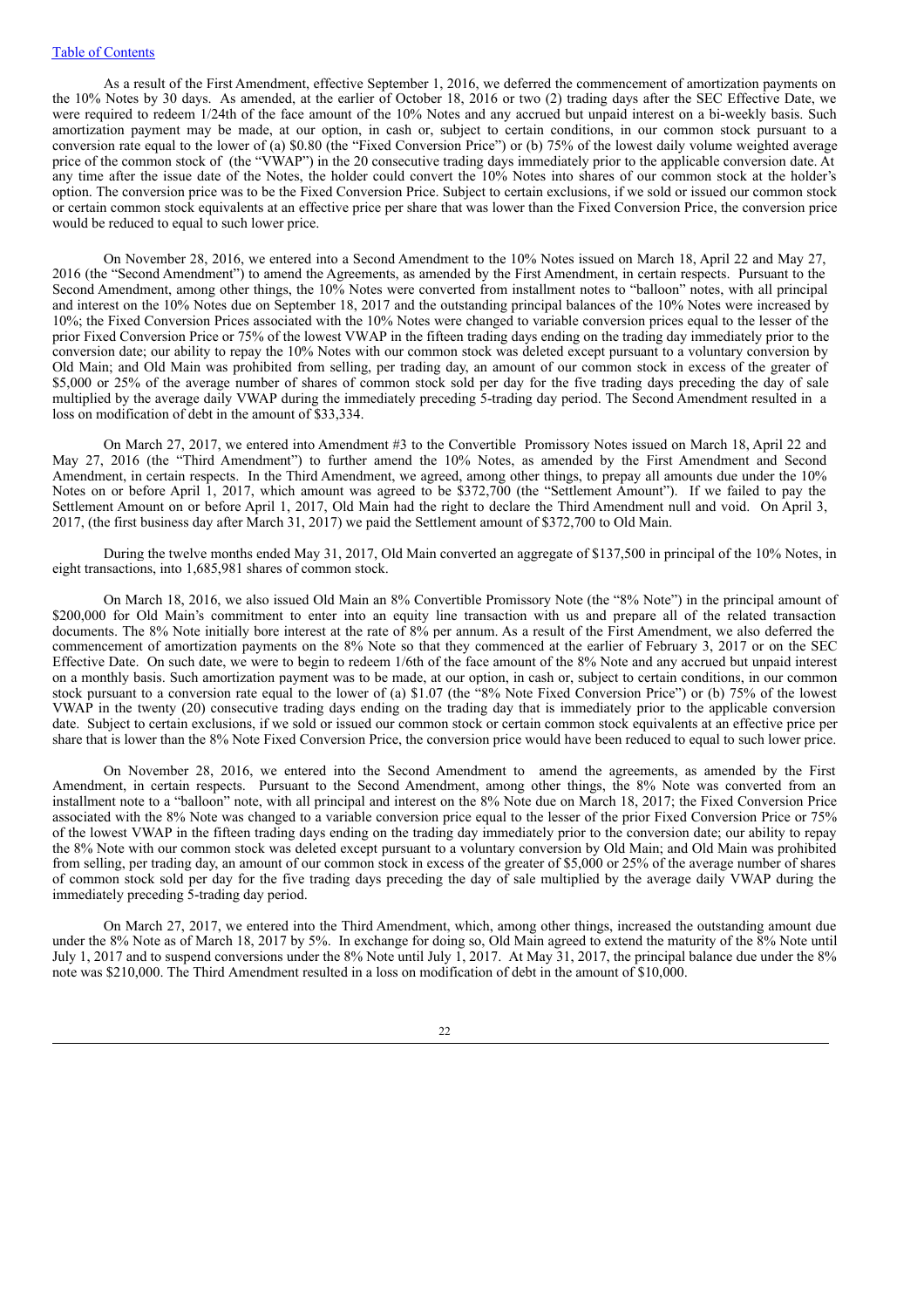As a result of the First Amendment, effective September 1, 2016, we deferred the commencement of amortization payments on the 10% Notes by 30 days. As amended, at the earlier of October 18, 2016 or two (2) trading days after the SEC Effective Date, we were required to redeem 1/24th of the face amount of the 10% Notes and any accrued but unpaid interest on a bi-weekly basis. Such amortization payment may be made, at our option, in cash or, subject to certain conditions, in our common stock pursuant to a conversion rate equal to the lower of (a) $0.80 (the "Fixed Conversion Price") or (b) 75% of the lowest daily volume weighted average price of the common stock of (the "VWAP") in the 20 consecutive trading days immediately prior to the applicable conversion date. At any time after the issue date of the Notes, the holder could convert the 10% Notes into shares of our common stock at the holder's option. The conversion price was to be the Fixed Conversion Price. Subject to certain exclusions, if we sold or issued our common stock or certain common stock equivalents at an effective price per share that was lower than the Fixed Conversion Price, the conversion price would be reduced to equal to such lower price.

On November 28, 2016, we entered into a Second Amendment to the 10% Notes issued on March 18, April 22 and May 27, 2016 (the "Second Amendment") to amend the Agreements, as amended by the First Amendment, in certain respects. Pursuant to the Second Amendment, among other things, the 10% Notes were converted from installment notes to "balloon" notes, with all principal and interest on the 10% Notes due on September 18, 2017 and the outstanding principal balances of the 10% Notes were increased by 10%; the Fixed Conversion Prices associated with the 10% Notes were changed to variable conversion prices equal to the lesser of the prior Fixed Conversion Price or 75% of the lowest VWAP in the fifteen trading days ending on the trading day immediately prior to the conversion date; our ability to repay the 10% Notes with our common stock was deleted except pursuant to a voluntary conversion by Old Main; and Old Main was prohibited from selling, per trading day, an amount of our common stock in excess of the greater of $5,000 or 25% of the average number of shares of common stock sold per day for the five trading days preceding the day of sale multiplied by the average daily VWAP during the immediately preceding 5-trading day period. The Second Amendment resulted in a loss on modification of debt in the amount of $33,334.

On March 27, 2017, we entered into Amendment #3 to the Convertible Promissory Notes issued on March 18, April 22 and May 27, 2016 (the "Third Amendment") to further amend the 10% Notes, as amended by the First Amendment and Second Amendment, in certain respects. In the Third Amendment, we agreed, among other things, to prepay all amounts due under the 10% Notes on or before April 1, 2017, which amount was agreed to be $372,700 (the "Settlement Amount"). If we failed to pay the Settlement Amount on or before April 1, 2017, Old Main had the right to declare the Third Amendment null and void. On April 3, 2017, (the first business day after March 31, 2017) we paid the Settlement amount of $372,700 to Old Main.

During the twelve months ended May 31, 2017, Old Main converted an aggregate of $137,500 in principal of the 10% Notes, in eight transactions, into 1,685,981 shares of common stock.

On March 18, 2016, we also issued Old Main an 8% Convertible Promissory Note (the "8% Note") in the principal amount of $200,000 for Old Main's commitment to enter into an equity line transaction with us and prepare all of the related transaction documents. The 8% Note initially bore interest at the rate of 8% per annum. As a result of the First Amendment, we also deferred the commencement of amortization payments on the 8% Note so that they commenced at the earlier of February 3, 2017 or on the SEC Effective Date. On such date, we were to begin to redeem 1/6th of the face amount of the 8% Note and any accrued but unpaid interest on a monthly basis. Such amortization payment was to be made, at our option, in cash or, subject to certain conditions, in our common stock pursuant to a conversion rate equal to the lower of (a) $1.07 (the "8% Note Fixed Conversion Price") or (b) 75% of the lowest VWAP in the twenty (20) consecutive trading days ending on the trading day that is immediately prior to the applicable conversion date. Subject to certain exclusions, if we sold or issued our common stock or certain common stock equivalents at an effective price per share that is lower than the 8% Note Fixed Conversion Price, the conversion price would have been reduced to equal to such lower price.

On November 28, 2016, we entered into the Second Amendment to amend the agreements, as amended by the First Amendment, in certain respects. Pursuant to the Second Amendment, among other things, the 8% Note was converted from an installment note to a "balloon" note, with all principal and interest on the 8% Note due on March 18, 2017; the Fixed Conversion Price associated with the 8% Note was changed to a variable conversion price equal to the lesser of the prior Fixed Conversion Price or 75% of the lowest VWAP in the fifteen trading days ending on the trading day immediately prior to the conversion date; our ability to repay the 8% Note with our common stock was deleted except pursuant to a voluntary conversion by Old Main; and Old Main was prohibited from selling, per trading day, an amount of our common stock in excess of the greater of $5,000 or 25% of the average number of shares of common stock sold per day for the five trading days preceding the day of sale multiplied by the average daily VWAP during the immediately preceding 5-trading day period.

On March 27, 2017, we entered into the Third Amendment, which, among other things, increased the outstanding amount due under the 8% Note as of March 18, 2017 by 5%. In exchange for doing so, Old Main agreed to extend the maturity of the 8% Note until July 1, 2017 and to suspend conversions under the 8% Note until July 1, 2017. At May 31, 2017, the principal balance due under the 8% note was $210,000. The Third Amendment resulted in a loss on modification of debt in the amount of $10,000.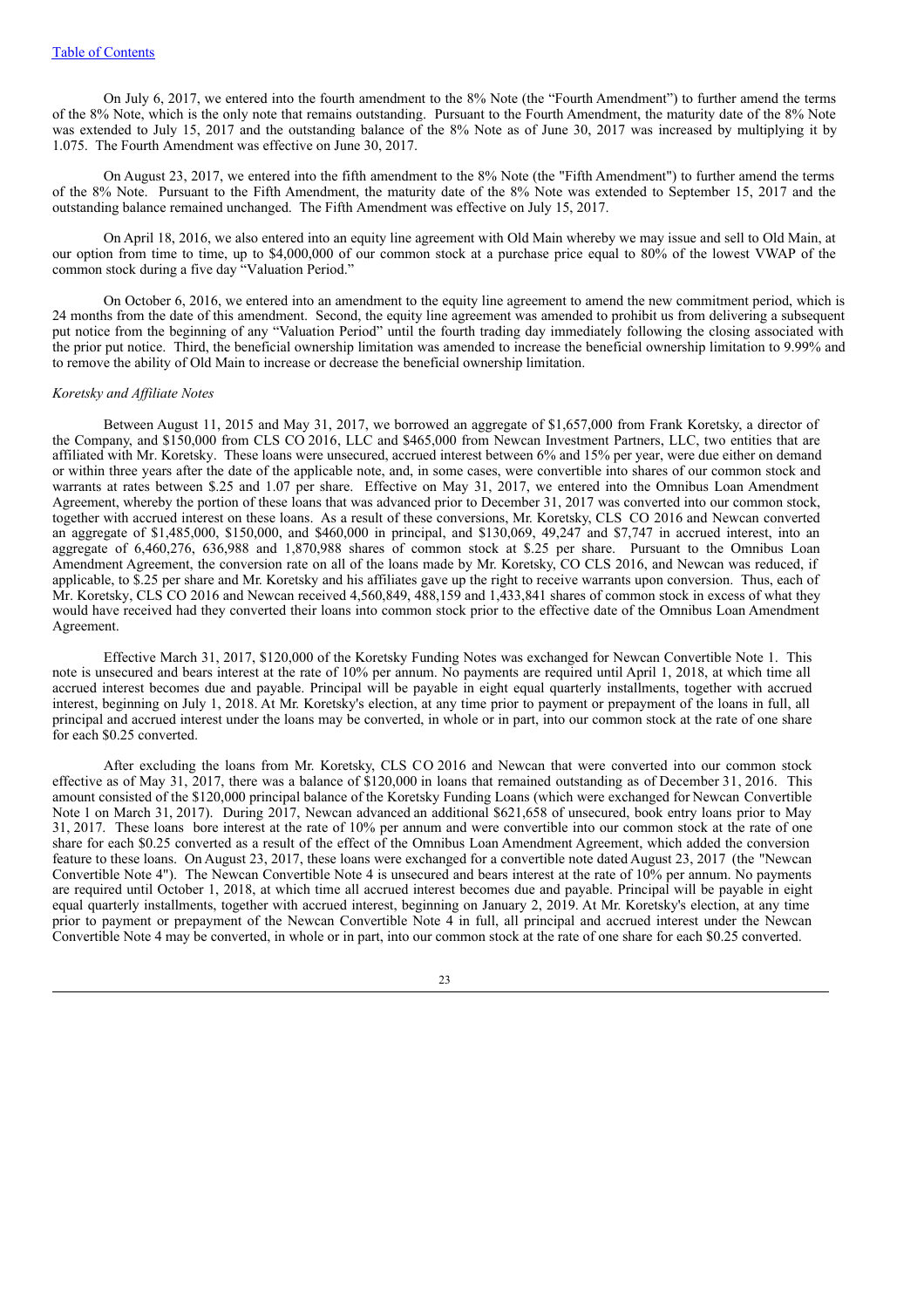On July 6, 2017, we entered into the fourth amendment to the 8% Note (the "Fourth Amendment") to further amend the terms of the 8% Note, which is the only note that remains outstanding. Pursuant to the Fourth Amendment, the maturity date of the 8% Note was extended to July 15, 2017 and the outstanding balance of the 8% Note as of June 30, 2017 was increased by multiplying it by 1.075. The Fourth Amendment was effective on June 30, 2017.

On August 23, 2017, we entered into the fifth amendment to the 8% Note (the "Fifth Amendment") to further amend the terms of the 8% Note. Pursuant to the Fifth Amendment, the maturity date of the 8% Note was extended to September 15, 2017 and the outstanding balance remained unchanged. The Fifth Amendment was effective on July 15, 2017.

On April 18, 2016, we also entered into an equity line agreement with Old Main whereby we may issue and sell to Old Main, at our option from time to time, up to $4,000,000 of our common stock at a purchase price equal to 80% of the lowest VWAP of the common stock during a five day "Valuation Period."

On October 6, 2016, we entered into an amendment to the equity line agreement to amend the new commitment period, which is 24 months from the date of this amendment. Second, the equity line agreement was amended to prohibit us from delivering a subsequent put notice from the beginning of any "Valuation Period" until the fourth trading day immediately following the closing associated with the prior put notice. Third, the beneficial ownership limitation was amended to increase the beneficial ownership limitation to 9.99% and to remove the ability of Old Main to increase or decrease the beneficial ownership limitation.

*Koretsky and Affiliate Notes*

Between August 11, 2015 and May 31, 2017, we borrowed an aggregate of $1,657,000 from Frank Koretsky, a director of the Company, and $150,000 from CLS CO 2016, LLC and $465,000 from Newcan Investment Partners, LLC, two entities that are affiliated with Mr. Koretsky. These loans were unsecured, accrued interest between 6% and 15% per year, were due either on demand or within three years after the date of the applicable note, and, in some cases, were convertible into shares of our common stock and warrants at rates between $.25 and 1.07 per share. Effective on May 31, 2017, we entered into the Omnibus Loan Amendment Agreement, whereby the portion of these loans that was advanced prior to December 31, 2017 was converted into our common stock, together with accrued interest on these loans. As a result of these conversions, Mr. Koretsky, CLS CO 2016 and Newcan converted an aggregate of $1,485,000, $150,000, and $460,000 in principal, and $130,069, 49,247 and $7,747 in accrued interest, into an aggregate of 6,460,276, 636,988 and 1,870,988 shares of common stock at $.25 per share. Pursuant to the Omnibus Loan Amendment Agreement, the conversion rate on all of the loans made by Mr. Koretsky, CO CLS 2016, and Newcan was reduced, if applicable, to $.25 per share and Mr. Koretsky and his affiliates gave up the right to receive warrants upon conversion. Thus, each of Mr. Koretsky, CLS CO 2016 and Newcan received 4,560,849, 488,159 and 1,433,841 shares of common stock in excess of what they would have received had they converted their loans into common stock prior to the effective date of the Omnibus Loan Amendment Agreement.

Effective March 31, 2017, $120,000 of the Koretsky Funding Notes was exchanged for Newcan Convertible Note 1. This note is unsecured and bears interest at the rate of 10% per annum. No payments are required until April 1, 2018, at which time all accrued interest becomes due and payable. Principal will be payable in eight equal quarterly installments, together with accrued interest, beginning on July 1, 2018. At Mr. Koretsky's election, at any time prior to payment or prepayment of the loans in full, all principal and accrued interest under the loans may be converted, in whole or in part, into our common stock at the rate of one share for each $0.25 converted.

After excluding the loans from Mr. Koretsky, CLS CO 2016 and Newcan that were converted into our common stock effective as of May 31, 2017, there was a balance of $120,000 in loans that remained outstanding as of December 31, 2016. This amount consisted of the $120,000 principal balance of the Koretsky Funding Loans (which were exchanged for Newcan Convertible Note 1 on March 31, 2017). During 2017, Newcan advanced an additional $621,658 of unsecured, book entry loans prior to May 31, 2017. These loans bore interest at the rate of 10% per annum and were convertible into our common stock at the rate of one share for each $0.25 converted as a result of the effect of the Omnibus Loan Amendment Agreement, which added the conversion feature to these loans. On August 23, 2017, these loans were exchanged for a convertible note dated August 23, 2017 (the "Newcan Convertible Note 4"). The Newcan Convertible Note 4 is unsecured and bears interest at the rate of 10% per annum. No payments are required until October 1, 2018, at which time all accrued interest becomes due and payable. Principal will be payable in eight equal quarterly installments, together with accrued interest, beginning on January 2, 2019. At Mr. Koretsky's election, at any time prior to payment or prepayment of the Newcan Convertible Note 4 in full, all principal and accrued interest under the Newcan Convertible Note 4 may be converted, in whole or in part, into our common stock at the rate of one share for each $0.25 converted.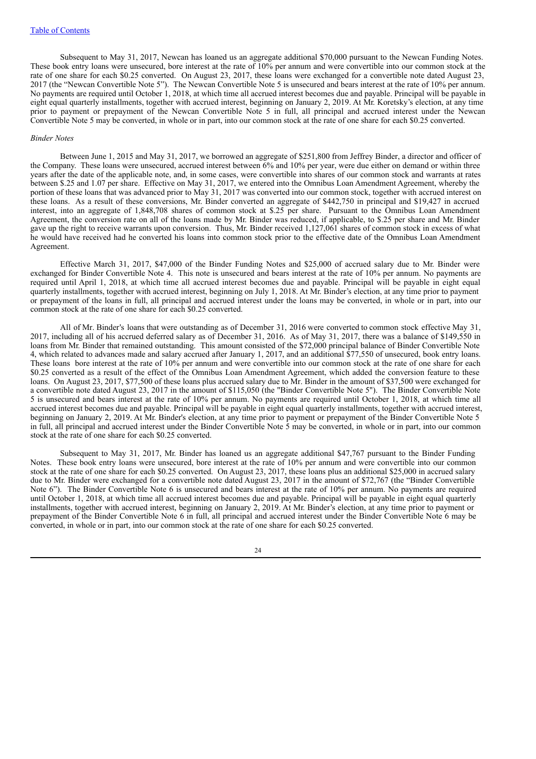Subsequent to May 31, 2017, Newcan has loaned us an aggregate additional $70,000 pursuant to the Newcan Funding Notes. These book entry loans were unsecured, bore interest at the rate of 10% per annum and were convertible into our common stock at the rate of one share for each $0.25 converted. On August 23, 2017, these loans were exchanged for a convertible note dated August 23, 2017 (the "Newcan Convertible Note 5"). The Newcan Convertible Note 5 is unsecured and bears interest at the rate of 10% per annum. No payments are required until October 1, 2018, at which time all accrued interest becomes due and payable. Principal will be payable in eight equal quarterly installments, together with accrued interest, beginning on January 2, 2019. At Mr. Koretsky's election, at any time prior to payment or prepayment of the Newcan Convertible Note 5 in full, all principal and accrued interest under the Newcan Convertible Note 5 may be converted, in whole or in part, into our common stock at the rate of one share for each $0.25 converted.

*Binder Notes*

Between June 1, 2015 and May 31, 2017, we borrowed an aggregate of $251,800 from Jeffrey Binder, a director and officer of the Company. These loans were unsecured, accrued interest between 6% and 10% per year, were due either on demand or within three years after the date of the applicable note, and, in some cases, were convertible into shares of our common stock and warrants at rates between $.25 and 1.07 per share. Effective on May 31, 2017, we entered into the Omnibus Loan Amendment Agreement, whereby the portion of these loans that was advanced prior to May 31, 2017 was converted into our common stock, together with accrued interest on these loans. As a result of these conversions, Mr. Binder converted an aggregate of $442,750 in principal and $19,427 in accrued interest, into an aggregate of 1,848,708 shares of common stock at $.25 per share. Pursuant to the Omnibus Loan Amendment Agreement, the conversion rate on all of the loans made by Mr. Binder was reduced, if applicable, to $.25 per share and Mr. Binder gave up the right to receive warrants upon conversion. Thus, Mr. Binder received 1,127,061 shares of common stock in excess of what he would have received had he converted his loans into common stock prior to the effective date of the Omnibus Loan Amendment Agreement.

Effective March 31, 2017, $47,000 of the Binder Funding Notes and $25,000 of accrued salary due to Mr. Binder were exchanged for Binder Convertible Note 4. This note is unsecured and bears interest at the rate of 10% per annum. No payments are required until April 1, 2018, at which time all accrued interest becomes due and payable. Principal will be payable in eight equal quarterly installments, together with accrued interest, beginning on July 1, 2018. At Mr. Binder's election, at any time prior to payment or prepayment of the loans in full, all principal and accrued interest under the loans may be converted, in whole or in part, into our common stock at the rate of one share for each $0.25 converted.

All of Mr. Binder's loans that were outstanding as of December 31, 2016 were converted to common stock effective May 31, 2017, including all of his accrued deferred salary as of December 31, 2016. As of May 31, 2017, there was a balance of $149,550 in loans from Mr. Binder that remained outstanding. This amount consisted of the $72,000 principal balance of Binder Convertible Note 4, which related to advances made and salary accrued after January 1, 2017, and an additional $77,550 of unsecured, book entry loans. These loans bore interest at the rate of 10% per annum and were convertible into our common stock at the rate of one share for each $0.25 converted as a result of the effect of the Omnibus Loan Amendment Agreement, which added the conversion feature to these loans. On August 23, 2017, $77,500 of these loans plus accrued salary due to Mr. Binder in the amount of $37,500 were exchanged for a convertible note dated August 23, 2017 in the amount of $115,050 (the "Binder Convertible Note 5"). The Binder Convertible Note 5 is unsecured and bears interest at the rate of 10% per annum. No payments are required until October 1, 2018, at which time all accrued interest becomes due and payable. Principal will be payable in eight equal quarterly installments, together with accrued interest, beginning on January 2, 2019. At Mr. Binder's election, at any time prior to payment or prepayment of the Binder Convertible Note 5 in full, all principal and accrued interest under the Binder Convertible Note 5 may be converted, in whole or in part, into our common stock at the rate of one share for each $0.25 converted.

Subsequent to May 31, 2017, Mr. Binder has loaned us an aggregate additional $47,767 pursuant to the Binder Funding Notes. These book entry loans were unsecured, bore interest at the rate of 10% per annum and were convertible into our common stock at the rate of one share for each $0.25 converted. On August 23, 2017, these loans plus an additional $25,000 in accrued salary due to Mr. Binder were exchanged for a convertible note dated August 23, 2017 in the amount of $72,767 (the "Binder Convertible Note 6"). The Binder Convertible Note 6 is unsecured and bears interest at the rate of 10% per annum. No payments are required until October 1, 2018, at which time all accrued interest becomes due and payable. Principal will be payable in eight equal quarterly installments, together with accrued interest, beginning on January 2, 2019. At Mr. Binder's election, at any time prior to payment or prepayment of the Binder Convertible Note 6 in full, all principal and accrued interest under the Binder Convertible Note 6 may be converted, in whole or in part, into our common stock at the rate of one share for each $0.25 converted.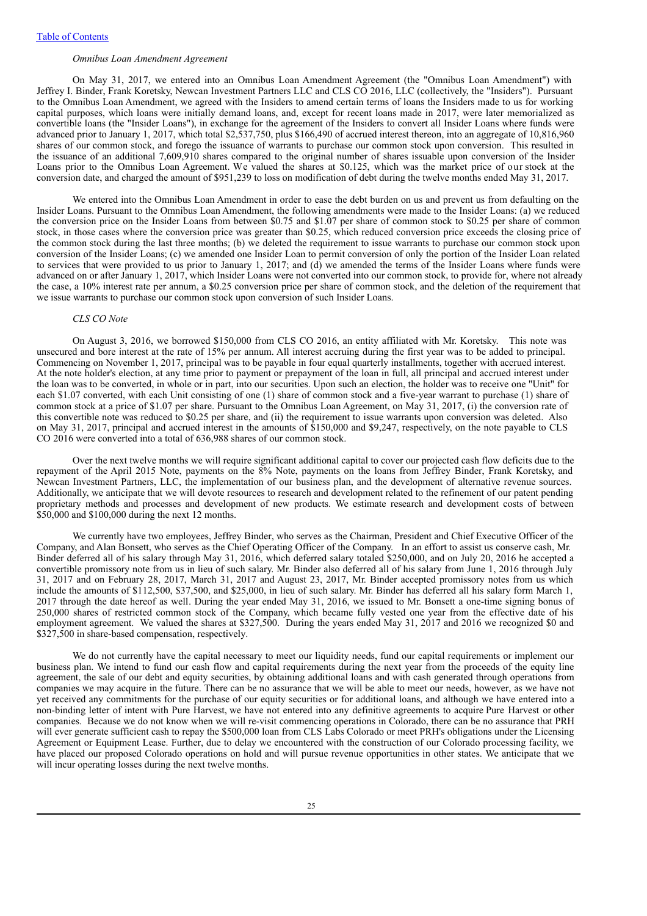*Omnibus Loan Amendment Agreement*

On May 31, 2017, we entered into an Omnibus Loan Amendment Agreement (the "Omnibus Loan Amendment") with Jeffrey I. Binder, Frank Koretsky, Newcan Investment Partners LLC and CLS CO 2016, LLC (collectively, the "Insiders"). Pursuant to the Omnibus Loan Amendment, we agreed with the Insiders to amend certain terms of loans the Insiders made to us for working capital purposes, which loans were initially demand loans, and, except for recent loans made in 2017, were later memorialized as convertible loans (the "Insider Loans"), in exchange for the agreement of the Insiders to convert all Insider Loans where funds were advanced prior to January 1, 2017, which total $2,537,750, plus $166,490 of accrued interest thereon, into an aggregate of 10,816,960 shares of our common stock, and forego the issuance of warrants to purchase our common stock upon conversion. This resulted in the issuance of an additional 7,609,910 shares compared to the original number of shares issuable upon conversion of the Insider Loans prior to the Omnibus Loan Agreement. We valued the shares at $0.125, which was the market price of our stock at the conversion date, and charged the amount of $951,239 to loss on modification of debt during the twelve months ended May 31, 2017.

We entered into the Omnibus Loan Amendment in order to ease the debt burden on us and prevent us from defaulting on the Insider Loans. Pursuant to the Omnibus Loan Amendment, the following amendments were made to the Insider Loans: (a) we reduced the conversion price on the Insider Loans from between $0.75 and $1.07 per share of common stock to $0.25 per share of common stock, in those cases where the conversion price was greater than $0.25, which reduced conversion price exceeds the closing price of the common stock during the last three months; (b) we deleted the requirement to issue warrants to purchase our common stock upon conversion of the Insider Loans; (c) we amended one Insider Loan to permit conversion of only the portion of the Insider Loan related to services that were provided to us prior to January 1, 2017; and (d) we amended the terms of the Insider Loans where funds were advanced on or after January 1, 2017, which Insider Loans were not converted into our common stock, to provide for, where not already the case, a 10% interest rate per annum, a $0.25 conversion price per share of common stock, and the deletion of the requirement that we issue warrants to purchase our common stock upon conversion of such Insider Loans.

*CLS CO Note*

On August 3, 2016, we borrowed $150,000 from CLS CO 2016, an entity affiliated with Mr. Koretsky. This note was unsecured and bore interest at the rate of 15% per annum. All interest accruing during the first year was to be added to principal. Commencing on November 1, 2017, principal was to be payable in four equal quarterly installments, together with accrued interest. At the note holder's election, at any time prior to payment or prepayment of the loan in full, all principal and accrued interest under the loan was to be converted, in whole or in part, into our securities. Upon such an election, the holder was to receive one "Unit" for each $1.07 converted, with each Unit consisting of one (1) share of common stock and a five-year warrant to purchase (1) share of common stock at a price of $1.07 per share. Pursuant to the Omnibus Loan Agreement, on May 31, 2017, (i) the conversion rate of this convertible note was reduced to $0.25 per share, and (ii) the requirement to issue warrants upon conversion was deleted. Also on May 31, 2017, principal and accrued interest in the amounts of $150,000 and $9,247, respectively, on the note payable to CLS CO 2016 were converted into a total of 636,988 shares of our common stock.

Over the next twelve months we will require significant additional capital to cover our projected cash flow deficits due to the repayment of the April 2015 Note, payments on the 8% Note, payments on the loans from Jeffrey Binder, Frank Koretsky, and Newcan Investment Partners, LLC, the implementation of our business plan, and the development of alternative revenue sources. Additionally, we anticipate that we will devote resources to research and development related to the refinement of our patent pending proprietary methods and processes and development of new products. We estimate research and development costs of between $50,000 and $100,000 during the next 12 months.

We currently have two employees, Jeffrey Binder, who serves as the Chairman, President and Chief Executive Officer of the Company, and Alan Bonsett, who serves as the Chief Operating Officer of the Company. In an effort to assist us conserve cash, Mr. Binder deferred all of his salary through May 31, 2016, which deferred salary totaled $250,000, and on July 20, 2016 he accepted a convertible promissory note from us in lieu of such salary. Mr. Binder also deferred all of his salary from June 1, 2016 through July 31, 2017 and on February 28, 2017, March 31, 2017 and August 23, 2017, Mr. Binder accepted promissory notes from us which include the amounts of $112,500, $37,500, and $25,000, in lieu of such salary. Mr. Binder has deferred all his salary form March 1, 2017 through the date hereof as well. During the year ended May 31, 2016, we issued to Mr. Bonsett a one-time signing bonus of 250,000 shares of restricted common stock of the Company, which became fully vested one year from the effective date of his employment agreement. We valued the shares at $327,500. During the years ended May 31, 2017 and 2016 we recognized $0 and $327,500 in share-based compensation, respectively.

We do not currently have the capital necessary to meet our liquidity needs, fund our capital requirements or implement our business plan. We intend to fund our cash flow and capital requirements during the next year from the proceeds of the equity line agreement, the sale of our debt and equity securities, by obtaining additional loans and with cash generated through operations from companies we may acquire in the future. There can be no assurance that we will be able to meet our needs, however, as we have not yet received any commitments for the purchase of our equity securities or for additional loans, and although we have entered into a non-binding letter of intent with Pure Harvest, we have not entered into any definitive agreements to acquire Pure Harvest or other companies. Because we do not know when we will re-visit commencing operations in Colorado, there can be no assurance that PRH will ever generate sufficient cash to repay the $500,000 loan from CLS Labs Colorado or meet PRH's obligations under the Licensing Agreement or Equipment Lease. Further, due to delay we encountered with the construction of our Colorado processing facility, we have placed our proposed Colorado operations on hold and will pursue revenue opportunities in other states. We anticipate that we will incur operating losses during the next twelve months.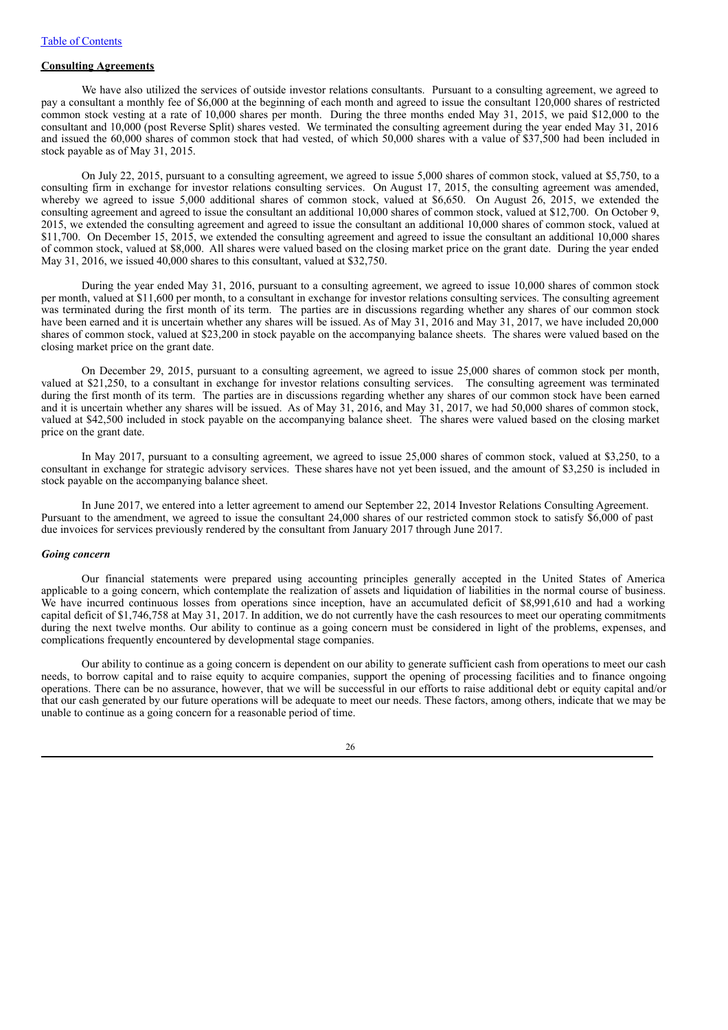#### **Consulting Agreements**

We have also utilized the services of outside investor relations consultants. Pursuant to a consulting agreement, we agreed to pay a consultant a monthly fee of $6,000 at the beginning of each month and agreed to issue the consultant 120,000 shares of restricted common stock vesting at a rate of 10,000 shares per month. During the three months ended May 31, 2015, we paid $12,000 to the consultant and 10,000 (post Reverse Split) shares vested. We terminated the consulting agreement during the year ended May 31, 2016 and issued the 60,000 shares of common stock that had vested, of which 50,000 shares with a value of $37,500 had been included in stock payable as of May 31, 2015.

On July 22, 2015, pursuant to a consulting agreement, we agreed to issue 5,000 shares of common stock, valued at $5,750, to a consulting firm in exchange for investor relations consulting services. On August 17, 2015, the consulting agreement was amended, whereby we agreed to issue 5,000 additional shares of common stock, valued at $6,650. On August 26, 2015, we extended the consulting agreement and agreed to issue the consultant an additional 10,000 shares of common stock, valued at $12,700. On October 9, 2015, we extended the consulting agreement and agreed to issue the consultant an additional 10,000 shares of common stock, valued at $11,700. On December 15, 2015, we extended the consulting agreement and agreed to issue the consultant an additional 10,000 shares of common stock, valued at $8,000. All shares were valued based on the closing market price on the grant date. During the year ended May 31, 2016, we issued 40,000 shares to this consultant, valued at $32,750.

During the year ended May 31, 2016, pursuant to a consulting agreement, we agreed to issue 10,000 shares of common stock per month, valued at $11,600 per month, to a consultant in exchange for investor relations consulting services. The consulting agreement was terminated during the first month of its term. The parties are in discussions regarding whether any shares of our common stock have been earned and it is uncertain whether any shares will be issued. As of May 31, 2016 and May 31, 2017, we have included 20,000 shares of common stock, valued at $23,200 in stock payable on the accompanying balance sheets. The shares were valued based on the closing market price on the grant date.

On December 29, 2015, pursuant to a consulting agreement, we agreed to issue 25,000 shares of common stock per month, valued at $21,250, to a consultant in exchange for investor relations consulting services. The consulting agreement was terminated during the first month of its term. The parties are in discussions regarding whether any shares of our common stock have been earned and it is uncertain whether any shares will be issued. As of May 31, 2016, and May 31, 2017, we had 50,000 shares of common stock, valued at $42,500 included in stock payable on the accompanying balance sheet. The shares were valued based on the closing market price on the grant date.

In May 2017, pursuant to a consulting agreement, we agreed to issue 25,000 shares of common stock, valued at $3,250, to a consultant in exchange for strategic advisory services. These shares have not yet been issued, and the amount of $3,250 is included in stock payable on the accompanying balance sheet.

In June 2017, we entered into a letter agreement to amend our September 22, 2014 Investor Relations Consulting Agreement. Pursuant to the amendment, we agreed to issue the consultant 24,000 shares of our restricted common stock to satisfy $6,000 of past due invoices for services previously rendered by the consultant from January 2017 through June 2017.

#### ***Going concern***

Our financial statements were prepared using accounting principles generally accepted in the United States of America applicable to a going concern, which contemplate the realization of assets and liquidation of liabilities in the normal course of business. We have incurred continuous losses from operations since inception, have an accumulated deficit of $8,991,610 and had a working capital deficit of $1,746,758 at May 31, 2017. In addition, we do not currently have the cash resources to meet our operating commitments during the next twelve months. Our ability to continue as a going concern must be considered in light of the problems, expenses, and complications frequently encountered by developmental stage companies.

Our ability to continue as a going concern is dependent on our ability to generate sufficient cash from operations to meet our cash needs, to borrow capital and to raise equity to acquire companies, support the opening of processing facilities and to finance ongoing operations. There can be no assurance, however, that we will be successful in our efforts to raise additional debt or equity capital and/or that our cash generated by our future operations will be adequate to meet our needs. These factors, among others, indicate that we may be unable to continue as a going concern for a reasonable period of time.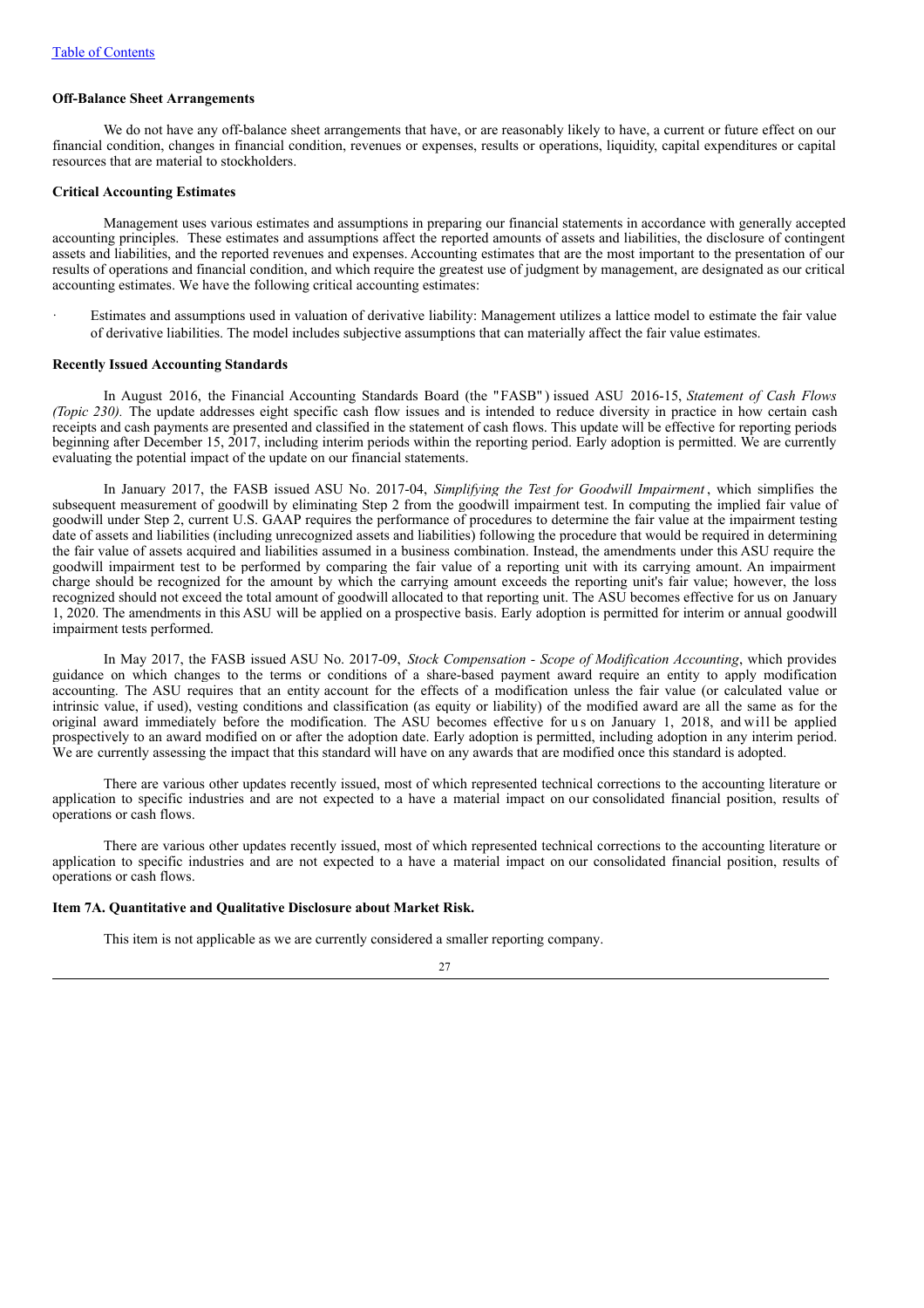[Table of Contents](#)

**Off-Balance Sheet Arrangements**

We do not have any off-balance sheet arrangements that have, or are reasonably likely to have, a current or future effect on our financial condition, changes in financial condition, revenues or expenses, results or operations, liquidity, capital expenditures or capital resources that are material to stockholders.

**Critical Accounting Estimates**

Management uses various estimates and assumptions in preparing our financial statements in accordance with generally accepted accounting principles. These estimates and assumptions affect the reported amounts of assets and liabilities, the disclosure of contingent assets and liabilities, and the reported revenues and expenses. Accounting estimates that are the most important to the presentation of our results of operations and financial condition, and which require the greatest use of judgment by management, are designated as our critical accounting estimates. We have the following critical accounting estimates:

- Estimates and assumptions used in valuation of derivative liability: Management utilizes a lattice model to estimate the fair value of derivative liabilities. The model includes subjective assumptions that can materially affect the fair value estimates.

**Recently Issued Accounting Standards**

In August 2016, the Financial Accounting Standards Board (the "FASB") issued ASU 2016-15, *Statement of Cash Flows (Topic 230).* The update addresses eight specific cash flow issues and is intended to reduce diversity in practice in how certain cash receipts and cash payments are presented and classified in the statement of cash flows. This update will be effective for reporting periods beginning after December 15, 2017, including interim periods within the reporting period. Early adoption is permitted. We are currently evaluating the potential impact of the update on our financial statements.

In January 2017, the FASB issued ASU No. 2017-04, *Simplifying the Test for Goodwill Impairment*, which simplifies the subsequent measurement of goodwill by eliminating Step 2 from the goodwill impairment test. In computing the implied fair value of goodwill under Step 2, current U.S. GAAP requires the performance of procedures to determine the fair value at the impairment testing date of assets and liabilities (including unrecognized assets and liabilities) following the procedure that would be required in determining the fair value of assets acquired and liabilities assumed in a business combination. Instead, the amendments under this ASU require the goodwill impairment test to be performed by comparing the fair value of a reporting unit with its carrying amount. An impairment charge should be recognized for the amount by which the carrying amount exceeds the reporting unit's fair value; however, the loss recognized should not exceed the total amount of goodwill allocated to that reporting unit. The ASU becomes effective for us on January 1, 2020. The amendments in this ASU will be applied on a prospective basis. Early adoption is permitted for interim or annual goodwill impairment tests performed.

In May 2017, the FASB issued ASU No. 2017-09, *Stock Compensation - Scope of Modification Accounting*, which provides guidance on which changes to the terms or conditions of a share-based payment award require an entity to apply modification accounting. The ASU requires that an entity account for the effects of a modification unless the fair value (or calculated value or intrinsic value, if used), vesting conditions and classification (as equity or liability) of the modified award are all the same as for the original award immediately before the modification. The ASU becomes effective for us on January 1, 2018, and will be applied prospectively to an award modified on or after the adoption date. Early adoption is permitted, including adoption in any interim period. We are currently assessing the impact that this standard will have on any awards that are modified once this standard is adopted.

There are various other updates recently issued, most of which represented technical corrections to the accounting literature or application to specific industries and are not expected to a have a material impact on our consolidated financial position, results of operations or cash flows.

There are various other updates recently issued, most of which represented technical corrections to the accounting literature or application to specific industries and are not expected to a have a material impact on our consolidated financial position, results of operations or cash flows.

**Item 7A. Quantitative and Qualitative Disclosure about Market Risk.**

This item is not applicable as we are currently considered a smaller reporting company.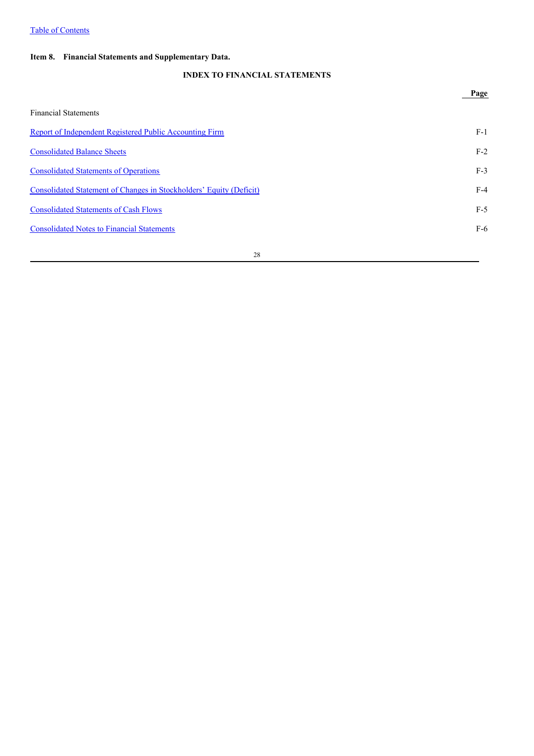## Item 8. Financial Statements and Supplementary Data.

### INDEX TO FINANCIAL STATEMENTS

| | Page |
|---|---|
| Financial Statements | |
| Report of Independent Registered Public Accounting Firm | F-1 |
| Consolidated Balance Sheets | F-2 |
| Consolidated Statements of Operations | F-3 |
| Consolidated Statement of Changes in Stockholders' Equity (Deficit) | F-4 |
| Consolidated Statements of Cash Flows | F-5 |
| Consolidated Notes to Financial Statements | F-6 |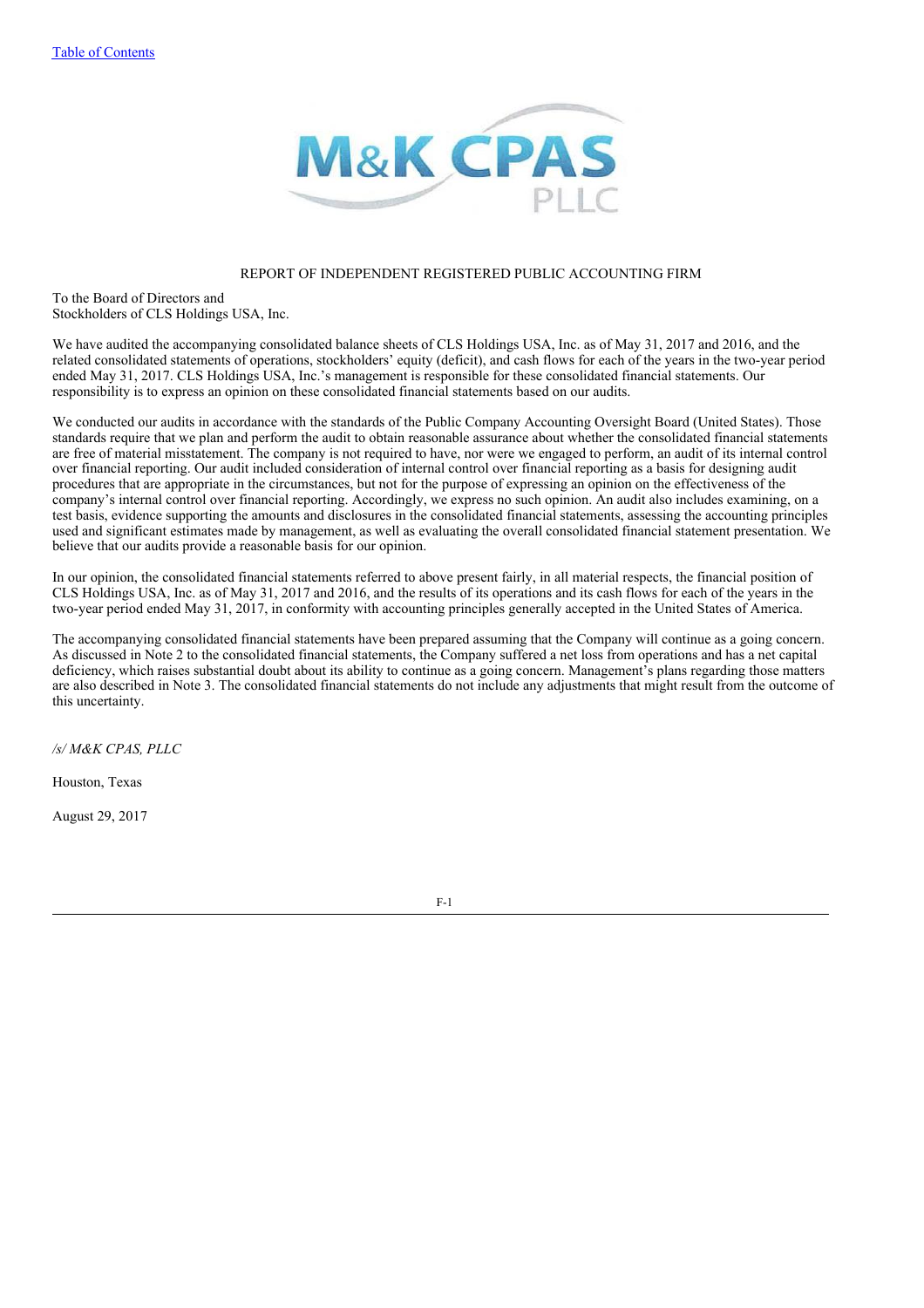Table of Contents

M&K CPAS PLLC

## REPORT OF INDEPENDENT REGISTERED PUBLIC ACCOUNTING FIRM

To the Board of Directors and
Stockholders of CLS Holdings USA, Inc.

We have audited the accompanying consolidated balance sheets of CLS Holdings USA, Inc. as of May 31, 2017 and 2016, and the related consolidated statements of operations, stockholders' equity (deficit), and cash flows for each of the years in the two-year period ended May 31, 2017. CLS Holdings USA, Inc.'s management is responsible for these consolidated financial statements. Our responsibility is to express an opinion on these consolidated financial statements based on our audits.

We conducted our audits in accordance with the standards of the Public Company Accounting Oversight Board (United States). Those standards require that we plan and perform the audit to obtain reasonable assurance about whether the consolidated financial statements are free of material misstatement. The company is not required to have, nor were we engaged to perform, an audit of its internal control over financial reporting. Our audit included consideration of internal control over financial reporting as a basis for designing audit procedures that are appropriate in the circumstances, but not for the purpose of expressing an opinion on the effectiveness of the company's internal control over financial reporting. Accordingly, we express no such opinion. An audit also includes examining, on a test basis, evidence supporting the amounts and disclosures in the consolidated financial statements, assessing the accounting principles used and significant estimates made by management, as well as evaluating the overall consolidated financial statement presentation. We believe that our audits provide a reasonable basis for our opinion.

In our opinion, the consolidated financial statements referred to above present fairly, in all material respects, the financial position of CLS Holdings USA, Inc. as of May 31, 2017 and 2016, and the results of its operations and its cash flows for each of the years in the two-year period ended May 31, 2017, in conformity with accounting principles generally accepted in the United States of America.

The accompanying consolidated financial statements have been prepared assuming that the Company will continue as a going concern. As discussed in Note 2 to the consolidated financial statements, the Company suffered a net loss from operations and has a net capital deficiency, which raises substantial doubt about its ability to continue as a going concern. Management's plans regarding those matters are also described in Note 3. The consolidated financial statements do not include any adjustments that might result from the outcome of this uncertainty.

*/s/ M&K CPAS, PLLC*

Houston, Texas

August 29, 2017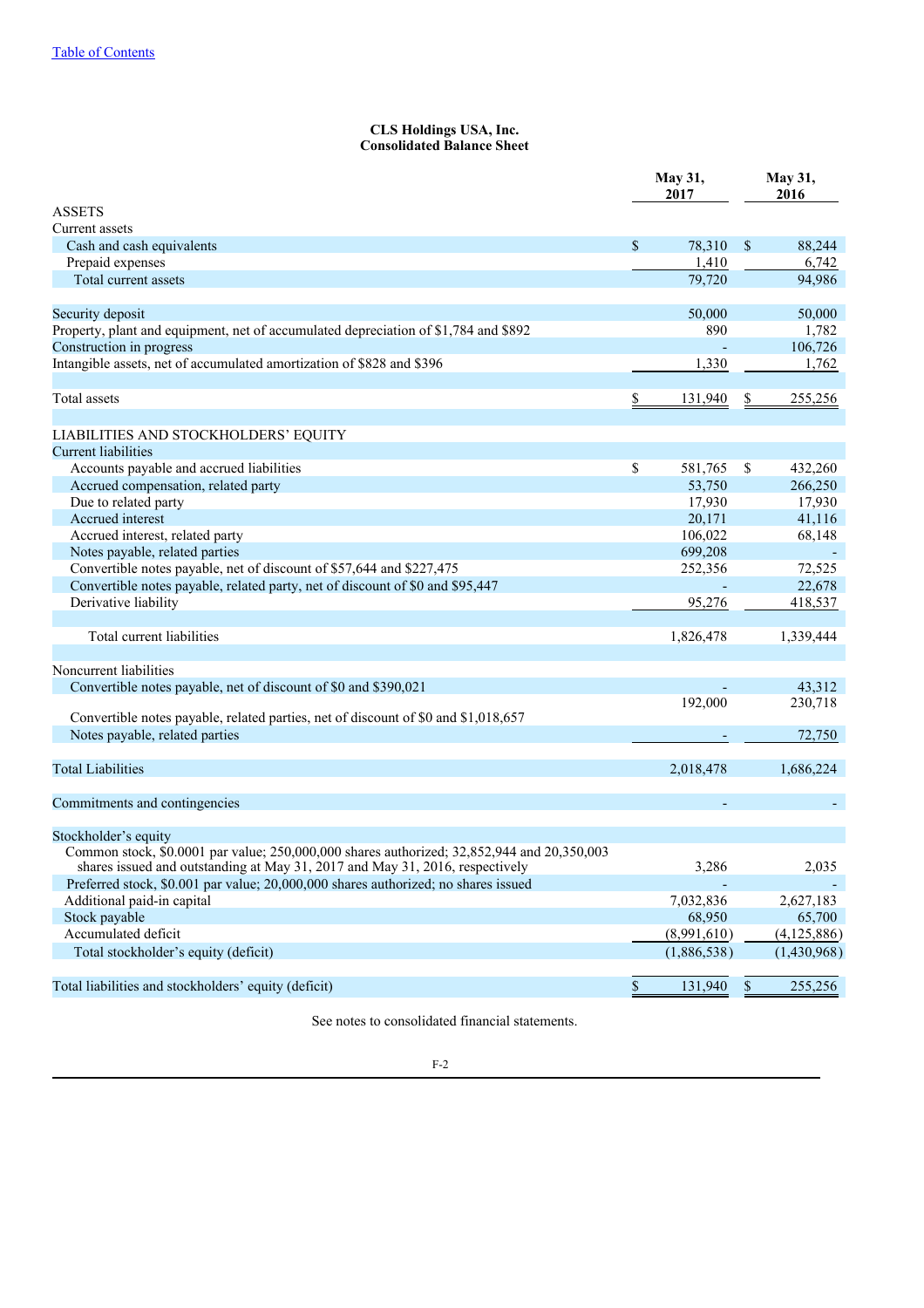[Table of Contents](#)

**CLS Holdings USA, Inc.**
**Consolidated Balance Sheet**

| | May 31, 2017 | May 31, 2016 |
|---|---|---|
| ASSETS | | |
| Current assets | | |
| Cash and cash equivalents | $ 78,310 | $ 88,244 |
| Prepaid expenses | 1,410 | 6,742 |
| Total current assets | 79,720 | 94,986 |
| | | |
| Security deposit | 50,000 | 50,000 |
| Property, plant and equipment, net of accumulated depreciation of $1,784 and $892 | 890 | 1,782 |
| Construction in progress | - | 106,726 |
| Intangible assets, net of accumulated amortization of $828 and $396 | 1,330 | 1,762 |
| | | |
| Total assets | $ 131,940 | $ 255,256 |
| | | |
| LIABILITIES AND STOCKHOLDERS' EQUITY | | |
| Current liabilities | | |
| Accounts payable and accrued liabilities | $ 581,765 | $ 432,260 |
| Accrued compensation, related party | 53,750 | 266,250 |
| Due to related party | 17,930 | 17,930 |
| Accrued interest | 20,171 | 41,116 |
| Accrued interest, related party | 106,022 | 68,148 |
| Notes payable, related parties | 699,208 | - |
| Convertible notes payable, net of discount of $57,644 and $227,475 | 252,356 | 72,525 |
| Convertible notes payable, related party, net of discount of $0 and $95,447 | - | 22,678 |
| Derivative liability | 95,276 | 418,537 |
| | | |
| Total current liabilities | 1,826,478 | 1,339,444 |
| | | |
| Noncurrent liabilities | | |
| Convertible notes payable, net of discount of $0 and $390,021 | - | 43,312 |
| Convertible notes payable, related parties, net of discount of $0 and $1,018,657 | 192,000 | 230,718 |
| Notes payable, related parties | - | 72,750 |
| | | |
| Total Liabilities | 2,018,478 | 1,686,224 |
| | | |
| Commitments and contingencies | - | - |
| | | |
| Stockholder's equity | | |
| Common stock, $0.0001 par value; 250,000,000 shares authorized; 32,852,944 and 20,350,003 shares issued and outstanding at May 31, 2017 and May 31, 2016, respectively | 3,286 | 2,035 |
| Preferred stock, $0.001 par value; 20,000,000 shares authorized; no shares issued | - | - |
| Additional paid-in capital | 7,032,836 | 2,627,183 |
| Stock payable | 68,950 | 65,700 |
| Accumulated deficit | (8,991,610) | (4,125,886) |
| Total stockholder's equity (deficit) | (1,886,538) | (1,430,968) |
| | | |
| Total liabilities and stockholders' equity (deficit) | $ 131,940 | $ 255,256 |

See notes to consolidated financial statements.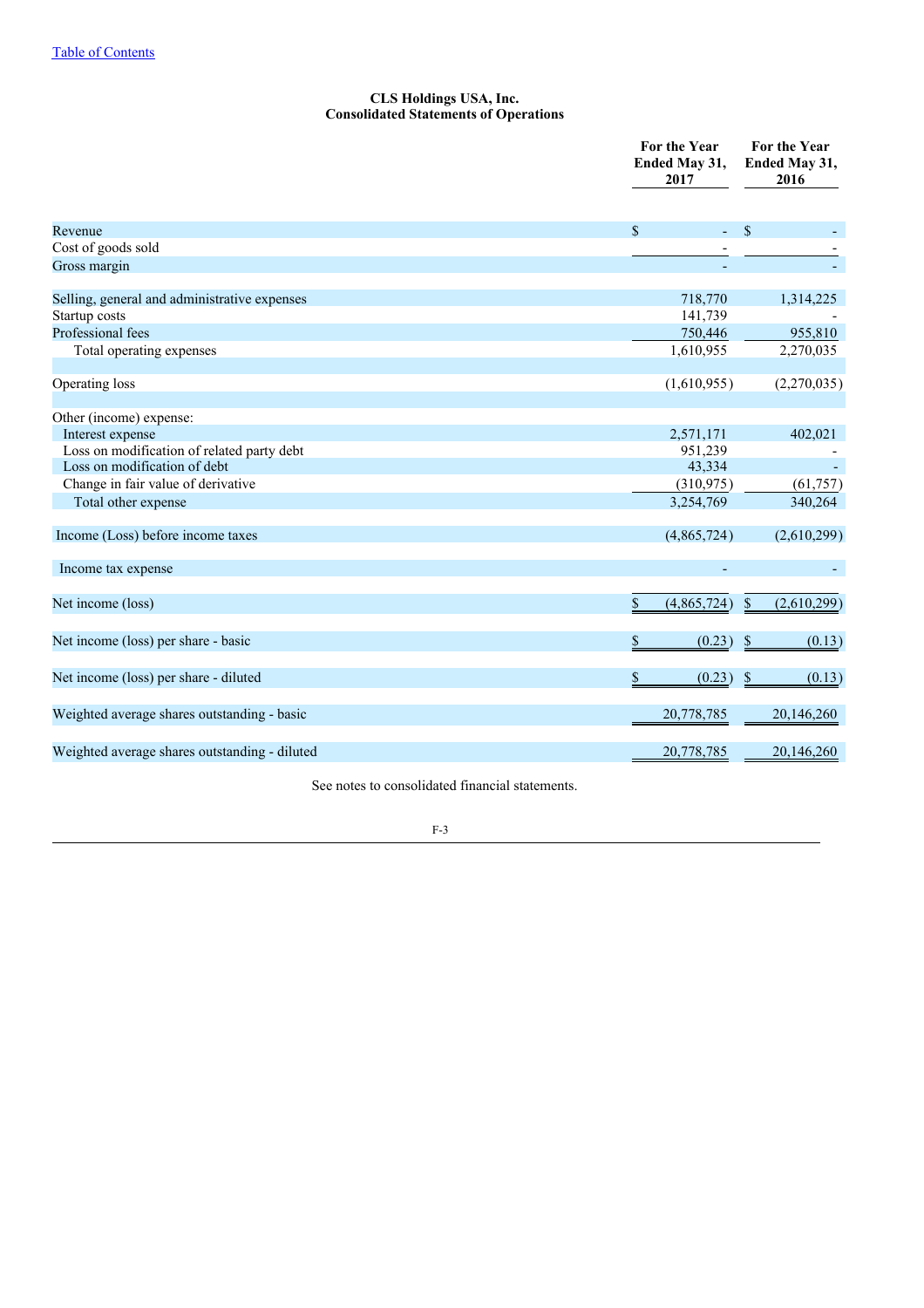[Table of Contents](#)

**CLS Holdings USA, Inc.**
**Consolidated Statements of Operations**

| | For the Year Ended May 31, 2017 | For the Year Ended May 31, 2016 |
|---|---|---|
| Revenue | $ - | $ - |
| Cost of goods sold | - | - |
| Gross margin | - | - |
| | | |
| Selling, general and administrative expenses | 718,770 | 1,314,225 |
| Startup costs | 141,739 | - |
| Professional fees | 750,446 | 955,810 |
| Total operating expenses | 1,610,955 | 2,270,035 |
| | | |
| Operating loss | (1,610,955) | (2,270,035) |
| | | |
| Other (income) expense: | | |
| Interest expense | 2,571,171 | 402,021 |
| Loss on modification of related party debt | 951,239 | - |
| Loss on modification of debt | 43,334 | - |
| Change in fair value of derivative | (310,975) | (61,757) |
| Total other expense | 3,254,769 | 340,264 |
| | | |
| Income (Loss) before income taxes | (4,865,724) | (2,610,299) |
| | | |
| Income tax expense | - | - |
| | | |
| Net income (loss) | $ (4,865,724) | $ (2,610,299) |
| | | |
| Net income (loss) per share - basic | $ (0.23) | $ (0.13) |
| | | |
| Net income (loss) per share - diluted | $ (0.23) | $ (0.13) |
| | | |
| Weighted average shares outstanding - basic | 20,778,785 | 20,146,260 |
| | | |
| Weighted average shares outstanding - diluted | 20,778,785 | 20,146,260 |

See notes to consolidated financial statements.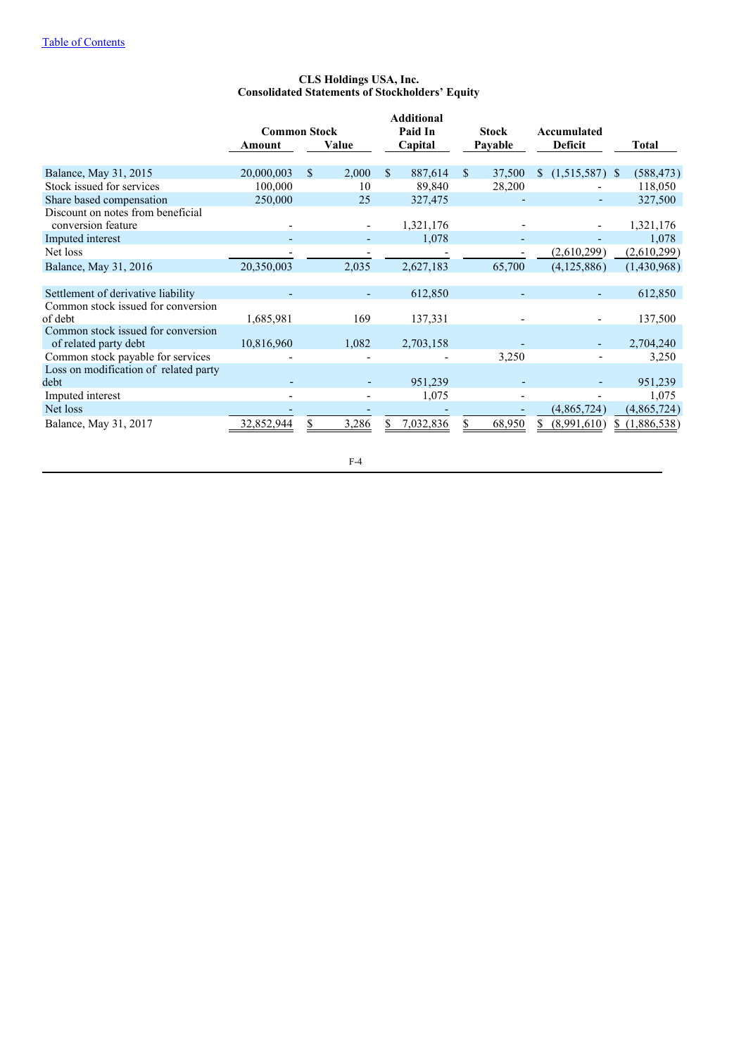[Table of Contents](#)

**CLS Holdings USA, Inc.**
**Consolidated Statements of Stockholders' Equity**

| | Common Stock | | Additional Paid In Capital | Stock Payable | Accumulated Deficit | Total |
|---|---|---|---|---|---|---|
| | Amount | Value | | | | |
| Balance, May 31, 2015 | 20,000,003 | $ 2,000 | $ 887,614 | $ 37,500 | $ (1,515,587) | $ (588,473) |
| Stock issued for services | 100,000 | 10 | 89,840 | 28,200 | - | 118,050 |
| Share based compensation | 250,000 | 25 | 327,475 | - | - | 327,500 |
| Discount on notes from beneficial conversion feature | - | - | 1,321,176 | - | - | 1,321,176 |
| Imputed interest | - | - | 1,078 | - | - | 1,078 |
| Net loss | - | - | - | - | (2,610,299) | (2,610,299) |
| Balance, May 31, 2016 | 20,350,003 | 2,035 | 2,627,183 | 65,700 | (4,125,886) | (1,430,968) |
| | | | | | | |
| Settlement of derivative liability | - | - | 612,850 | - | - | 612,850 |
| Common stock issued for conversion of debt | 1,685,981 | 169 | 137,331 | - | - | 137,500 |
| Common stock issued for conversion of related party debt | 10,816,960 | 1,082 | 2,703,158 | - | - | 2,704,240 |
| Common stock payable for services | - | - | - | 3,250 | - | 3,250 |
| Loss on modification of related party debt | - | - | 951,239 | - | - | 951,239 |
| Imputed interest | - | - | 1,075 | - | - | 1,075 |
| Net loss | - | - | - | - | (4,865,724) | (4,865,724) |
| Balance, May 31, 2017 | 32,852,944 | $ 3,286 | $ 7,032,836 | $ 68,950 | $ (8,991,610) | $ (1,886,538) |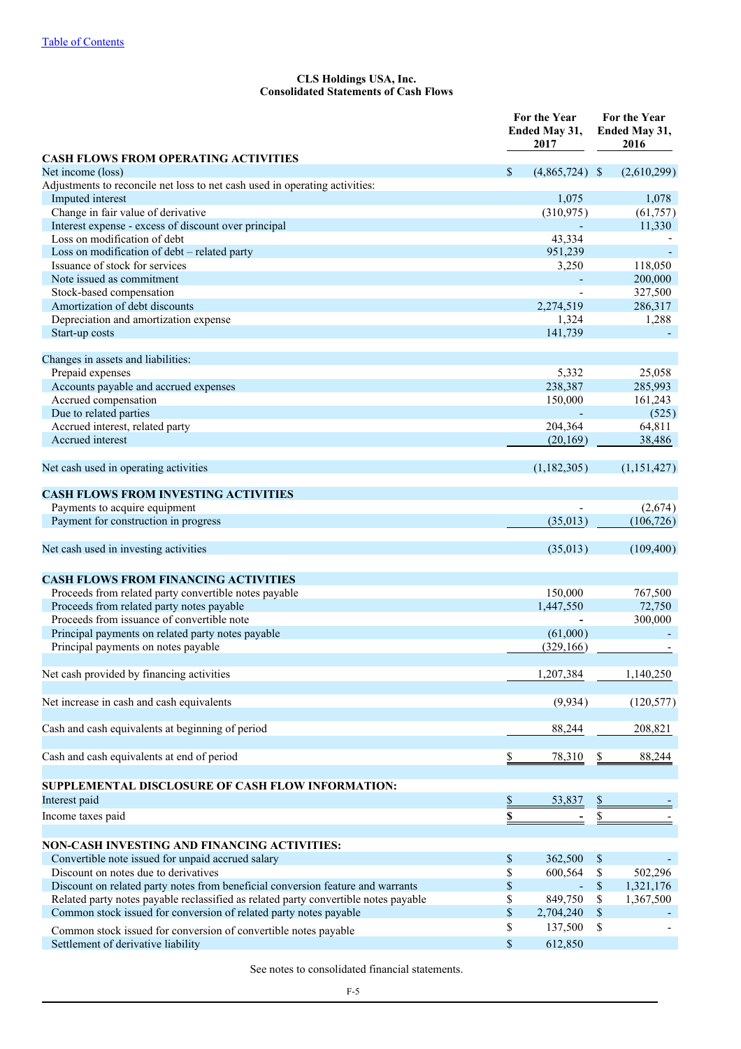**CLS Holdings USA, Inc.**
**Consolidated Statements of Cash Flows**

| | For the Year Ended May 31, 2017 | For the Year Ended May 31, 2016 |
|---|---|---|
| **CASH FLOWS FROM OPERATING ACTIVITIES** | | |
| Net income (loss) | $ (4,865,724) | $ (2,610,299) |
| Adjustments to reconcile net loss to net cash used in operating activities: | | |
| Imputed interest | 1,075 | 1,078 |
| Change in fair value of derivative | (310,975) | (61,757) |
| Interest expense - excess of discount over principal | - | 11,330 |
| Loss on modification of debt | 43,334 | - |
| Loss on modification of debt – related party | 951,239 | - |
| Issuance of stock for services | 3,250 | 118,050 |
| Note issued as commitment | - | 200,000 |
| Stock-based compensation | - | 327,500 |
| Amortization of debt discounts | 2,274,519 | 286,317 |
| Depreciation and amortization expense | 1,324 | 1,288 |
| Start-up costs | 141,739 | - |
| Changes in assets and liabilities: | | |
| Prepaid expenses | 5,332 | 25,058 |
| Accounts payable and accrued expenses | 238,387 | 285,993 |
| Accrued compensation | 150,000 | 161,243 |
| Due to related parties | - | (525) |
| Accrued interest, related party | 204,364 | 64,811 |
| Accrued interest | (20,169) | 38,486 |
| Net cash used in operating activities | (1,182,305) | (1,151,427) |
| **CASH FLOWS FROM INVESTING ACTIVITIES** | | |
| Payments to acquire equipment | - | (2,674) |
| Payment for construction in progress | (35,013) | (106,726) |
| Net cash used in investing activities | (35,013) | (109,400) |
| **CASH FLOWS FROM FINANCING ACTIVITIES** | | |
| Proceeds from related party convertible notes payable | 150,000 | 767,500 |
| Proceeds from related party notes payable | 1,447,550 | 72,750 |
| Proceeds from issuance of convertible note | - | 300,000 |
| Principal payments on related party notes payable | (61,000) | - |
| Principal payments on notes payable | (329,166) | - |
| Net cash provided by financing activities | 1,207,384 | 1,140,250 |
| Net increase in cash and cash equivalents | (9,934) | (120,577) |
| Cash and cash equivalents at beginning of period | 88,244 | 208,821 |
| Cash and cash equivalents at end of period | $ 78,310 | $ 88,244 |
| **SUPPLEMENTAL DISCLOSURE OF CASH FLOW INFORMATION:** | | |
| Interest paid | $ 53,837 | $ - |
| Income taxes paid | $ - | $ - |
| **NON-CASH INVESTING AND FINANCING ACTIVITIES:** | | |
| Convertible note issued for unpaid accrued salary | $ 362,500 | $ - |
| Discount on notes due to derivatives | $ 600,564 | $ 502,296 |
| Discount on related party notes from beneficial conversion feature and warrants | $ - | $ 1,321,176 |
| Related party notes payable reclassified as related party convertible notes payable | $ 849,750 | $ 1,367,500 |
| Common stock issued for conversion of related party notes payable | $ 2,704,240 | $ - |
| Common stock issued for conversion of convertible notes payable | $ 137,500 | $ - |
| Settlement of derivative liability | $ 612,850 | |

See notes to consolidated financial statements.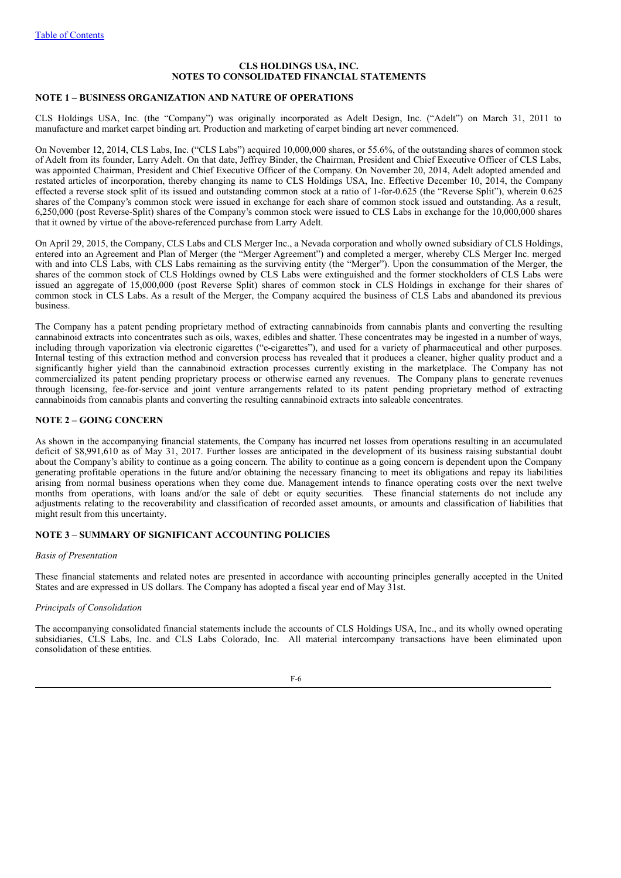## CLS HOLDINGS USA, INC.
## NOTES TO CONSOLIDATED FINANCIAL STATEMENTS

### NOTE 1 – BUSINESS ORGANIZATION AND NATURE OF OPERATIONS

CLS Holdings USA, Inc. (the "Company") was originally incorporated as Adelt Design, Inc. ("Adelt") on March 31, 2011 to manufacture and market carpet binding art. Production and marketing of carpet binding art never commenced.

On November 12, 2014, CLS Labs, Inc. ("CLS Labs") acquired 10,000,000 shares, or 55.6%, of the outstanding shares of common stock of Adelt from its founder, Larry Adelt. On that date, Jeffrey Binder, the Chairman, President and Chief Executive Officer of CLS Labs, was appointed Chairman, President and Chief Executive Officer of the Company. On November 20, 2014, Adelt adopted amended and restated articles of incorporation, thereby changing its name to CLS Holdings USA, Inc. Effective December 10, 2014, the Company effected a reverse stock split of its issued and outstanding common stock at a ratio of 1-for-0.625 (the "Reverse Split"), wherein 0.625 shares of the Company's common stock were issued in exchange for each share of common stock issued and outstanding. As a result, 6,250,000 (post Reverse-Split) shares of the Company's common stock were issued to CLS Labs in exchange for the 10,000,000 shares that it owned by virtue of the above-referenced purchase from Larry Adelt.

On April 29, 2015, the Company, CLS Labs and CLS Merger Inc., a Nevada corporation and wholly owned subsidiary of CLS Holdings, entered into an Agreement and Plan of Merger (the "Merger Agreement") and completed a merger, whereby CLS Merger Inc. merged with and into CLS Labs, with CLS Labs remaining as the surviving entity (the "Merger"). Upon the consummation of the Merger, the shares of the common stock of CLS Holdings owned by CLS Labs were extinguished and the former stockholders of CLS Labs were issued an aggregate of 15,000,000 (post Reverse Split) shares of common stock in CLS Holdings in exchange for their shares of common stock in CLS Labs. As a result of the Merger, the Company acquired the business of CLS Labs and abandoned its previous business.

The Company has a patent pending proprietary method of extracting cannabinoids from cannabis plants and converting the resulting cannabinoid extracts into concentrates such as oils, waxes, edibles and shatter. These concentrates may be ingested in a number of ways, including through vaporization via electronic cigarettes ("e-cigarettes"), and used for a variety of pharmaceutical and other purposes. Internal testing of this extraction method and conversion process has revealed that it produces a cleaner, higher quality product and a significantly higher yield than the cannabinoid extraction processes currently existing in the marketplace. The Company has not commercialized its patent pending proprietary process or otherwise earned any revenues. The Company plans to generate revenues through licensing, fee-for-service and joint venture arrangements related to its patent pending proprietary method of extracting cannabinoids from cannabis plants and converting the resulting cannabinoid extracts into saleable concentrates.

### NOTE 2 – GOING CONCERN

As shown in the accompanying financial statements, the Company has incurred net losses from operations resulting in an accumulated deficit of $8,991,610 as of May 31, 2017. Further losses are anticipated in the development of its business raising substantial doubt about the Company's ability to continue as a going concern. The ability to continue as a going concern is dependent upon the Company generating profitable operations in the future and/or obtaining the necessary financing to meet its obligations and repay its liabilities arising from normal business operations when they come due. Management intends to finance operating costs over the next twelve months from operations, with loans and/or the sale of debt or equity securities. These financial statements do not include any adjustments relating to the recoverability and classification of recorded asset amounts, or amounts and classification of liabilities that might result from this uncertainty.

### NOTE 3 – SUMMARY OF SIGNIFICANT ACCOUNTING POLICIES

*Basis of Presentation*

These financial statements and related notes are presented in accordance with accounting principles generally accepted in the United States and are expressed in US dollars. The Company has adopted a fiscal year end of May 31st.

*Principals of Consolidation*

The accompanying consolidated financial statements include the accounts of CLS Holdings USA, Inc., and its wholly owned operating subsidiaries, CLS Labs, Inc. and CLS Labs Colorado, Inc. All material intercompany transactions have been eliminated upon consolidation of these entities.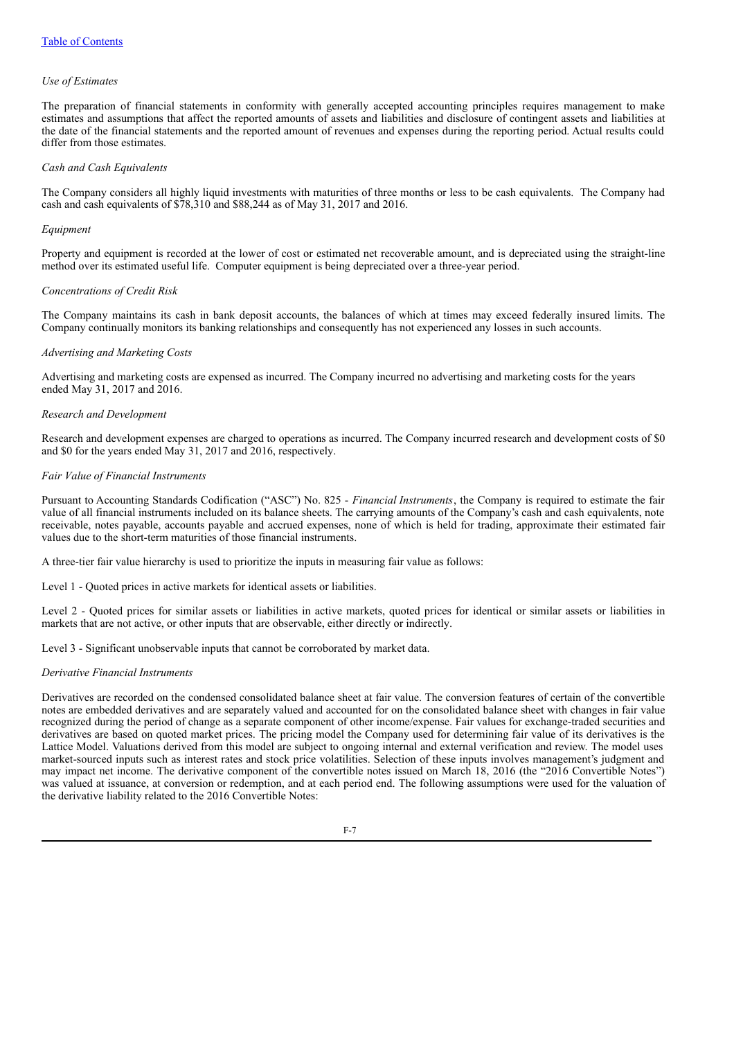*Use of Estimates*

The preparation of financial statements in conformity with generally accepted accounting principles requires management to make estimates and assumptions that affect the reported amounts of assets and liabilities and disclosure of contingent assets and liabilities at the date of the financial statements and the reported amount of revenues and expenses during the reporting period. Actual results could differ from those estimates.

*Cash and Cash Equivalents*

The Company considers all highly liquid investments with maturities of three months or less to be cash equivalents. The Company had cash and cash equivalents of $78,310 and $88,244 as of May 31, 2017 and 2016.

*Equipment*

Property and equipment is recorded at the lower of cost or estimated net recoverable amount, and is depreciated using the straight-line method over its estimated useful life. Computer equipment is being depreciated over a three-year period.

*Concentrations of Credit Risk*

The Company maintains its cash in bank deposit accounts, the balances of which at times may exceed federally insured limits. The Company continually monitors its banking relationships and consequently has not experienced any losses in such accounts.

*Advertising and Marketing Costs*

Advertising and marketing costs are expensed as incurred. The Company incurred no advertising and marketing costs for the years ended May 31, 2017 and 2016.

*Research and Development*

Research and development expenses are charged to operations as incurred. The Company incurred research and development costs of $0 and $0 for the years ended May 31, 2017 and 2016, respectively.

*Fair Value of Financial Instruments*

Pursuant to Accounting Standards Codification ("ASC") No. 825 - *Financial Instruments*, the Company is required to estimate the fair value of all financial instruments included on its balance sheets. The carrying amounts of the Company's cash and cash equivalents, note receivable, notes payable, accounts payable and accrued expenses, none of which is held for trading, approximate their estimated fair values due to the short-term maturities of those financial instruments.

A three-tier fair value hierarchy is used to prioritize the inputs in measuring fair value as follows:

Level 1 - Quoted prices in active markets for identical assets or liabilities.

Level 2 - Quoted prices for similar assets or liabilities in active markets, quoted prices for identical or similar assets or liabilities in markets that are not active, or other inputs that are observable, either directly or indirectly.

Level 3 - Significant unobservable inputs that cannot be corroborated by market data.

*Derivative Financial Instruments*

Derivatives are recorded on the condensed consolidated balance sheet at fair value. The conversion features of certain of the convertible notes are embedded derivatives and are separately valued and accounted for on the consolidated balance sheet with changes in fair value recognized during the period of change as a separate component of other income/expense. Fair values for exchange-traded securities and derivatives are based on quoted market prices. The pricing model the Company used for determining fair value of its derivatives is the Lattice Model. Valuations derived from this model are subject to ongoing internal and external verification and review. The model uses market-sourced inputs such as interest rates and stock price volatilities. Selection of these inputs involves management's judgment and may impact net income. The derivative component of the convertible notes issued on March 18, 2016 (the "2016 Convertible Notes") was valued at issuance, at conversion or redemption, and at each period end. The following assumptions were used for the valuation of the derivative liability related to the 2016 Convertible Notes: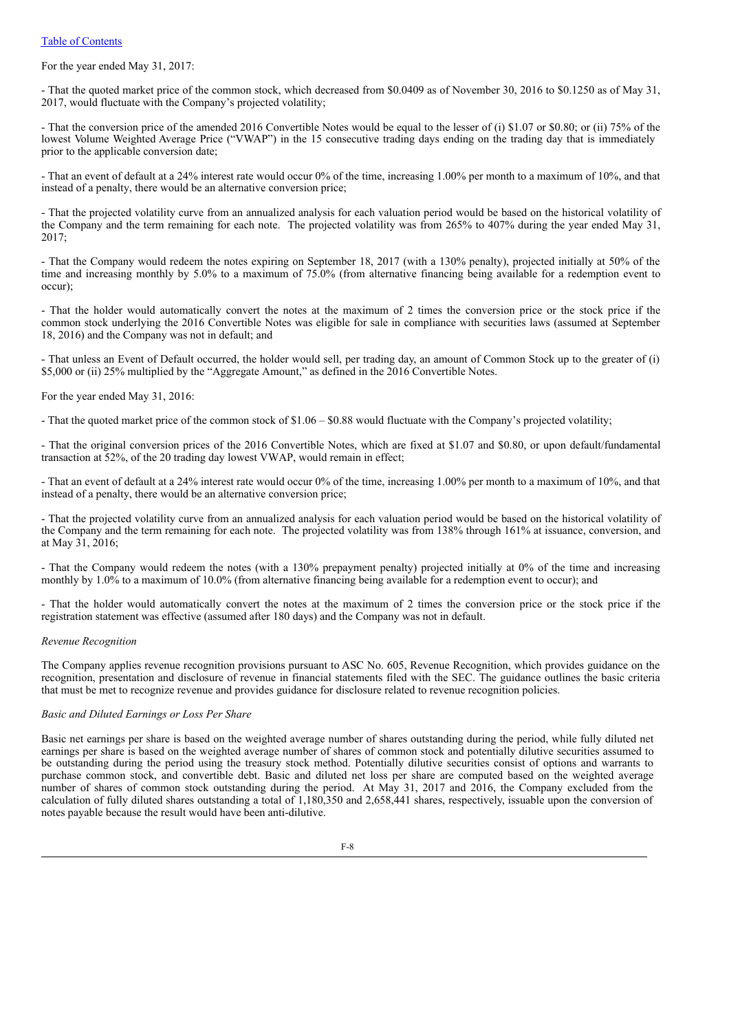For the year ended May 31, 2017:

- That the quoted market price of the common stock, which decreased from $0.0409 as of November 30, 2016 to $0.1250 as of May 31, 2017, would fluctuate with the Company's projected volatility;

- That the conversion price of the amended 2016 Convertible Notes would be equal to the lesser of (i) $1.07 or $0.80; or (ii) 75% of the lowest Volume Weighted Average Price ("VWAP") in the 15 consecutive trading days ending on the trading day that is immediately prior to the applicable conversion date;

- That an event of default at a 24% interest rate would occur 0% of the time, increasing 1.00% per month to a maximum of 10%, and that instead of a penalty, there would be an alternative conversion price;

- That the projected volatility curve from an annualized analysis for each valuation period would be based on the historical volatility of the Company and the term remaining for each note. The projected volatility was from 265% to 407% during the year ended May 31, 2017;

- That the Company would redeem the notes expiring on September 18, 2017 (with a 130% penalty), projected initially at 50% of the time and increasing monthly by 5.0% to a maximum of 75.0% (from alternative financing being available for a redemption event to occur);

- That the holder would automatically convert the notes at the maximum of 2 times the conversion price or the stock price if the common stock underlying the 2016 Convertible Notes was eligible for sale in compliance with securities laws (assumed at September 18, 2016) and the Company was not in default; and

- That unless an Event of Default occurred, the holder would sell, per trading day, an amount of Common Stock up to the greater of (i) $5,000 or (ii) 25% multiplied by the "Aggregate Amount," as defined in the 2016 Convertible Notes.

For the year ended May 31, 2016:

- That the quoted market price of the common stock of $1.06 – $0.88 would fluctuate with the Company's projected volatility;

- That the original conversion prices of the 2016 Convertible Notes, which are fixed at $1.07 and $0.80, or upon default/fundamental transaction at 52%, of the 20 trading day lowest VWAP, would remain in effect;

- That an event of default at a 24% interest rate would occur 0% of the time, increasing 1.00% per month to a maximum of 10%, and that instead of a penalty, there would be an alternative conversion price;

- That the projected volatility curve from an annualized analysis for each valuation period would be based on the historical volatility of the Company and the term remaining for each note. The projected volatility was from 138% through 161% at issuance, conversion, and at May 31, 2016;

- That the Company would redeem the notes (with a 130% prepayment penalty) projected initially at 0% of the time and increasing monthly by 1.0% to a maximum of 10.0% (from alternative financing being available for a redemption event to occur); and

- That the holder would automatically convert the notes at the maximum of 2 times the conversion price or the stock price if the registration statement was effective (assumed after 180 days) and the Company was not in default.

*Revenue Recognition*

The Company applies revenue recognition provisions pursuant to ASC No. 605, Revenue Recognition, which provides guidance on the recognition, presentation and disclosure of revenue in financial statements filed with the SEC. The guidance outlines the basic criteria that must be met to recognize revenue and provides guidance for disclosure related to revenue recognition policies.

*Basic and Diluted Earnings or Loss Per Share*

Basic net earnings per share is based on the weighted average number of shares outstanding during the period, while fully diluted net earnings per share is based on the weighted average number of shares of common stock and potentially dilutive securities assumed to be outstanding during the period using the treasury stock method. Potentially dilutive securities consist of options and warrants to purchase common stock, and convertible debt. Basic and diluted net loss per share are computed based on the weighted average number of shares of common stock outstanding during the period. At May 31, 2017 and 2016, the Company excluded from the calculation of fully diluted shares outstanding a total of 1,180,350 and 2,658,441 shares, respectively, issuable upon the conversion of notes payable because the result would have been anti-dilutive.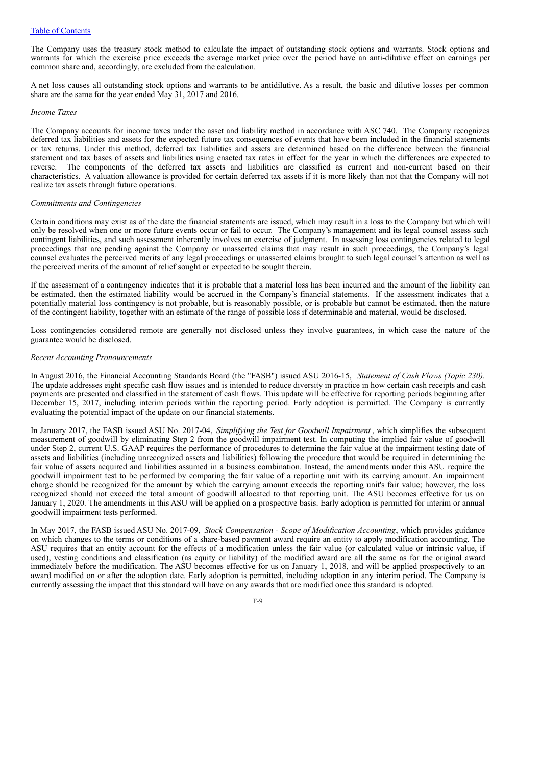The Company uses the treasury stock method to calculate the impact of outstanding stock options and warrants. Stock options and warrants for which the exercise price exceeds the average market price over the period have an anti-dilutive effect on earnings per common share and, accordingly, are excluded from the calculation.

A net loss causes all outstanding stock options and warrants to be antidilutive. As a result, the basic and dilutive losses per common share are the same for the year ended May 31, 2017 and 2016.

*Income Taxes*

The Company accounts for income taxes under the asset and liability method in accordance with ASC 740. The Company recognizes deferred tax liabilities and assets for the expected future tax consequences of events that have been included in the financial statements or tax returns. Under this method, deferred tax liabilities and assets are determined based on the difference between the financial statement and tax bases of assets and liabilities using enacted tax rates in effect for the year in which the differences are expected to reverse. The components of the deferred tax assets and liabilities are classified as current and non-current based on their characteristics. A valuation allowance is provided for certain deferred tax assets if it is more likely than not that the Company will not realize tax assets through future operations.

*Commitments and Contingencies*

Certain conditions may exist as of the date the financial statements are issued, which may result in a loss to the Company but which will only be resolved when one or more future events occur or fail to occur. The Company's management and its legal counsel assess such contingent liabilities, and such assessment inherently involves an exercise of judgment. In assessing loss contingencies related to legal proceedings that are pending against the Company or unasserted claims that may result in such proceedings, the Company's legal counsel evaluates the perceived merits of any legal proceedings or unasserted claims brought to such legal counsel's attention as well as the perceived merits of the amount of relief sought or expected to be sought therein.

If the assessment of a contingency indicates that it is probable that a material loss has been incurred and the amount of the liability can be estimated, then the estimated liability would be accrued in the Company's financial statements. If the assessment indicates that a potentially material loss contingency is not probable, but is reasonably possible, or is probable but cannot be estimated, then the nature of the contingent liability, together with an estimate of the range of possible loss if determinable and material, would be disclosed.

Loss contingencies considered remote are generally not disclosed unless they involve guarantees, in which case the nature of the guarantee would be disclosed.

*Recent Accounting Pronouncements*

In August 2016, the Financial Accounting Standards Board (the "FASB") issued ASU 2016-15, *Statement of Cash Flows (Topic 230).* The update addresses eight specific cash flow issues and is intended to reduce diversity in practice in how certain cash receipts and cash payments are presented and classified in the statement of cash flows. This update will be effective for reporting periods beginning after December 15, 2017, including interim periods within the reporting period. Early adoption is permitted. The Company is currently evaluating the potential impact of the update on our financial statements.

In January 2017, the FASB issued ASU No. 2017-04, *Simplifying the Test for Goodwill Impairment*, which simplifies the subsequent measurement of goodwill by eliminating Step 2 from the goodwill impairment test. In computing the implied fair value of goodwill under Step 2, current U.S. GAAP requires the performance of procedures to determine the fair value at the impairment testing date of assets and liabilities (including unrecognized assets and liabilities) following the procedure that would be required in determining the fair value of assets acquired and liabilities assumed in a business combination. Instead, the amendments under this ASU require the goodwill impairment test to be performed by comparing the fair value of a reporting unit with its carrying amount. An impairment charge should be recognized for the amount by which the carrying amount exceeds the reporting unit's fair value; however, the loss recognized should not exceed the total amount of goodwill allocated to that reporting unit. The ASU becomes effective for us on January 1, 2020. The amendments in this ASU will be applied on a prospective basis. Early adoption is permitted for interim or annual goodwill impairment tests performed.

In May 2017, the FASB issued ASU No. 2017-09, *Stock Compensation - Scope of Modification Accounting*, which provides guidance on which changes to the terms or conditions of a share-based payment award require an entity to apply modification accounting. The ASU requires that an entity account for the effects of a modification unless the fair value (or calculated value or intrinsic value, if used), vesting conditions and classification (as equity or liability) of the modified award are all the same as for the original award immediately before the modification. The ASU becomes effective for us on January 1, 2018, and will be applied prospectively to an award modified on or after the adoption date. Early adoption is permitted, including adoption in any interim period. The Company is currently assessing the impact that this standard will have on any awards that are modified once this standard is adopted.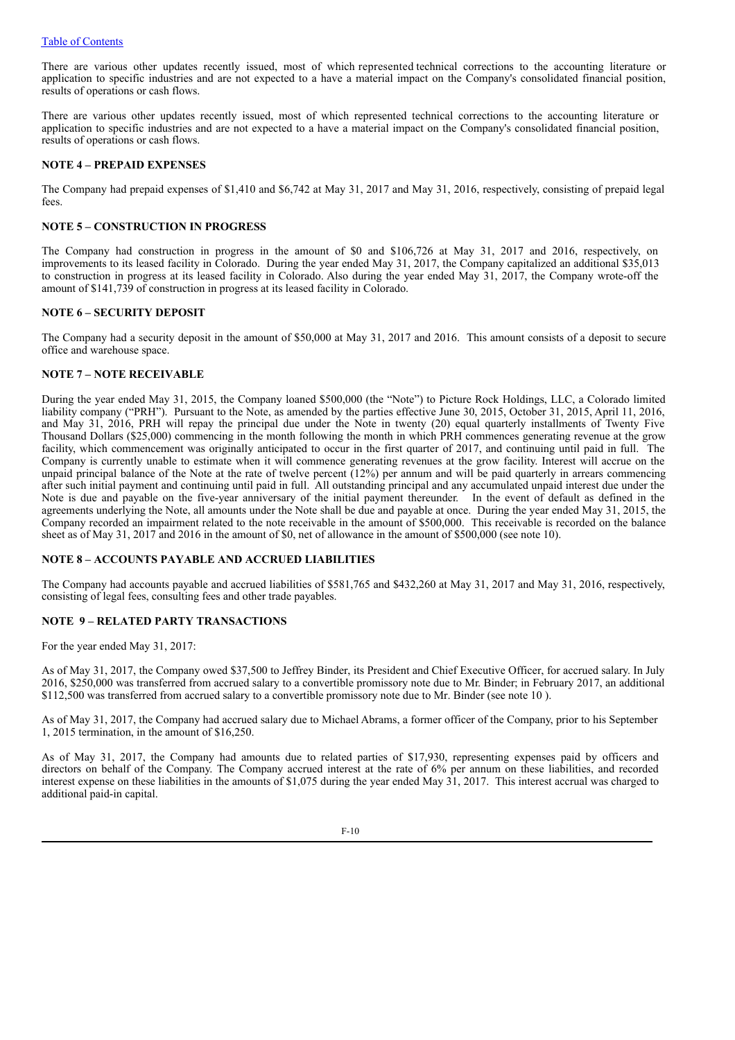There are various other updates recently issued, most of which represented technical corrections to the accounting literature or application to specific industries and are not expected to a have a material impact on the Company's consolidated financial position, results of operations or cash flows.

There are various other updates recently issued, most of which represented technical corrections to the accounting literature or application to specific industries and are not expected to a have a material impact on the Company's consolidated financial position, results of operations or cash flows.

## NOTE 4 – PREPAID EXPENSES

The Company had prepaid expenses of $1,410 and $6,742 at May 31, 2017 and May 31, 2016, respectively, consisting of prepaid legal fees.

## NOTE 5 – CONSTRUCTION IN PROGRESS

The Company had construction in progress in the amount of $0 and $106,726 at May 31, 2017 and 2016, respectively, on improvements to its leased facility in Colorado. During the year ended May 31, 2017, the Company capitalized an additional $35,013 to construction in progress at its leased facility in Colorado. Also during the year ended May 31, 2017, the Company wrote-off the amount of $141,739 of construction in progress at its leased facility in Colorado.

## NOTE 6 – SECURITY DEPOSIT

The Company had a security deposit in the amount of $50,000 at May 31, 2017 and 2016. This amount consists of a deposit to secure office and warehouse space.

## NOTE 7 – NOTE RECEIVABLE

During the year ended May 31, 2015, the Company loaned $500,000 (the "Note") to Picture Rock Holdings, LLC, a Colorado limited liability company ("PRH"). Pursuant to the Note, as amended by the parties effective June 30, 2015, October 31, 2015, April 11, 2016, and May 31, 2016, PRH will repay the principal due under the Note in twenty (20) equal quarterly installments of Twenty Five Thousand Dollars ($25,000) commencing in the month following the month in which PRH commences generating revenue at the grow facility, which commencement was originally anticipated to occur in the first quarter of 2017, and continuing until paid in full. The Company is currently unable to estimate when it will commence generating revenues at the grow facility. Interest will accrue on the unpaid principal balance of the Note at the rate of twelve percent (12%) per annum and will be paid quarterly in arrears commencing after such initial payment and continuing until paid in full. All outstanding principal and any accumulated unpaid interest due under the Note is due and payable on the five-year anniversary of the initial payment thereunder. In the event of default as defined in the agreements underlying the Note, all amounts under the Note shall be due and payable at once. During the year ended May 31, 2015, the Company recorded an impairment related to the note receivable in the amount of $500,000. This receivable is recorded on the balance sheet as of May 31, 2017 and 2016 in the amount of $0, net of allowance in the amount of $500,000 (see note 10).

## NOTE 8 – ACCOUNTS PAYABLE AND ACCRUED LIABILITIES

The Company had accounts payable and accrued liabilities of $581,765 and $432,260 at May 31, 2017 and May 31, 2016, respectively, consisting of legal fees, consulting fees and other trade payables.

## NOTE 9 – RELATED PARTY TRANSACTIONS

For the year ended May 31, 2017:

As of May 31, 2017, the Company owed $37,500 to Jeffrey Binder, its President and Chief Executive Officer, for accrued salary. In July 2016, $250,000 was transferred from accrued salary to a convertible promissory note due to Mr. Binder; in February 2017, an additional $112,500 was transferred from accrued salary to a convertible promissory note due to Mr. Binder (see note 10 ).

As of May 31, 2017, the Company had accrued salary due to Michael Abrams, a former officer of the Company, prior to his September 1, 2015 termination, in the amount of $16,250.

As of May 31, 2017, the Company had amounts due to related parties of $17,930, representing expenses paid by officers and directors on behalf of the Company. The Company accrued interest at the rate of 6% per annum on these liabilities, and recorded interest expense on these liabilities in the amounts of $1,075 during the year ended May 31, 2017. This interest accrual was charged to additional paid-in capital.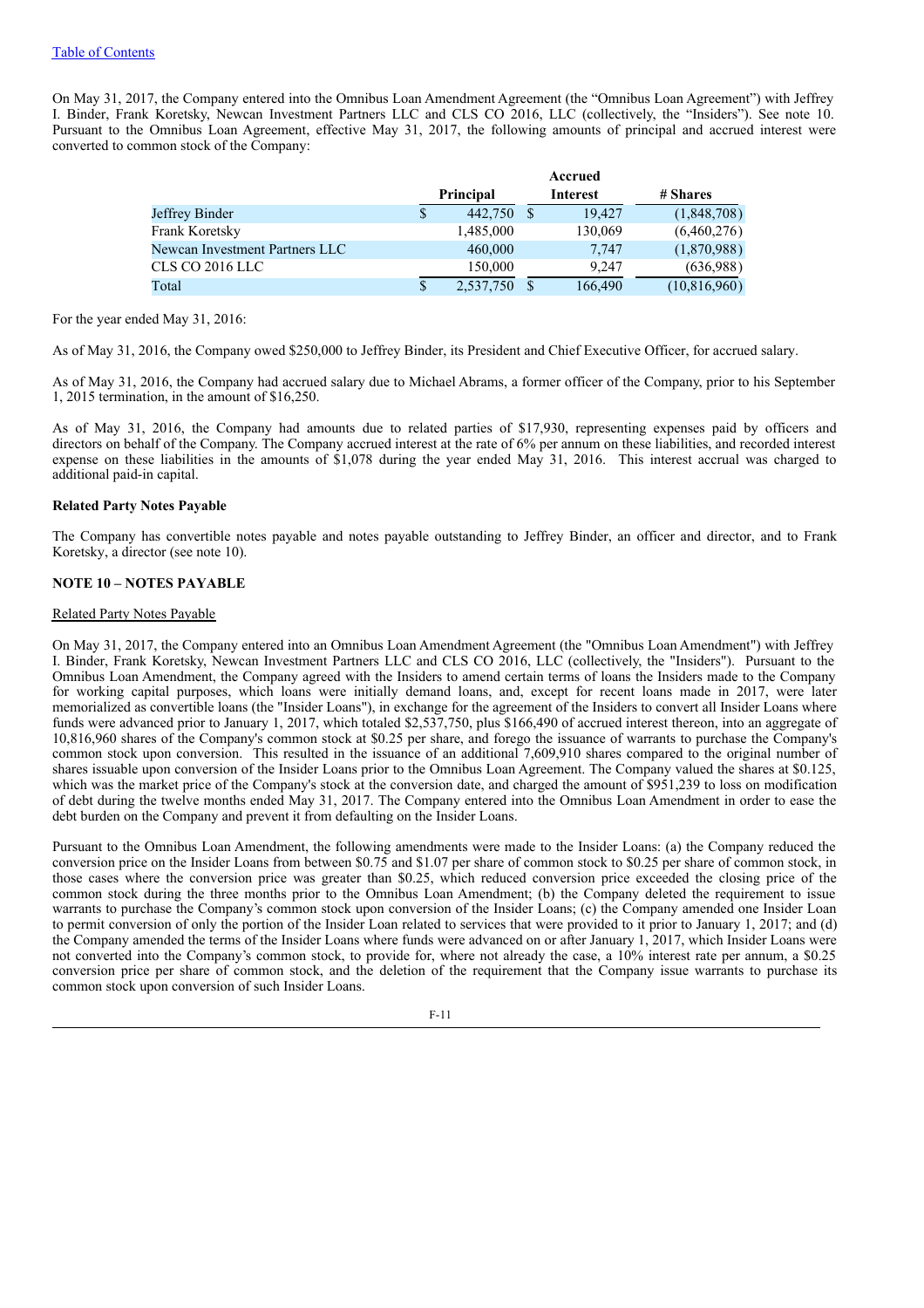On May 31, 2017, the Company entered into the Omnibus Loan Amendment Agreement (the "Omnibus Loan Agreement") with Jeffrey I. Binder, Frank Koretsky, Newcan Investment Partners LLC and CLS CO 2016, LLC (collectively, the "Insiders"). See note 10. Pursuant to the Omnibus Loan Agreement, effective May 31, 2017, the following amounts of principal and accrued interest were converted to common stock of the Company:

| | Principal | Accrued Interest | # Shares |
|---|---|---|---|
| Jeffrey Binder | $ 442,750 | $ 19,427 | (1,848,708) |
| Frank Koretsky | 1,485,000 | 130,069 | (6,460,276) |
| Newcan Investment Partners LLC | 460,000 | 7,747 | (1,870,988) |
| CLS CO 2016 LLC | 150,000 | 9,247 | (636,988) |
| Total | $ 2,537,750 | $ 166,490 | (10,816,960) |

For the year ended May 31, 2016:

As of May 31, 2016, the Company owed $250,000 to Jeffrey Binder, its President and Chief Executive Officer, for accrued salary.

As of May 31, 2016, the Company had accrued salary due to Michael Abrams, a former officer of the Company, prior to his September 1, 2015 termination, in the amount of $16,250.

As of May 31, 2016, the Company had amounts due to related parties of $17,930, representing expenses paid by officers and directors on behalf of the Company. The Company accrued interest at the rate of 6% per annum on these liabilities, and recorded interest expense on these liabilities in the amounts of $1,078 during the year ended May 31, 2016. This interest accrual was charged to additional paid-in capital.

**Related Party Notes Payable**

The Company has convertible notes payable and notes payable outstanding to Jeffrey Binder, an officer and director, and to Frank Koretsky, a director (see note 10).

## NOTE 10 – NOTES PAYABLE

Related Party Notes Payable

On May 31, 2017, the Company entered into an Omnibus Loan Amendment Agreement (the "Omnibus Loan Amendment") with Jeffrey I. Binder, Frank Koretsky, Newcan Investment Partners LLC and CLS CO 2016, LLC (collectively, the "Insiders"). Pursuant to the Omnibus Loan Amendment, the Company agreed with the Insiders to amend certain terms of loans the Insiders made to the Company for working capital purposes, which loans were initially demand loans, and, except for recent loans made in 2017, were later memorialized as convertible loans (the "Insider Loans"), in exchange for the agreement of the Insiders to convert all Insider Loans where funds were advanced prior to January 1, 2017, which totaled $2,537,750, plus $166,490 of accrued interest thereon, into an aggregate of 10,816,960 shares of the Company's common stock at $0.25 per share, and forego the issuance of warrants to purchase the Company's common stock upon conversion. This resulted in the issuance of an additional 7,609,910 shares compared to the original number of shares issuable upon conversion of the Insider Loans prior to the Omnibus Loan Agreement. The Company valued the shares at $0.125, which was the market price of the Company's stock at the conversion date, and charged the amount of $951,239 to loss on modification of debt during the twelve months ended May 31, 2017. The Company entered into the Omnibus Loan Amendment in order to ease the debt burden on the Company and prevent it from defaulting on the Insider Loans.

Pursuant to the Omnibus Loan Amendment, the following amendments were made to the Insider Loans: (a) the Company reduced the conversion price on the Insider Loans from between $0.75 and $1.07 per share of common stock to $0.25 per share of common stock, in those cases where the conversion price was greater than $0.25, which reduced conversion price exceeded the closing price of the common stock during the three months prior to the Omnibus Loan Amendment; (b) the Company deleted the requirement to issue warrants to purchase the Company's common stock upon conversion of the Insider Loans; (c) the Company amended one Insider Loan to permit conversion of only the portion of the Insider Loan related to services that were provided to it prior to January 1, 2017; and (d) the Company amended the terms of the Insider Loans where funds were advanced on or after January 1, 2017, which Insider Loans were not converted into the Company's common stock, to provide for, where not already the case, a 10% interest rate per annum, a $0.25 conversion price per share of common stock, and the deletion of the requirement that the Company issue warrants to purchase its common stock upon conversion of such Insider Loans.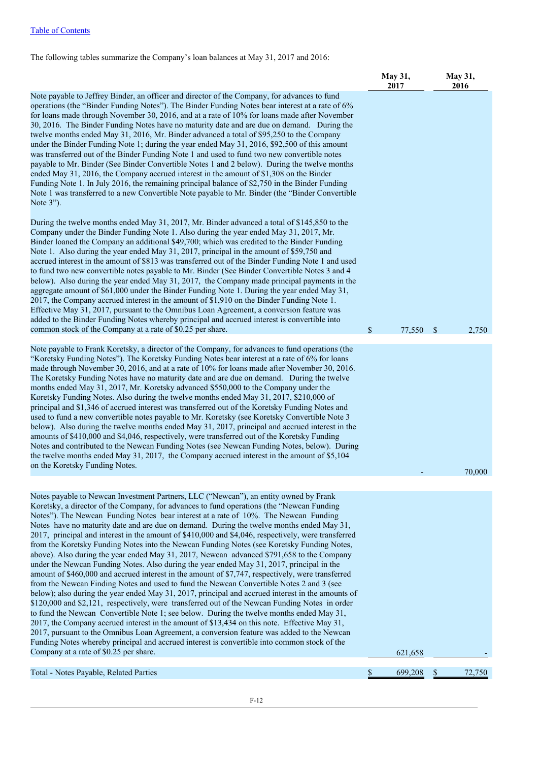The following tables summarize the Company's loan balances at May 31, 2017 and 2016:

| | May 31, 2017 | May 31, 2016 |
|---|---|---|
| Note payable to Jeffrey Binder, an officer and director of the Company, for advances to fund operations (the "Binder Funding Notes"). The Binder Funding Notes bear interest at a rate of 6% for loans made through November 30, 2016, and at a rate of 10% for loans made after November 30, 2016. The Binder Funding Notes have no maturity date and are due on demand. During the twelve months ended May 31, 2016, Mr. Binder advanced a total of $95,250 to the Company under the Binder Funding Note 1; during the year ended May 31, 2016, $92,500 of this amount was transferred out of the Binder Funding Note 1 and used to fund two new convertible notes payable to Mr. Binder (See Binder Convertible Notes 1 and 2 below). During the twelve months ended May 31, 2016, the Company accrued interest in the amount of $1,308 on the Binder Funding Note 1. In July 2016, the remaining principal balance of $2,750 in the Binder Funding Note 1 was transferred to a new Convertible Note payable to Mr. Binder (the "Binder Convertible Note 3"). | | |
| During the twelve months ended May 31, 2017, Mr. Binder advanced a total of $145,850 to the Company under the Binder Funding Note 1. Also during the year ended May 31, 2017, Mr. Binder loaned the Company an additional $49,700; which was credited to the Binder Funding Note 1. Also during the year ended May 31, 2017, principal in the amount of $59,750 and accrued interest in the amount of $813 was transferred out of the Binder Funding Note 1 and used to fund two new convertible notes payable to Mr. Binder (See Binder Convertible Notes 3 and 4 below). Also during the year ended May 31, 2017, the Company made principal payments in the aggregate amount of $61,000 under the Binder Funding Note 1. During the year ended May 31, 2017, the Company accrued interest in the amount of $1,910 on the Binder Funding Note 1. Effective May 31, 2017, pursuant to the Omnibus Loan Agreement, a conversion feature was added to the Binder Funding Notes whereby principal and accrued interest is convertible into common stock of the Company at a rate of $0.25 per share. | $ 77,550 | $ 2,750 |
| Note payable to Frank Koretsky, a director of the Company, for advances to fund operations (the "Koretsky Funding Notes"). The Koretsky Funding Notes bear interest at a rate of 6% for loans made through November 30, 2016, and at a rate of 10% for loans made after November 30, 2016. The Koretsky Funding Notes have no maturity date and are due on demand. During the twelve months ended May 31, 2017, Mr. Koretsky advanced $550,000 to the Company under the Koretsky Funding Notes. Also during the twelve months ended May 31, 2017, $210,000 of principal and $1,346 of accrued interest was transferred out of the Koretsky Funding Notes and used to fund a new convertible notes payable to Mr. Koretsky (see Koretsky Convertible Note 3 below). Also during the twelve months ended May 31, 2017, principal and accrued interest in the amounts of $410,000 and $4,046, respectively, were transferred out of the Koretsky Funding Notes and contributed to the Newcan Funding Notes (see Newcan Funding Notes, below). During the twelve months ended May 31, 2017, the Company accrued interest in the amount of $5,104 on the Koretsky Funding Notes. | - | 70,000 |
| Notes payable to Newcan Investment Partners, LLC ("Newcan"), an entity owned by Frank Koretsky, a director of the Company, for advances to fund operations (the "Newcan Funding Notes"). The Newcan Funding Notes bear interest at a rate of 10%. The Newcan Funding Notes have no maturity date and are due on demand. During the twelve months ended May 31, 2017, principal and interest in the amount of $410,000 and $4,046, respectively, were transferred from the Koretsky Funding Notes into the Newcan Funding Notes (see Koretsky Funding Notes, above). Also during the year ended May 31, 2017, Newcan advanced $791,658 to the Company under the Newcan Funding Notes. Also during the year ended May 31, 2017, principal in the amount of $460,000 and accrued interest in the amount of $7,747, respectively, were transferred from the Newcan Finding Notes and used to fund the Newcan Convertible Notes 2 and 3 (see below); also during the year ended May 31, 2017, principal and accrued interest in the amounts of $120,000 and $2,121, respectively, were transferred out of the Newcan Funding Notes in order to fund the Newcan Convertible Note 1; see below. During the twelve months ended May 31, 2017, the Company accrued interest in the amount of $13,434 on this note. Effective May 31, 2017, pursuant to the Omnibus Loan Agreement, a conversion feature was added to the Newcan Funding Notes whereby principal and accrued interest is convertible into common stock of the Company at a rate of $0.25 per share. | 621,658 | - |
| Total - Notes Payable, Related Parties | $ 699,208 | $ 72,750 |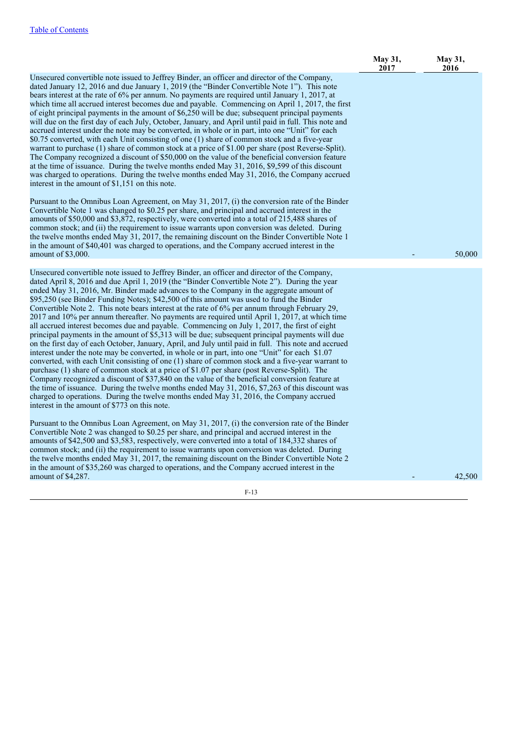| | May 31, 2017 | May 31, 2016 |
|---|---|---|
| Unsecured convertible note issued to Jeffrey Binder, an officer and director of the Company, dated January 12, 2016 and due January 1, 2019 (the "Binder Convertible Note 1"). This note bears interest at the rate of 6% per annum. No payments are required until January 1, 2017, at which time all accrued interest becomes due and payable. Commencing on April 1, 2017, the first of eight principal payments in the amount of $6,250 will be due; subsequent principal payments will due on the first day of each July, October, January, and April until paid in full. This note and accrued interest under the note may be converted, in whole or in part, into one "Unit" for each $0.75 converted, with each Unit consisting of one (1) share of common stock and a five-year warrant to purchase (1) share of common stock at a price of $1.00 per share (post Reverse-Split). The Company recognized a discount of $50,000 on the value of the beneficial conversion feature at the time of issuance. During the twelve months ended May 31, 2016, $9,599 of this discount was charged to operations. During the twelve months ended May 31, 2016, the Company accrued interest in the amount of $1,151 on this note.<br><br>Pursuant to the Omnibus Loan Agreement, on May 31, 2017, (i) the conversion rate of the Binder Convertible Note 1 was changed to $0.25 per share, and principal and accrued interest in the amounts of $50,000 and $3,872, respectively, were converted into a total of 215,488 shares of common stock; and (ii) the requirement to issue warrants upon conversion was deleted. During the twelve months ended May 31, 2017, the remaining discount on the Binder Convertible Note 1 in the amount of $40,401 was charged to operations, and the Company accrued interest in the amount of $3,000. | - | 50,000 |
| Unsecured convertible note issued to Jeffrey Binder, an officer and director of the Company, dated April 8, 2016 and due April 1, 2019 (the "Binder Convertible Note 2"). During the year ended May 31, 2016, Mr. Binder made advances to the Company in the aggregate amount of $95,250 (see Binder Funding Notes); $42,500 of this amount was used to fund the Binder Convertible Note 2. This note bears interest at the rate of 6% per annum through February 29, 2017 and 10% per annum thereafter. No payments are required until April 1, 2017, at which time all accrued interest becomes due and payable. Commencing on July 1, 2017, the first of eight principal payments in the amount of $5,313 will be due; subsequent principal payments will due on the first day of each October, January, April, and July until paid in full. This note and accrued interest under the note may be converted, in whole or in part, into one "Unit" for each $1.07 converted, with each Unit consisting of one (1) share of common stock and a five-year warrant to purchase (1) share of common stock at a price of $1.07 per share (post Reverse-Split). The Company recognized a discount of $37,840 on the value of the beneficial conversion feature at the time of issuance. During the twelve months ended May 31, 2016, $7,263 of this discount was charged to operations. During the twelve months ended May 31, 2016, the Company accrued interest in the amount of $773 on this note.<br><br>Pursuant to the Omnibus Loan Agreement, on May 31, 2017, (i) the conversion rate of the Binder Convertible Note 2 was changed to $0.25 per share, and principal and accrued interest in the amounts of $42,500 and $3,583, respectively, were converted into a total of 184,332 shares of common stock; and (ii) the requirement to issue warrants upon conversion was deleted. During the twelve months ended May 31, 2017, the remaining discount on the Binder Convertible Note 2 in the amount of $35,260 was charged to operations, and the Company accrued interest in the amount of $4,287. | - | 42,500 |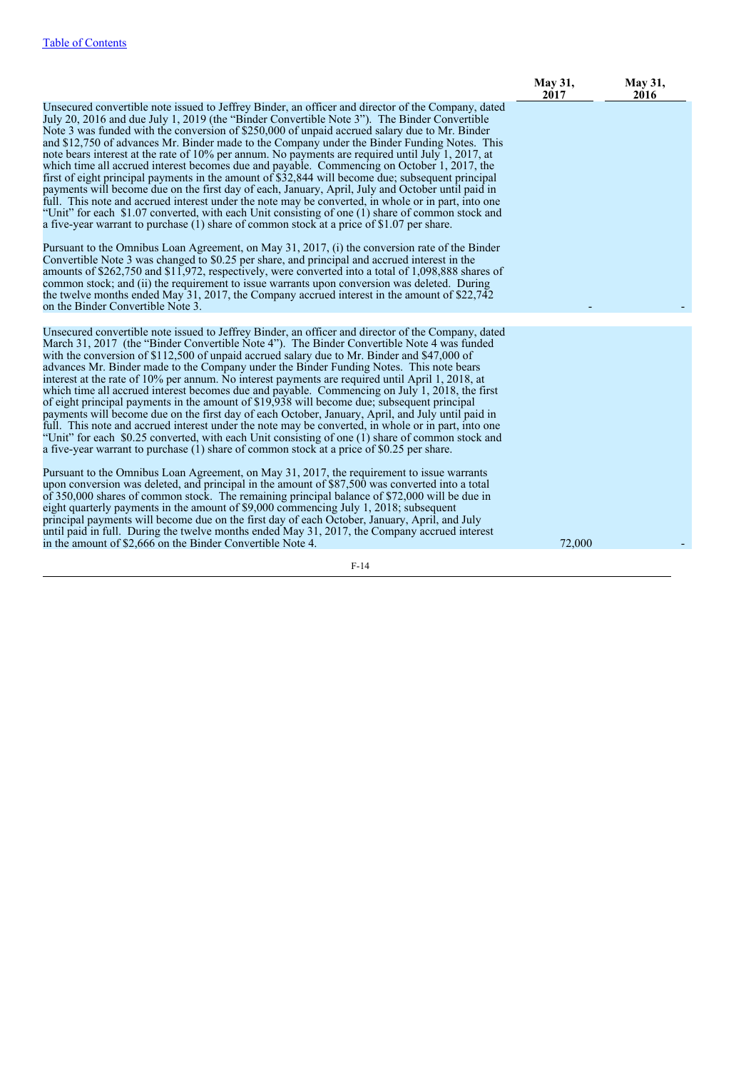| | May 31, 2017 | May 31, 2016 |
|---|---|---|
| Unsecured convertible note issued to Jeffrey Binder, an officer and director of the Company, dated July 20, 2016 and due July 1, 2019 (the "Binder Convertible Note 3"). The Binder Convertible Note 3 was funded with the conversion of $250,000 of unpaid accrued salary due to Mr. Binder and $12,750 of advances Mr. Binder made to the Company under the Binder Funding Notes. This note bears interest at the rate of 10% per annum. No payments are required until July 1, 2017, at which time all accrued interest becomes due and payable. Commencing on October 1, 2017, the first of eight principal payments in the amount of $32,844 will become due; subsequent principal payments will become due on the first day of each, January, April, July and October until paid in full. This note and accrued interest under the note may be converted, in whole or in part, into one "Unit" for each $1.07 converted, with each Unit consisting of one (1) share of common stock and a five-year warrant to purchase (1) share of common stock at a price of $1.07 per share.<br><br>Pursuant to the Omnibus Loan Agreement, on May 31, 2017, (i) the conversion rate of the Binder Convertible Note 3 was changed to $0.25 per share, and principal and accrued interest in the amounts of $262,750 and $11,972, respectively, were converted into a total of 1,098,888 shares of common stock; and (ii) the requirement to issue warrants upon conversion was deleted. During the twelve months ended May 31, 2017, the Company accrued interest in the amount of $22,742 on the Binder Convertible Note 3. | - | - |
| Unsecured convertible note issued to Jeffrey Binder, an officer and director of the Company, dated March 31, 2017 (the "Binder Convertible Note 4"). The Binder Convertible Note 4 was funded with the conversion of $112,500 of unpaid accrued salary due to Mr. Binder and $47,000 of advances Mr. Binder made to the Company under the Binder Funding Notes. This note bears interest at the rate of 10% per annum. No interest payments are required until April 1, 2018, at which time all accrued interest becomes due and payable. Commencing on July 1, 2018, the first of eight principal payments in the amount of $19,938 will become due; subsequent principal payments will become due on the first day of each October, January, April, and July until paid in full. This note and accrued interest under the note may be converted, in whole or in part, into one "Unit" for each $0.25 converted, with each Unit consisting of one (1) share of common stock and a five-year warrant to purchase (1) share of common stock at a price of $0.25 per share.<br><br>Pursuant to the Omnibus Loan Agreement, on May 31, 2017, the requirement to issue warrants upon conversion was deleted, and principal in the amount of $87,500 was converted into a total of 350,000 shares of common stock. The remaining principal balance of $72,000 will be due in eight quarterly payments in the amount of $9,000 commencing July 1, 2018; subsequent principal payments will become due on the first day of each October, January, April, and July until paid in full. During the twelve months ended May 31, 2017, the Company accrued interest in the amount of $2,666 on the Binder Convertible Note 4. | 72,000 | - |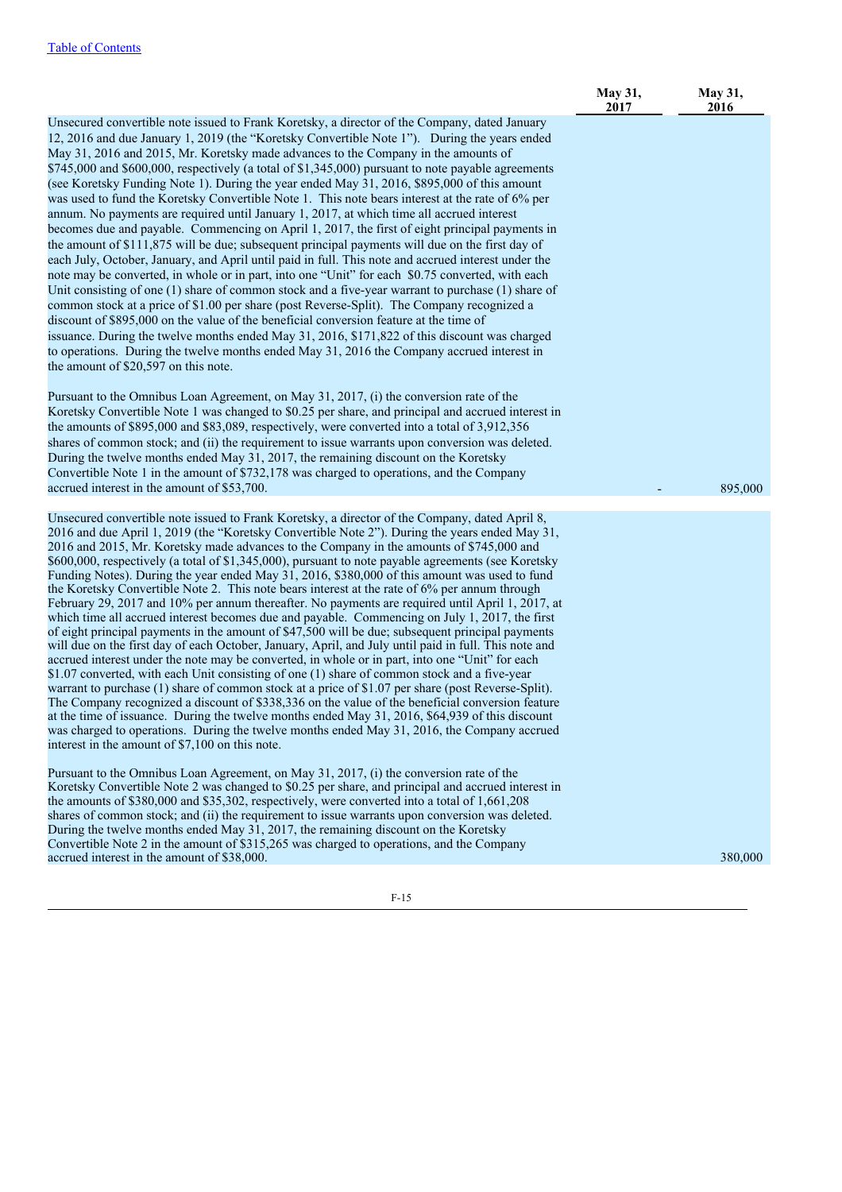[Table of Contents](#)

| | May 31, 2017 | May 31, 2016 |
|---|---|---|
| Unsecured convertible note issued to Frank Koretsky, a director of the Company, dated January 12, 2016 and due January 1, 2019 (the "Koretsky Convertible Note 1"). During the years ended May 31, 2016 and 2015, Mr. Koretsky made advances to the Company in the amounts of $745,000 and $600,000, respectively (a total of $1,345,000) pursuant to note payable agreements (see Koretsky Funding Note 1). During the year ended May 31, 2016, $895,000 of this amount was used to fund the Koretsky Convertible Note 1. This note bears interest at the rate of 6% per annum. No payments are required until January 1, 2017, at which time all accrued interest becomes due and payable. Commencing on April 1, 2017, the first of eight principal payments in the amount of $111,875 will be due; subsequent principal payments will due on the first day of each July, October, January, and April until paid in full. This note and accrued interest under the note may be converted, in whole or in part, into one "Unit" for each $0.75 converted, with each Unit consisting of one (1) share of common stock and a five-year warrant to purchase (1) share of common stock at a price of $1.00 per share (post Reverse-Split). The Company recognized a discount of $895,000 on the value of the beneficial conversion feature at the time of issuance. During the twelve months ended May 31, 2016, $171,822 of this discount was charged to operations. During the twelve months ended May 31, 2016 the Company accrued interest in the amount of $20,597 on this note.<br><br>Pursuant to the Omnibus Loan Agreement, on May 31, 2017, (i) the conversion rate of the Koretsky Convertible Note 1 was changed to $0.25 per share, and principal and accrued interest in the amounts of $895,000 and $83,089, respectively, were converted into a total of 3,912,356 shares of common stock; and (ii) the requirement to issue warrants upon conversion was deleted. During the twelve months ended May 31, 2017, the remaining discount on the Koretsky Convertible Note 1 in the amount of $732,178 was charged to operations, and the Company accrued interest in the amount of $53,700. | - | 895,000 |
| Unsecured convertible note issued to Frank Koretsky, a director of the Company, dated April 8, 2016 and due April 1, 2019 (the "Koretsky Convertible Note 2"). During the years ended May 31, 2016 and 2015, Mr. Koretsky made advances to the Company in the amounts of $745,000 and $600,000, respectively (a total of $1,345,000), pursuant to note payable agreements (see Koretsky Funding Notes). During the year ended May 31, 2016, $380,000 of this amount was used to fund the Koretsky Convertible Note 2. This note bears interest at the rate of 6% per annum through February 29, 2017 and 10% per annum thereafter. No payments are required until April 1, 2017, at which time all accrued interest becomes due and payable. Commencing on July 1, 2017, the first of eight principal payments in the amount of $47,500 will be due; subsequent principal payments will due on the first day of each October, January, April, and July until paid in full. This note and accrued interest under the note may be converted, in whole or in part, into one "Unit" for each $1.07 converted, with each Unit consisting of one (1) share of common stock and a five-year warrant to purchase (1) share of common stock at a price of $1.07 per share (post Reverse-Split). The Company recognized a discount of $338,336 on the value of the beneficial conversion feature at the time of issuance. During the twelve months ended May 31, 2016, $64,939 of this discount was charged to operations. During the twelve months ended May 31, 2016, the Company accrued interest in the amount of $7,100 on this note.<br><br>Pursuant to the Omnibus Loan Agreement, on May 31, 2017, (i) the conversion rate of the Koretsky Convertible Note 2 was changed to $0.25 per share, and principal and accrued interest in the amounts of $380,000 and $35,302, respectively, were converted into a total of 1,661,208 shares of common stock; and (ii) the requirement to issue warrants upon conversion was deleted. During the twelve months ended May 31, 2017, the remaining discount on the Koretsky Convertible Note 2 in the amount of $315,265 was charged to operations, and the Company accrued interest in the amount of $38,000. | | 380,000 |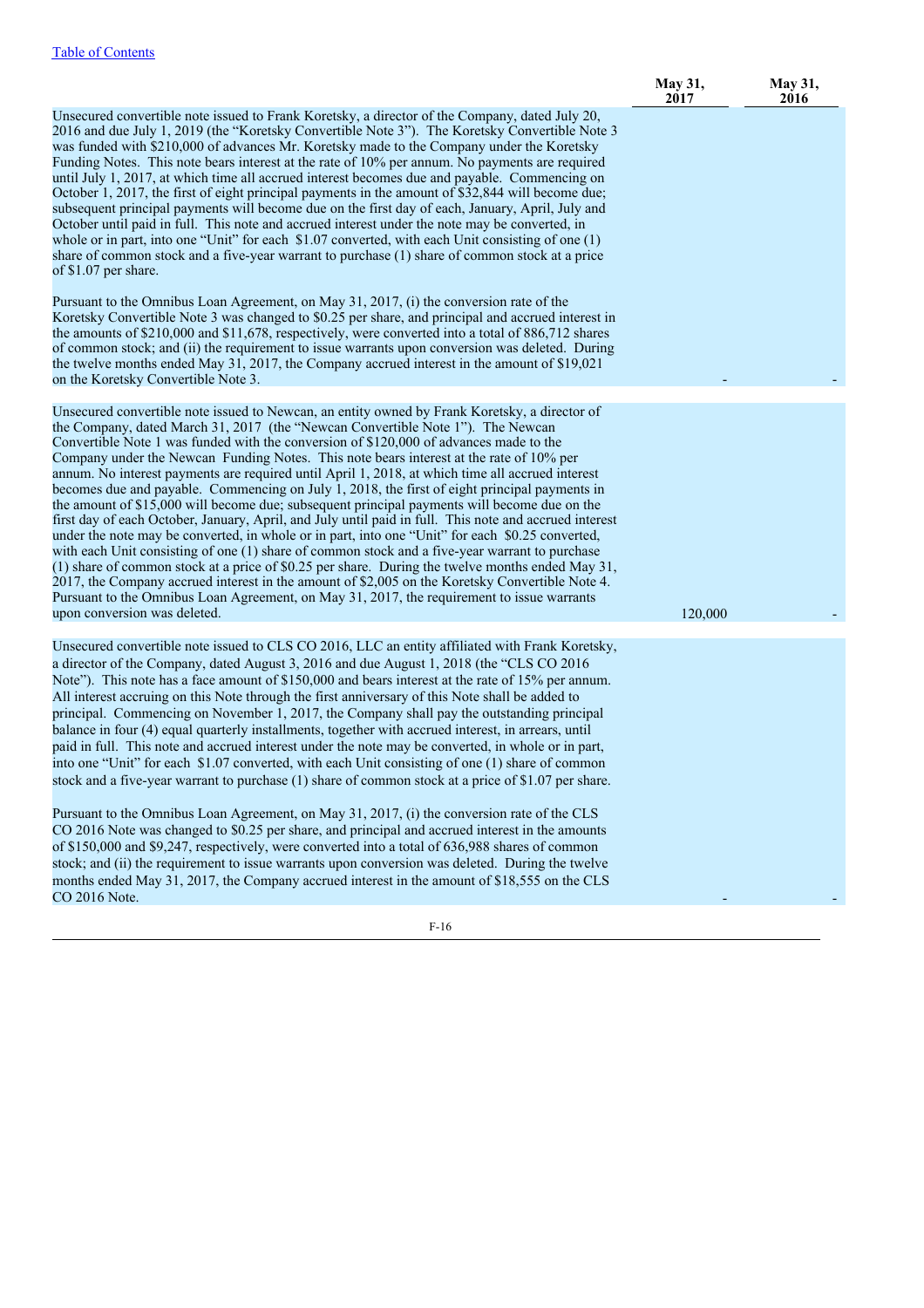| | May 31, 2017 | May 31, 2016 |
|---|---|---|
| Unsecured convertible note issued to Frank Koretsky, a director of the Company, dated July 20, 2016 and due July 1, 2019 (the "Koretsky Convertible Note 3"). The Koretsky Convertible Note 3 was funded with $210,000 of advances Mr. Koretsky made to the Company under the Koretsky Funding Notes. This note bears interest at the rate of 10% per annum. No payments are required until July 1, 2017, at which time all accrued interest becomes due and payable. Commencing on October 1, 2017, the first of eight principal payments in the amount of $32,844 will become due; subsequent principal payments will become due on the first day of each, January, April, July and October until paid in full. This note and accrued interest under the note may be converted, in whole or in part, into one "Unit" for each $1.07 converted, with each Unit consisting of one (1) share of common stock and a five-year warrant to purchase (1) share of common stock at a price of $1.07 per share.<br><br>Pursuant to the Omnibus Loan Agreement, on May 31, 2017, (i) the conversion rate of the Koretsky Convertible Note 3 was changed to $0.25 per share, and principal and accrued interest in the amounts of $210,000 and $11,678, respectively, were converted into a total of 886,712 shares of common stock; and (ii) the requirement to issue warrants upon conversion was deleted. During the twelve months ended May 31, 2017, the Company accrued interest in the amount of $19,021 on the Koretsky Convertible Note 3. | - | - |
| Unsecured convertible note issued to Newcan, an entity owned by Frank Koretsky, a director of the Company, dated March 31, 2017 (the "Newcan Convertible Note 1"). The Newcan Convertible Note 1 was funded with the conversion of $120,000 of advances made to the Company under the Newcan Funding Notes. This note bears interest at the rate of 10% per annum. No interest payments are required until April 1, 2018, at which time all accrued interest becomes due and payable. Commencing on July 1, 2018, the first of eight principal payments in the amount of $15,000 will become due; subsequent principal payments will become due on the first day of each October, January, April, and July until paid in full. This note and accrued interest under the note may be converted, in whole or in part, into one "Unit" for each $0.25 converted, with each Unit consisting of one (1) share of common stock and a five-year warrant to purchase (1) share of common stock at a price of $0.25 per share. During the twelve months ended May 31, 2017, the Company accrued interest in the amount of $2,005 on the Koretsky Convertible Note 4. Pursuant to the Omnibus Loan Agreement, on May 31, 2017, the requirement to issue warrants upon conversion was deleted. | 120,000 | - |
| Unsecured convertible note issued to CLS CO 2016, LLC an entity affiliated with Frank Koretsky, a director of the Company, dated August 3, 2016 and due August 1, 2018 (the "CLS CO 2016 Note"). This note has a face amount of $150,000 and bears interest at the rate of 15% per annum. All interest accruing on this Note through the first anniversary of this Note shall be added to principal. Commencing on November 1, 2017, the Company shall pay the outstanding principal balance in four (4) equal quarterly installments, together with accrued interest, in arrears, until paid in full. This note and accrued interest under the note may be converted, in whole or in part, into one "Unit" for each $1.07 converted, with each Unit consisting of one (1) share of common stock and a five-year warrant to purchase (1) share of common stock at a price of $1.07 per share.<br><br>Pursuant to the Omnibus Loan Agreement, on May 31, 2017, (i) the conversion rate of the CLS CO 2016 Note was changed to $0.25 per share, and principal and accrued interest in the amounts of $150,000 and $9,247, respectively, were converted into a total of 636,988 shares of common stock; and (ii) the requirement to issue warrants upon conversion was deleted. During the twelve months ended May 31, 2017, the Company accrued interest in the amount of $18,555 on the CLS CO 2016 Note. | - | - |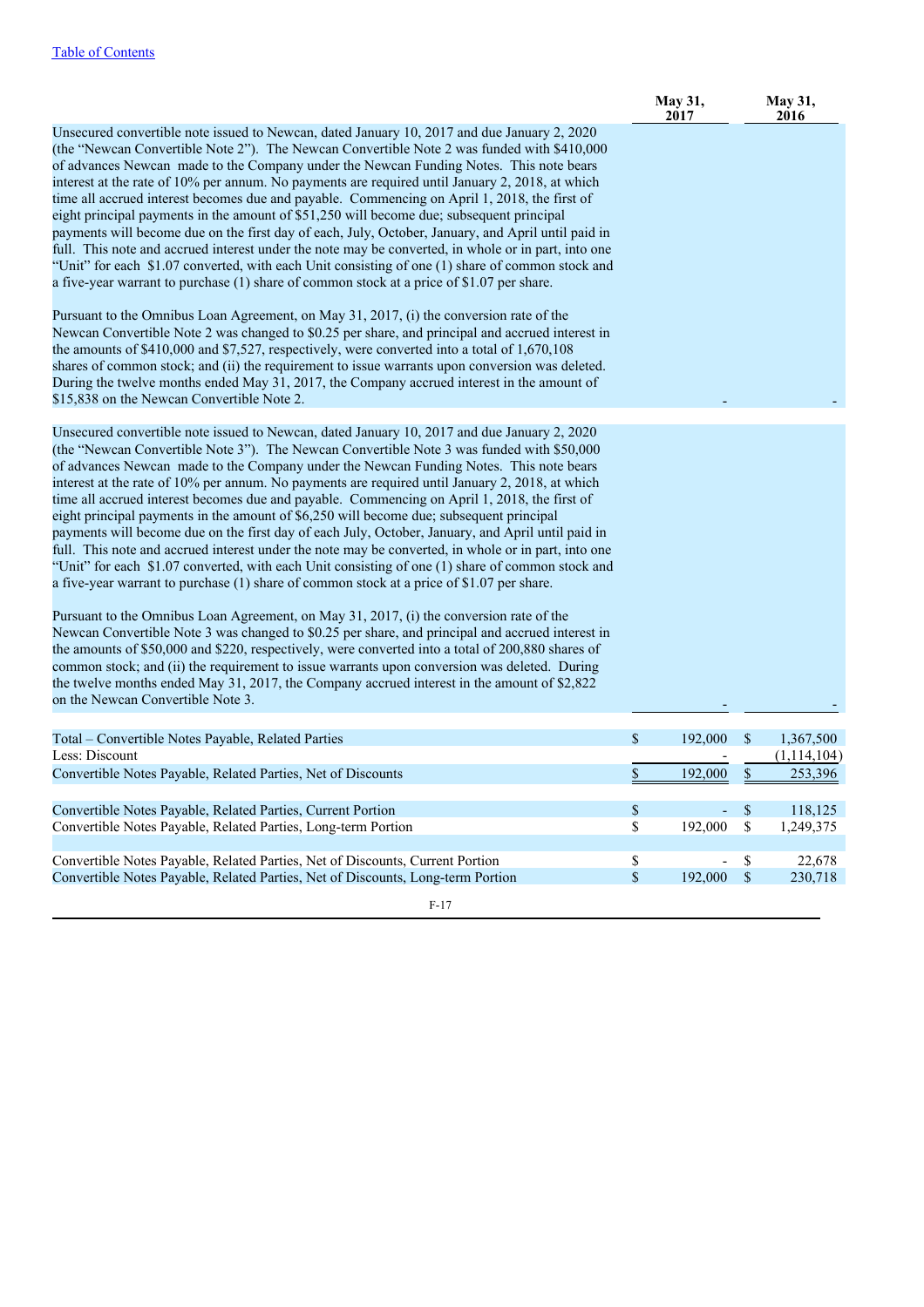| | May 31, 2017 | May 31, 2016 |
|---|---|---|
| Unsecured convertible note issued to Newcan, dated January 10, 2017 and due January 2, 2020 (the "Newcan Convertible Note 2"). The Newcan Convertible Note 2 was funded with $410,000 of advances Newcan made to the Company under the Newcan Funding Notes. This note bears interest at the rate of 10% per annum. No payments are required until January 2, 2018, at which time all accrued interest becomes due and payable. Commencing on April 1, 2018, the first of eight principal payments in the amount of $51,250 will become due; subsequent principal payments will become due on the first day of each, July, October, January, and April until paid in full. This note and accrued interest under the note may be converted, in whole or in part, into one "Unit" for each $1.07 converted, with each Unit consisting of one (1) share of common stock and a five-year warrant to purchase (1) share of common stock at a price of $1.07 per share.<br><br>Pursuant to the Omnibus Loan Agreement, on May 31, 2017, (i) the conversion rate of the Newcan Convertible Note 2 was changed to $0.25 per share, and principal and accrued interest in the amounts of $410,000 and $7,527, respectively, were converted into a total of 1,670,108 shares of common stock; and (ii) the requirement to issue warrants upon conversion was deleted. During the twelve months ended May 31, 2017, the Company accrued interest in the amount of $15,838 on the Newcan Convertible Note 2. | - | - |
| Unsecured convertible note issued to Newcan, dated January 10, 2017 and due January 2, 2020 (the "Newcan Convertible Note 3"). The Newcan Convertible Note 3 was funded with $50,000 of advances Newcan made to the Company under the Newcan Funding Notes. This note bears interest at the rate of 10% per annum. No payments are required until January 2, 2018, at which time all accrued interest becomes due and payable. Commencing on April 1, 2018, the first of eight principal payments in the amount of $6,250 will become due; subsequent principal payments will become due on the first day of each July, October, January, and April until paid in full. This note and accrued interest under the note may be converted, in whole or in part, into one "Unit" for each $1.07 converted, with each Unit consisting of one (1) share of common stock and a five-year warrant to purchase (1) share of common stock at a price of $1.07 per share.<br><br>Pursuant to the Omnibus Loan Agreement, on May 31, 2017, (i) the conversion rate of the Newcan Convertible Note 3 was changed to $0.25 per share, and principal and accrued interest in the amounts of $50,000 and $220, respectively, were converted into a total of 200,880 shares of common stock; and (ii) the requirement to issue warrants upon conversion was deleted. During the twelve months ended May 31, 2017, the Company accrued interest in the amount of $2,822 on the Newcan Convertible Note 3. | - | - |
| Total – Convertible Notes Payable, Related Parties | $ 192,000 | $ 1,367,500 |
| Less: Discount | - | (1,114,104) |
| Convertible Notes Payable, Related Parties, Net of Discounts | $ 192,000 | $ 253,396 |
| | | |
| Convertible Notes Payable, Related Parties, Current Portion | $ - | $ 118,125 |
| Convertible Notes Payable, Related Parties, Long-term Portion | $ 192,000 | $ 1,249,375 |
| | | |
| Convertible Notes Payable, Related Parties, Net of Discounts, Current Portion | $ - | $ 22,678 |
| Convertible Notes Payable, Related Parties, Net of Discounts, Long-term Portion | $ 192,000 | $ 230,718 |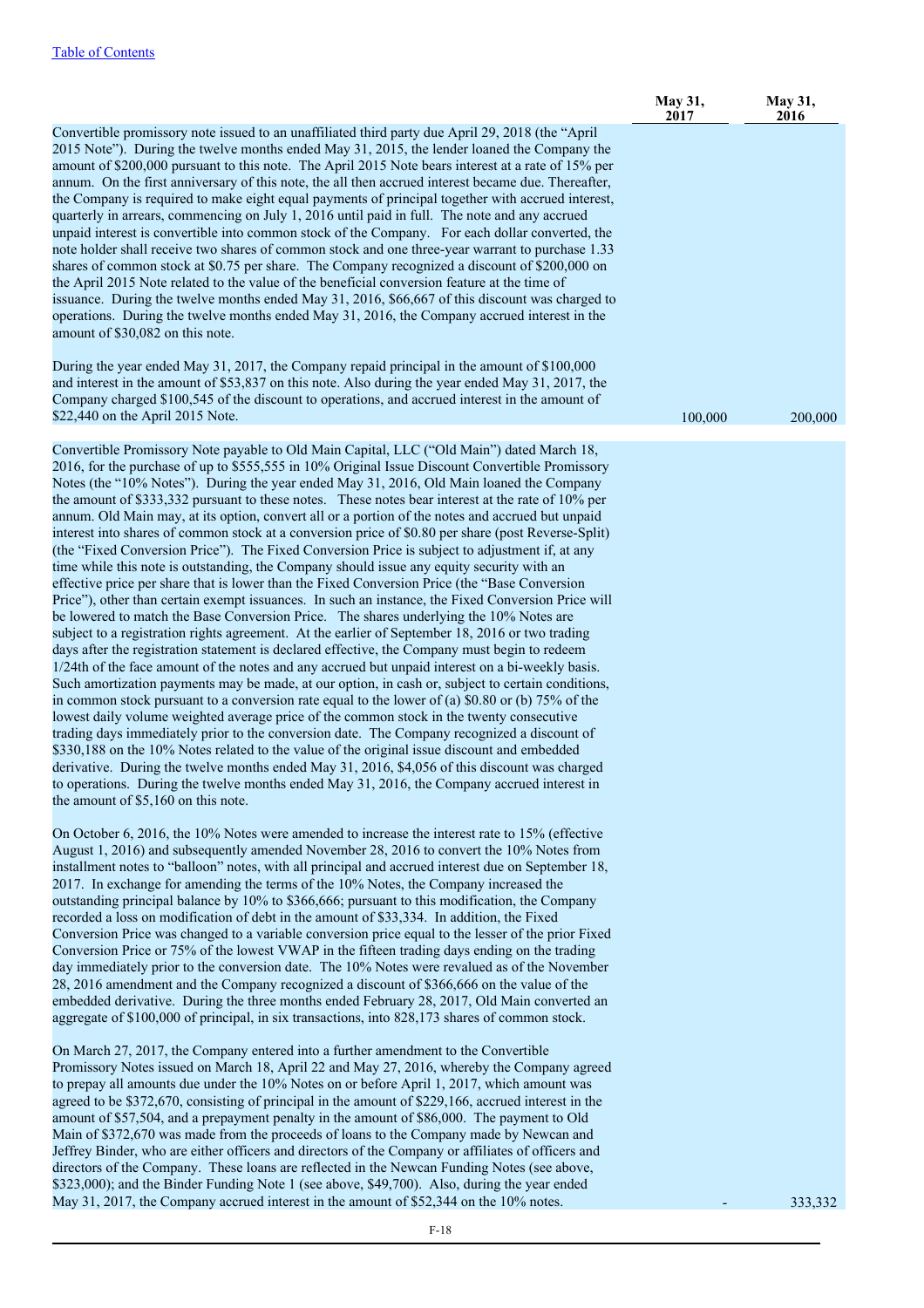| | May 31, 2017 | May 31, 2016 |
|---|---|---|
| Convertible promissory note issued to an unaffiliated third party due April 29, 2018 (the "April 2015 Note"). During the twelve months ended May 31, 2015, the lender loaned the Company the amount of $200,000 pursuant to this note. The April 2015 Note bears interest at a rate of 15% per annum. On the first anniversary of this note, the all then accrued interest became due. Thereafter, the Company is required to make eight equal payments of principal together with accrued interest, quarterly in arrears, commencing on July 1, 2016 until paid in full. The note and any accrued unpaid interest is convertible into common stock of the Company. For each dollar converted, the note holder shall receive two shares of common stock and one three-year warrant to purchase 1.33 shares of common stock at $0.75 per share. The Company recognized a discount of $200,000 on the April 2015 Note related to the value of the beneficial conversion feature at the time of issuance. During the twelve months ended May 31, 2016, $66,667 of this discount was charged to operations. During the twelve months ended May 31, 2016, the Company accrued interest in the amount of $30,082 on this note.<br><br>During the year ended May 31, 2017, the Company repaid principal in the amount of $100,000 and interest in the amount of $53,837 on this note. Also during the year ended May 31, 2017, the Company charged $100,545 of the discount to operations, and accrued interest in the amount of $22,440 on the April 2015 Note. | 100,000 | 200,000 |
| Convertible Promissory Note payable to Old Main Capital, LLC ("Old Main") dated March 18, 2016, for the purchase of up to $555,555 in 10% Original Issue Discount Convertible Promissory Notes (the "10% Notes"). During the year ended May 31, 2016, Old Main loaned the Company the amount of $333,332 pursuant to these notes. These notes bear interest at the rate of 10% per annum. Old Main may, at its option, convert all or a portion of the notes and accrued but unpaid interest into shares of common stock at a conversion price of $0.80 per share (post Reverse-Split) (the "Fixed Conversion Price"). The Fixed Conversion Price is subject to adjustment if, at any time while this note is outstanding, the Company should issue any equity security with an effective price per share that is lower than the Fixed Conversion Price (the "Base Conversion Price"), other than certain exempt issuances. In such an instance, the Fixed Conversion Price will be lowered to match the Base Conversion Price. The shares underlying the 10% Notes are subject to a registration rights agreement. At the earlier of September 18, 2016 or two trading days after the registration statement is declared effective, the Company must begin to redeem 1/24th of the face amount of the notes and any accrued but unpaid interest on a bi-weekly basis. Such amortization payments may be made, at our option, in cash or, subject to certain conditions, in common stock pursuant to a conversion rate equal to the lower of (a) $0.80 or (b) 75% of the lowest daily volume weighted average price of the common stock in the twenty consecutive trading days immediately prior to the conversion date. The Company recognized a discount of $330,188 on the 10% Notes related to the value of the original issue discount and embedded derivative. During the twelve months ended May 31, 2016, $4,056 of this discount was charged to operations. During the twelve months ended May 31, 2016, the Company accrued interest in the amount of $5,160 on this note.<br><br>On October 6, 2016, the 10% Notes were amended to increase the interest rate to 15% (effective August 1, 2016) and subsequently amended November 28, 2016 to convert the 10% Notes from installment notes to "balloon" notes, with all principal and accrued interest due on September 18, 2017. In exchange for amending the terms of the 10% Notes, the Company increased the outstanding principal balance by 10% to $366,666; pursuant to this modification, the Company recorded a loss on modification of debt in the amount of $33,334. In addition, the Fixed Conversion Price was changed to a variable conversion price equal to the lesser of the prior Fixed Conversion Price or 75% of the lowest VWAP in the fifteen trading days ending on the trading day immediately prior to the conversion date. The 10% Notes were revalued as of the November 28, 2016 amendment and the Company recognized a discount of $366,666 on the value of the embedded derivative. During the three months ended February 28, 2017, Old Main converted an aggregate of $100,000 of principal, in six transactions, into 828,173 shares of common stock.<br><br>On March 27, 2017, the Company entered into a further amendment to the Convertible Promissory Notes issued on March 18, April 22 and May 27, 2016, whereby the Company agreed to prepay all amounts due under the 10% Notes on or before April 1, 2017, which amount was agreed to be $372,670, consisting of principal in the amount of $229,166, accrued interest in the amount of $57,504, and a prepayment penalty in the amount of $86,000. The payment to Old Main of $372,670 was made from the proceeds of loans to the Company made by Newcan and Jeffrey Binder, who are either officers and directors of the Company or affiliates of officers and directors of the Company. These loans are reflected in the Newcan Funding Notes (see above, $323,000); and the Binder Funding Note 1 (see above, $49,700). Also, during the year ended May 31, 2017, the Company accrued interest in the amount of $52,344 on the 10% notes. | - | 333,332 |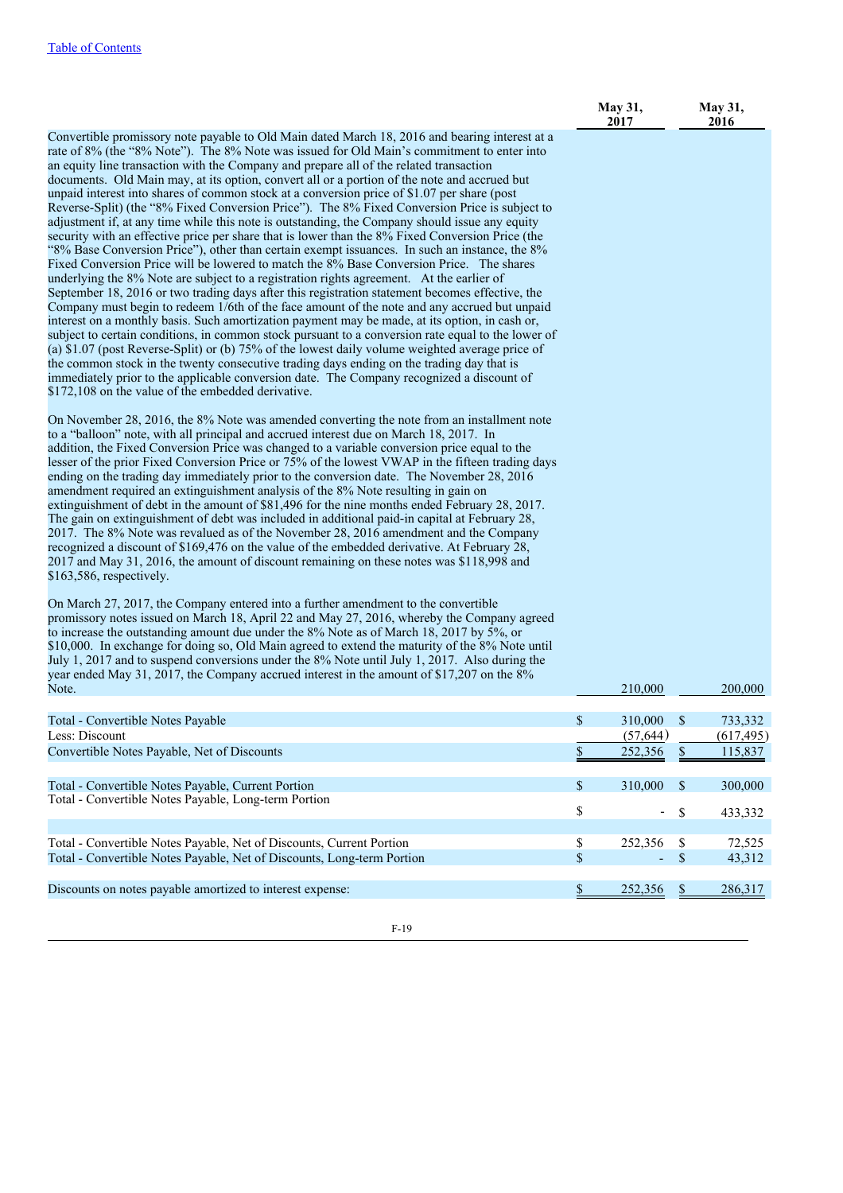[Table of Contents](#)

| | May 31, 2017 | May 31, 2016 |
|---|---|---|
| Convertible promissory note payable to Old Main dated March 18, 2016 and bearing interest at a rate of 8% (the "8% Note"). The 8% Note was issued for Old Main's commitment to enter into an equity line transaction with the Company and prepare all of the related transaction documents. Old Main may, at its option, convert all or a portion of the note and accrued but unpaid interest into shares of common stock at a conversion price of $1.07 per share (post Reverse-Split) (the "8% Fixed Conversion Price"). The 8% Fixed Conversion Price is subject to adjustment if, at any time while this note is outstanding, the Company should issue any equity security with an effective price per share that is lower than the 8% Fixed Conversion Price (the "8% Base Conversion Price"), other than certain exempt issuances. In such an instance, the 8% Fixed Conversion Price will be lowered to match the 8% Base Conversion Price. The shares underlying the 8% Note are subject to a registration rights agreement. At the earlier of September 18, 2016 or two trading days after this registration statement becomes effective, the Company must begin to redeem 1/6th of the face amount of the note and any accrued but unpaid interest on a monthly basis. Such amortization payment may be made, at its option, in cash or, subject to certain conditions, in common stock pursuant to a conversion rate equal to the lower of (a) $1.07 (post Reverse-Split) or (b) 75% of the lowest daily volume weighted average price of the common stock in the twenty consecutive trading days ending on the trading day that is immediately prior to the applicable conversion date. The Company recognized a discount of $172,108 on the value of the embedded derivative.<br><br>On November 28, 2016, the 8% Note was amended converting the note from an installment note to a "balloon" note, with all principal and accrued interest due on March 18, 2017. In addition, the Fixed Conversion Price was changed to a variable conversion price equal to the lesser of the prior Fixed Conversion Price or 75% of the lowest VWAP in the fifteen trading days ending on the trading day immediately prior to the conversion date. The November 28, 2016 amendment required an extinguishment analysis of the 8% Note resulting in gain on extinguishment of debt in the amount of $81,496 for the nine months ended February 28, 2017. The gain on extinguishment of debt was included in additional paid-in capital at February 28, 2017. The 8% Note was revalued as of the November 28, 2016 amendment and the Company recognized a discount of $169,476 on the value of the embedded derivative. At February 28, 2017 and May 31, 2016, the amount of discount remaining on these notes was $118,998 and $163,586, respectively.<br><br>On March 27, 2017, the Company entered into a further amendment to the convertible promissory notes issued on March 18, April 22 and May 27, 2016, whereby the Company agreed to increase the outstanding amount due under the 8% Note as of March 18, 2017 by 5%, or $10,000. In exchange for doing so, Old Main agreed to extend the maturity of the 8% Note until July 1, 2017 and to suspend conversions under the 8% Note until July 1, 2017. Also during the year ended May 31, 2017, the Company accrued interest in the amount of $17,207 on the 8% Note. | 210,000 | 200,000 |
| | | |
| Total - Convertible Notes Payable | $ 310,000 | $ 733,332 |
| Less: Discount | (57,644) | (617,495) |
| Convertible Notes Payable, Net of Discounts | $ 252,356 | $ 115,837 |
| | | |
| Total - Convertible Notes Payable, Current Portion | $ 310,000 | $ 300,000 |
| Total - Convertible Notes Payable, Long-term Portion | $ - | $ 433,332 |
| | | |
| Total - Convertible Notes Payable, Net of Discounts, Current Portion | $ 252,356 | $ 72,525 |
| Total - Convertible Notes Payable, Net of Discounts, Long-term Portion | $ - | $ 43,312 |
| | | |
| Discounts on notes payable amortized to interest expense: | $ 252,356 | $ 286,317 |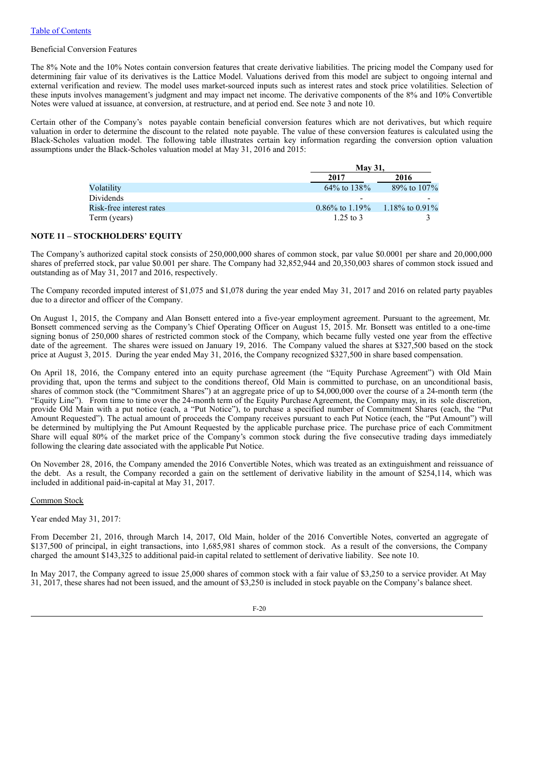Table of Contents

Beneficial Conversion Features

The 8% Note and the 10% Notes contain conversion features that create derivative liabilities. The pricing model the Company used for determining fair value of its derivatives is the Lattice Model. Valuations derived from this model are subject to ongoing internal and external verification and review. The model uses market-sourced inputs such as interest rates and stock price volatilities. Selection of these inputs involves management's judgment and may impact net income. The derivative components of the 8% and 10% Convertible Notes were valued at issuance, at conversion, at restructure, and at period end. See note 3 and note 10.

Certain other of the Company's notes payable contain beneficial conversion features which are not derivatives, but which require valuation in order to determine the discount to the related note payable. The value of these conversion features is calculated using the Black-Scholes valuation model. The following table illustrates certain key information regarding the conversion option valuation assumptions under the Black-Scholes valuation model at May 31, 2016 and 2015:

| | May 31, | |
|---|---|---|
| | 2017 | 2016 |
| Volatility | 64% to 138% | 89% to 107% |
| Dividends | - | - |
| Risk-free interest rates | 0.86% to 1.19% | 1.18% to 0.91% |
| Term (years) | 1.25 to 3 | 3 |

## NOTE 11 – STOCKHOLDERS' EQUITY

The Company's authorized capital stock consists of 250,000,000 shares of common stock, par value $0.0001 per share and 20,000,000 shares of preferred stock, par value $0.001 per share. The Company had 32,852,944 and 20,350,003 shares of common stock issued and outstanding as of May 31, 2017 and 2016, respectively.

The Company recorded imputed interest of $1,075 and $1,078 during the year ended May 31, 2017 and 2016 on related party payables due to a director and officer of the Company.

On August 1, 2015, the Company and Alan Bonsett entered into a five-year employment agreement. Pursuant to the agreement, Mr. Bonsett commenced serving as the Company's Chief Operating Officer on August 15, 2015. Mr. Bonsett was entitled to a one-time signing bonus of 250,000 shares of restricted common stock of the Company, which became fully vested one year from the effective date of the agreement. The shares were issued on January 19, 2016. The Company valued the shares at $327,500 based on the stock price at August 3, 2015. During the year ended May 31, 2016, the Company recognized $327,500 in share based compensation.

On April 18, 2016, the Company entered into an equity purchase agreement (the "Equity Purchase Agreement") with Old Main providing that, upon the terms and subject to the conditions thereof, Old Main is committed to purchase, on an unconditional basis, shares of common stock (the "Commitment Shares") at an aggregate price of up to $4,000,000 over the course of a 24-month term (the "Equity Line"). From time to time over the 24-month term of the Equity Purchase Agreement, the Company may, in its sole discretion, provide Old Main with a put notice (each, a "Put Notice"), to purchase a specified number of Commitment Shares (each, the "Put Amount Requested"). The actual amount of proceeds the Company receives pursuant to each Put Notice (each, the "Put Amount") will be determined by multiplying the Put Amount Requested by the applicable purchase price. The purchase price of each Commitment Share will equal 80% of the market price of the Company's common stock during the five consecutive trading days immediately following the clearing date associated with the applicable Put Notice.

On November 28, 2016, the Company amended the 2016 Convertible Notes, which was treated as an extinguishment and reissuance of the debt. As a result, the Company recorded a gain on the settlement of derivative liability in the amount of $254,114, which was included in additional paid-in-capital at May 31, 2017.

Common Stock

Year ended May 31, 2017:

From December 21, 2016, through March 14, 2017, Old Main, holder of the 2016 Convertible Notes, converted an aggregate of $137,500 of principal, in eight transactions, into 1,685,981 shares of common stock. As a result of the conversions, the Company charged the amount $143,325 to additional paid-in capital related to settlement of derivative liability. See note 10.

In May 2017, the Company agreed to issue 25,000 shares of common stock with a fair value of $3,250 to a service provider. At May 31, 2017, these shares had not been issued, and the amount of $3,250 is included in stock payable on the Company's balance sheet.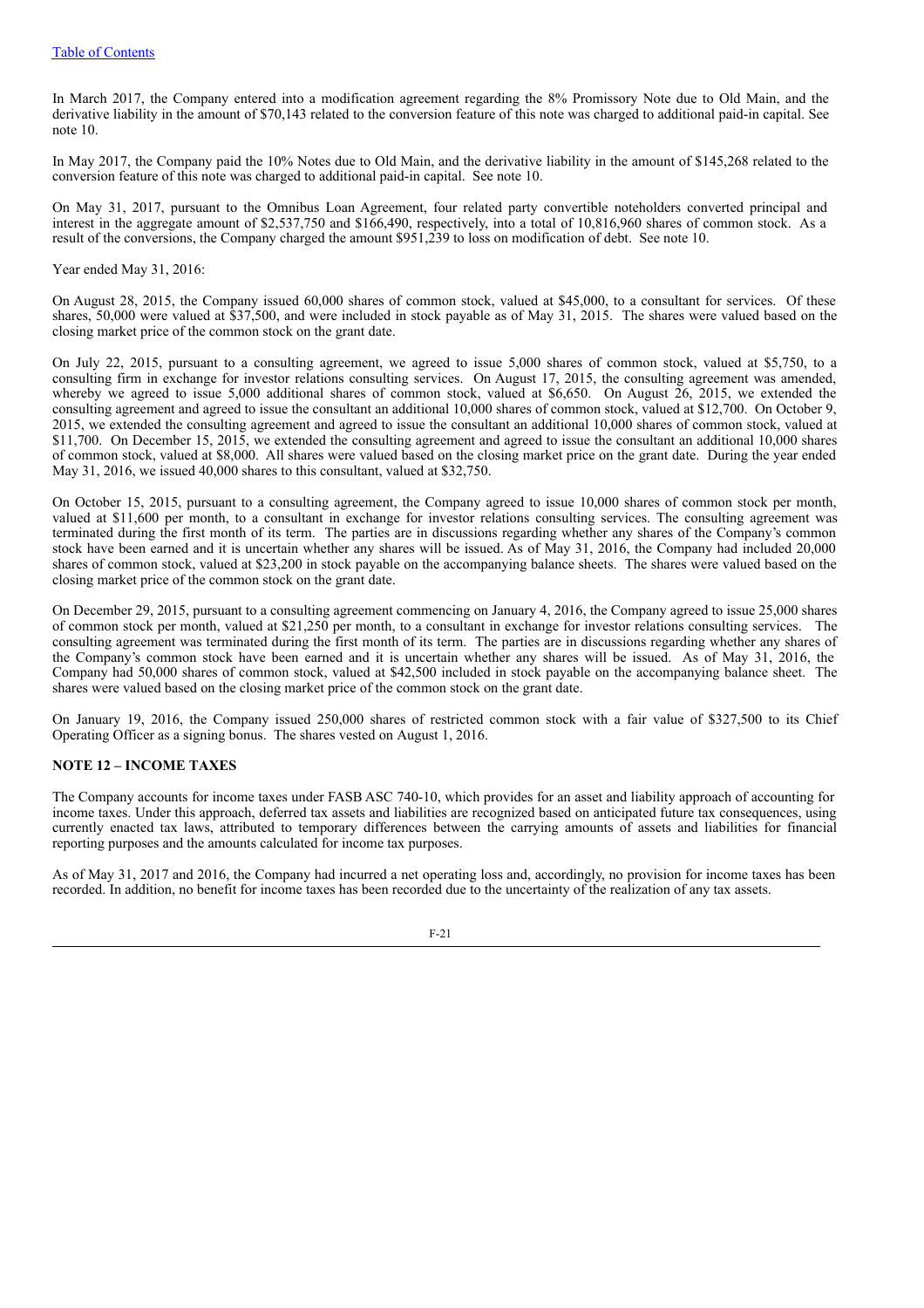In March 2017, the Company entered into a modification agreement regarding the 8% Promissory Note due to Old Main, and the derivative liability in the amount of $70,143 related to the conversion feature of this note was charged to additional paid-in capital. See note 10.

In May 2017, the Company paid the 10% Notes due to Old Main, and the derivative liability in the amount of $145,268 related to the conversion feature of this note was charged to additional paid-in capital. See note 10.

On May 31, 2017, pursuant to the Omnibus Loan Agreement, four related party convertible noteholders converted principal and interest in the aggregate amount of $2,537,750 and $166,490, respectively, into a total of 10,816,960 shares of common stock. As a result of the conversions, the Company charged the amount $951,239 to loss on modification of debt. See note 10.

Year ended May 31, 2016:

On August 28, 2015, the Company issued 60,000 shares of common stock, valued at $45,000, to a consultant for services. Of these shares, 50,000 were valued at $37,500, and were included in stock payable as of May 31, 2015. The shares were valued based on the closing market price of the common stock on the grant date.

On July 22, 2015, pursuant to a consulting agreement, we agreed to issue 5,000 shares of common stock, valued at $5,750, to a consulting firm in exchange for investor relations consulting services. On August 17, 2015, the consulting agreement was amended, whereby we agreed to issue 5,000 additional shares of common stock, valued at $6,650. On August 26, 2015, we extended the consulting agreement and agreed to issue the consultant an additional 10,000 shares of common stock, valued at $12,700. On October 9, 2015, we extended the consulting agreement and agreed to issue the consultant an additional 10,000 shares of common stock, valued at $11,700. On December 15, 2015, we extended the consulting agreement and agreed to issue the consultant an additional 10,000 shares of common stock, valued at $8,000. All shares were valued based on the closing market price on the grant date. During the year ended May 31, 2016, we issued 40,000 shares to this consultant, valued at $32,750.

On October 15, 2015, pursuant to a consulting agreement, the Company agreed to issue 10,000 shares of common stock per month, valued at $11,600 per month, to a consultant in exchange for investor relations consulting services. The consulting agreement was terminated during the first month of its term. The parties are in discussions regarding whether any shares of the Company's common stock have been earned and it is uncertain whether any shares will be issued. As of May 31, 2016, the Company had included 20,000 shares of common stock, valued at $23,200 in stock payable on the accompanying balance sheets. The shares were valued based on the closing market price of the common stock on the grant date.

On December 29, 2015, pursuant to a consulting agreement commencing on January 4, 2016, the Company agreed to issue 25,000 shares of common stock per month, valued at $21,250 per month, to a consultant in exchange for investor relations consulting services. The consulting agreement was terminated during the first month of its term. The parties are in discussions regarding whether any shares of the Company's common stock have been earned and it is uncertain whether any shares will be issued. As of May 31, 2016, the Company had 50,000 shares of common stock, valued at $42,500 included in stock payable on the accompanying balance sheet. The shares were valued based on the closing market price of the common stock on the grant date.

On January 19, 2016, the Company issued 250,000 shares of restricted common stock with a fair value of $327,500 to its Chief Operating Officer as a signing bonus. The shares vested on August 1, 2016.

## NOTE 12 – INCOME TAXES

The Company accounts for income taxes under FASB ASC 740-10, which provides for an asset and liability approach of accounting for income taxes. Under this approach, deferred tax assets and liabilities are recognized based on anticipated future tax consequences, using currently enacted tax laws, attributed to temporary differences between the carrying amounts of assets and liabilities for financial reporting purposes and the amounts calculated for income tax purposes.

As of May 31, 2017 and 2016, the Company had incurred a net operating loss and, accordingly, no provision for income taxes has been recorded. In addition, no benefit for income taxes has been recorded due to the uncertainty of the realization of any tax assets.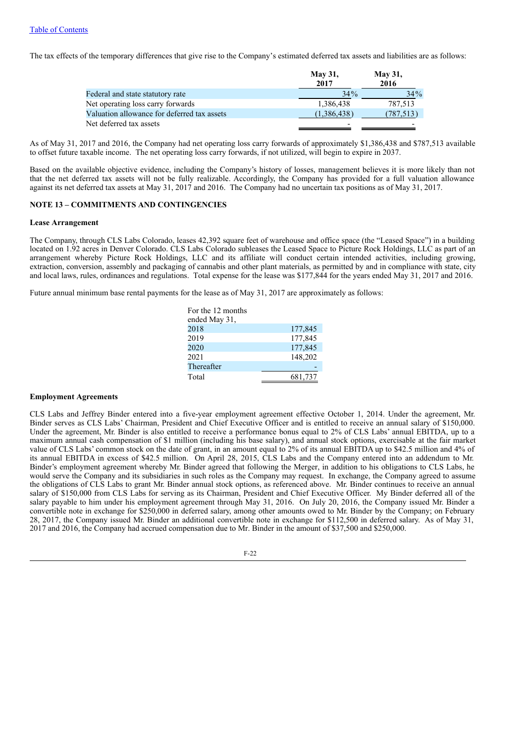The tax effects of the temporary differences that give rise to the Company's estimated deferred tax assets and liabilities are as follows:

| | May 31, 2017 | May 31, 2016 |
|---|---|---|
| Federal and state statutory rate | 34% | 34% |
| Net operating loss carry forwards | 1,386,438 | 787,513 |
| Valuation allowance for deferred tax assets | (1,386,438) | (787,513) |
| Net deferred tax assets | - | - |

As of May 31, 2017 and 2016, the Company had net operating loss carry forwards of approximately $1,386,438 and $787,513 available to offset future taxable income. The net operating loss carry forwards, if not utilized, will begin to expire in 2037.

Based on the available objective evidence, including the Company's history of losses, management believes it is more likely than not that the net deferred tax assets will not be fully realizable. Accordingly, the Company has provided for a full valuation allowance against its net deferred tax assets at May 31, 2017 and 2016. The Company had no uncertain tax positions as of May 31, 2017.

## NOTE 13 – COMMITMENTS AND CONTINGENCIES

### Lease Arrangement

The Company, through CLS Labs Colorado, leases 42,392 square feet of warehouse and office space (the "Leased Space") in a building located on 1.92 acres in Denver Colorado. CLS Labs Colorado subleases the Leased Space to Picture Rock Holdings, LLC as part of an arrangement whereby Picture Rock Holdings, LLC and its affiliate will conduct certain intended activities, including growing, extraction, conversion, assembly and packaging of cannabis and other plant materials, as permitted by and in compliance with state, city and local laws, rules, ordinances and regulations. Total expense for the lease was $177,844 for the years ended May 31, 2017 and 2016.

Future annual minimum base rental payments for the lease as of May 31, 2017 are approximately as follows:

| For the 12 months ended May 31, | |
|---|---|
| 2018 | 177,845 |
| 2019 | 177,845 |
| 2020 | 177,845 |
| 2021 | 148,202 |
| Thereafter | - |
| Total | 681,737 |

### Employment Agreements

CLS Labs and Jeffrey Binder entered into a five-year employment agreement effective October 1, 2014. Under the agreement, Mr. Binder serves as CLS Labs' Chairman, President and Chief Executive Officer and is entitled to receive an annual salary of $150,000. Under the agreement, Mr. Binder is also entitled to receive a performance bonus equal to 2% of CLS Labs' annual EBITDA, up to a maximum annual cash compensation of $1 million (including his base salary), and annual stock options, exercisable at the fair market value of CLS Labs' common stock on the date of grant, in an amount equal to 2% of its annual EBITDA up to $42.5 million and 4% of its annual EBITDA in excess of $42.5 million. On April 28, 2015, CLS Labs and the Company entered into an addendum to Mr. Binder's employment agreement whereby Mr. Binder agreed that following the Merger, in addition to his obligations to CLS Labs, he would serve the Company and its subsidiaries in such roles as the Company may request. In exchange, the Company agreed to assume the obligations of CLS Labs to grant Mr. Binder annual stock options, as referenced above. Mr. Binder continues to receive an annual salary of $150,000 from CLS Labs for serving as its Chairman, President and Chief Executive Officer. My Binder deferred all of the salary payable to him under his employment agreement through May 31, 2016. On July 20, 2016, the Company issued Mr. Binder a convertible note in exchange for $250,000 in deferred salary, among other amounts owed to Mr. Binder by the Company; on February 28, 2017, the Company issued Mr. Binder an additional convertible note in exchange for $112,500 in deferred salary. As of May 31, 2017 and 2016, the Company had accrued compensation due to Mr. Binder in the amount of $37,500 and $250,000.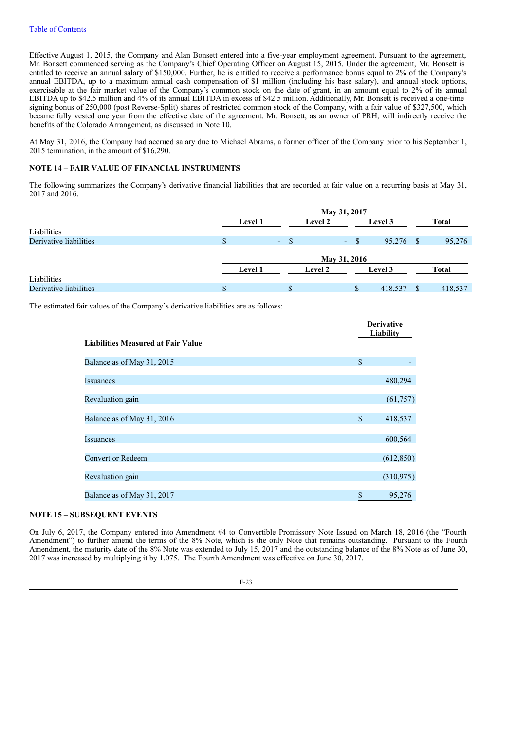Effective August 1, 2015, the Company and Alan Bonsett entered into a five-year employment agreement. Pursuant to the agreement, Mr. Bonsett commenced serving as the Company's Chief Operating Officer on August 15, 2015. Under the agreement, Mr. Bonsett is entitled to receive an annual salary of $150,000. Further, he is entitled to receive a performance bonus equal to 2% of the Company's annual EBITDA, up to a maximum annual cash compensation of $1 million (including his base salary), and annual stock options, exercisable at the fair market value of the Company's common stock on the date of grant, in an amount equal to 2% of its annual EBITDA up to $42.5 million and 4% of its annual EBITDA in excess of $42.5 million. Additionally, Mr. Bonsett is received a one-time signing bonus of 250,000 (post Reverse-Split) shares of restricted common stock of the Company, with a fair value of $327,500, which became fully vested one year from the effective date of the agreement. Mr. Bonsett, as an owner of PRH, will indirectly receive the benefits of the Colorado Arrangement, as discussed in Note 10.

At May 31, 2016, the Company had accrued salary due to Michael Abrams, a former officer of the Company prior to his September 1, 2015 termination, in the amount of $16,290.

## NOTE 14 – FAIR VALUE OF FINANCIAL INSTRUMENTS

The following summarizes the Company's derivative financial liabilities that are recorded at fair value on a recurring basis at May 31, 2017 and 2016.

| | May 31, 2017 | | | |
|---|---|---|---|---|
| | Level 1 | Level 2 | Level 3 | Total |
| Liabilities | | | | |
| Derivative liabilities | $ - | $ - | $ 95,276 | $ 95,276 |

| | May 31, 2016 | | | |
|---|---|---|---|---|
| | Level 1 | Level 2 | Level 3 | Total |
| Liabilities | | | | |
| Derivative liabilities | $ - | $ - | $ 418,537 | $ 418,537 |

The estimated fair values of the Company's derivative liabilities are as follows:

| Liabilities Measured at Fair Value | Derivative Liability |
|---|---|
| Balance as of May 31, 2015 | $ - |
| Issuances | 480,294 |
| Revaluation gain | (61,757) |
| Balance as of May 31, 2016 | $ 418,537 |
| Issuances | 600,564 |
| Convert or Redeem | (612,850) |
| Revaluation gain | (310,975) |
| Balance as of May 31, 2017 | $ 95,276 |

## NOTE 15 – SUBSEQUENT EVENTS

On July 6, 2017, the Company entered into Amendment #4 to Convertible Promissory Note Issued on March 18, 2016 (the "Fourth Amendment") to further amend the terms of the 8% Note, which is the only Note that remains outstanding. Pursuant to the Fourth Amendment, the maturity date of the 8% Note was extended to July 15, 2017 and the outstanding balance of the 8% Note as of June 30, 2017 was increased by multiplying it by 1.075. The Fourth Amendment was effective on June 30, 2017.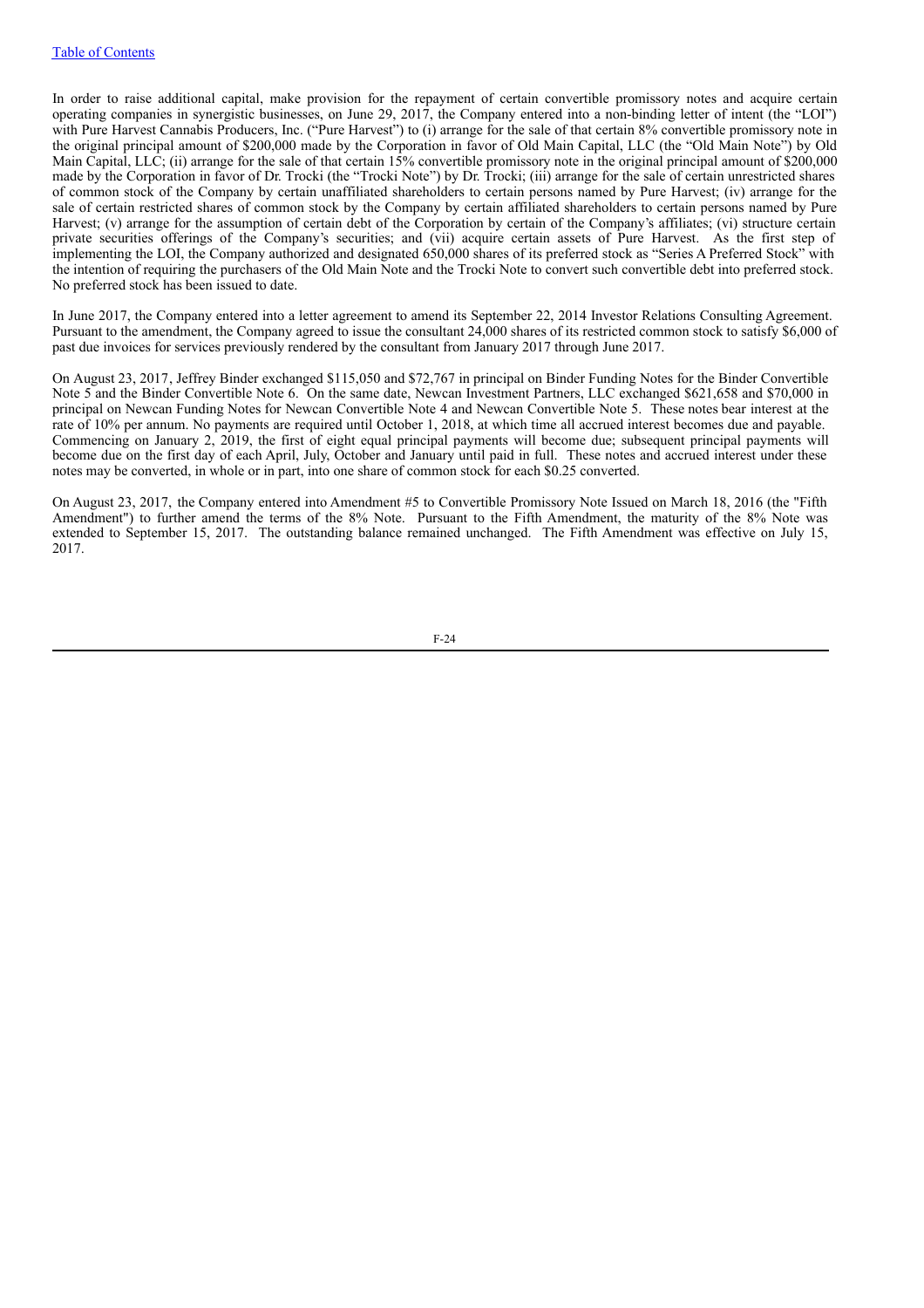In order to raise additional capital, make provision for the repayment of certain convertible promissory notes and acquire certain operating companies in synergistic businesses, on June 29, 2017, the Company entered into a non-binding letter of intent (the "LOI") with Pure Harvest Cannabis Producers, Inc. ("Pure Harvest") to (i) arrange for the sale of that certain 8% convertible promissory note in the original principal amount of $200,000 made by the Corporation in favor of Old Main Capital, LLC (the "Old Main Note") by Old Main Capital, LLC; (ii) arrange for the sale of that certain 15% convertible promissory note in the original principal amount of $200,000 made by the Corporation in favor of Dr. Trocki (the "Trocki Note") by Dr. Trocki; (iii) arrange for the sale of certain unrestricted shares of common stock of the Company by certain unaffiliated shareholders to certain persons named by Pure Harvest; (iv) arrange for the sale of certain restricted shares of common stock by the Company by certain affiliated shareholders to certain persons named by Pure Harvest; (v) arrange for the assumption of certain debt of the Corporation by certain of the Company's affiliates; (vi) structure certain private securities offerings of the Company's securities; and (vii) acquire certain assets of Pure Harvest. As the first step of implementing the LOI, the Company authorized and designated 650,000 shares of its preferred stock as "Series A Preferred Stock" with the intention of requiring the purchasers of the Old Main Note and the Trocki Note to convert such convertible debt into preferred stock. No preferred stock has been issued to date.

In June 2017, the Company entered into a letter agreement to amend its September 22, 2014 Investor Relations Consulting Agreement. Pursuant to the amendment, the Company agreed to issue the consultant 24,000 shares of its restricted common stock to satisfy $6,000 of past due invoices for services previously rendered by the consultant from January 2017 through June 2017.

On August 23, 2017, Jeffrey Binder exchanged $115,050 and $72,767 in principal on Binder Funding Notes for the Binder Convertible Note 5 and the Binder Convertible Note 6. On the same date, Newcan Investment Partners, LLC exchanged $621,658 and $70,000 in principal on Newcan Funding Notes for Newcan Convertible Note 4 and Newcan Convertible Note 5. These notes bear interest at the rate of 10% per annum. No payments are required until October 1, 2018, at which time all accrued interest becomes due and payable. Commencing on January 2, 2019, the first of eight equal principal payments will become due; subsequent principal payments will become due on the first day of each April, July, October and January until paid in full. These notes and accrued interest under these notes may be converted, in whole or in part, into one share of common stock for each $0.25 converted.

On August 23, 2017, the Company entered into Amendment #5 to Convertible Promissory Note Issued on March 18, 2016 (the "Fifth Amendment") to further amend the terms of the 8% Note. Pursuant to the Fifth Amendment, the maturity of the 8% Note was extended to September 15, 2017. The outstanding balance remained unchanged. The Fifth Amendment was effective on July 15, 2017.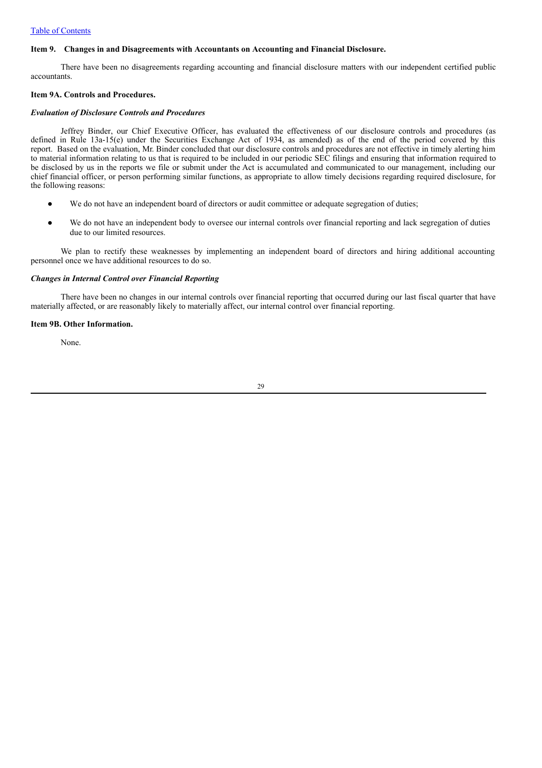**Item 9. Changes in and Disagreements with Accountants on Accounting and Financial Disclosure.**

There have been no disagreements regarding accounting and financial disclosure matters with our independent certified public accountants.

**Item 9A. Controls and Procedures.**

***Evaluation of Disclosure Controls and Procedures***

Jeffrey Binder, our Chief Executive Officer, has evaluated the effectiveness of our disclosure controls and procedures (as defined in Rule 13a-15(e) under the Securities Exchange Act of 1934, as amended) as of the end of the period covered by this report. Based on the evaluation, Mr. Binder concluded that our disclosure controls and procedures are not effective in timely alerting him to material information relating to us that is required to be included in our periodic SEC filings and ensuring that information required to be disclosed by us in the reports we file or submit under the Act is accumulated and communicated to our management, including our chief financial officer, or person performing similar functions, as appropriate to allow timely decisions regarding required disclosure, for the following reasons:

- We do not have an independent board of directors or audit committee or adequate segregation of duties;
- We do not have an independent body to oversee our internal controls over financial reporting and lack segregation of duties due to our limited resources.

We plan to rectify these weaknesses by implementing an independent board of directors and hiring additional accounting personnel once we have additional resources to do so.

***Changes in Internal Control over Financial Reporting***

There have been no changes in our internal controls over financial reporting that occurred during our last fiscal quarter that have materially affected, or are reasonably likely to materially affect, our internal control over financial reporting.

**Item 9B. Other Information.**

None.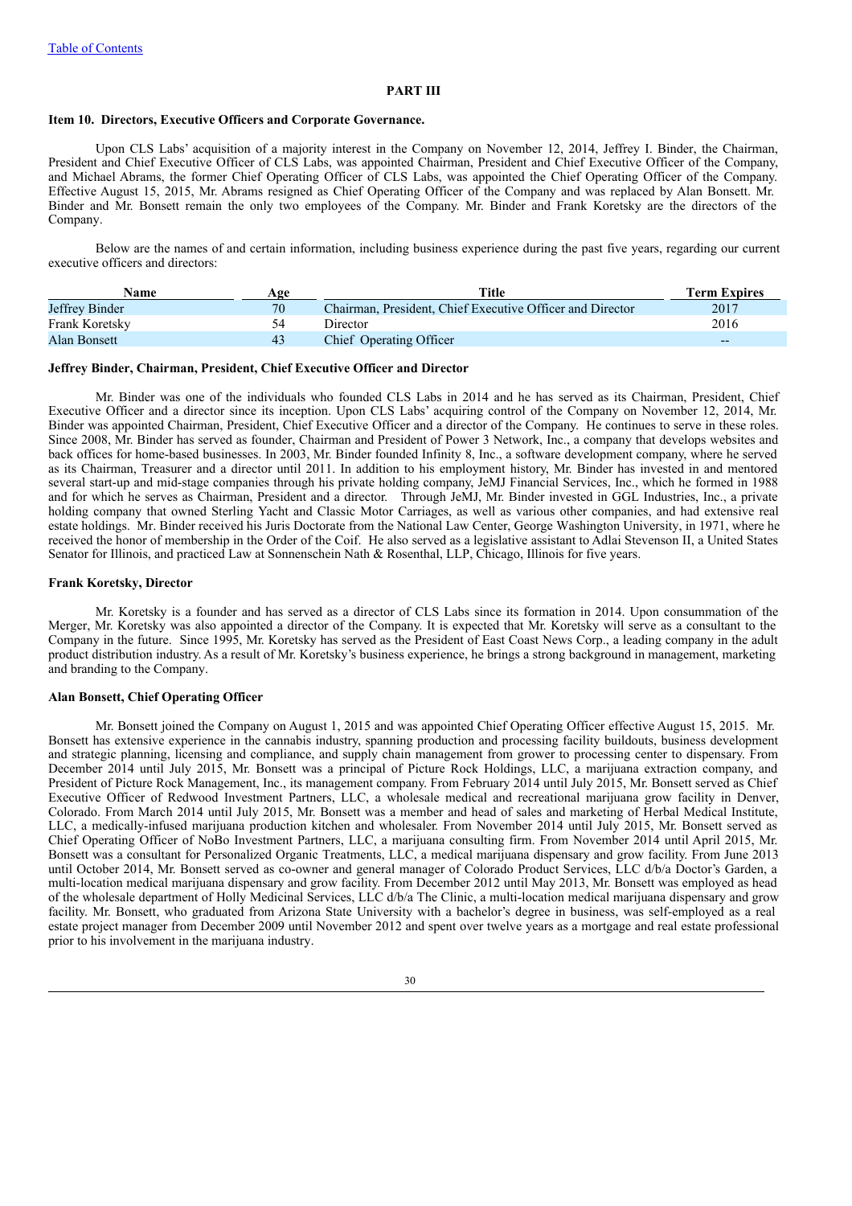[Table of Contents](#)

## PART III

### Item 10. Directors, Executive Officers and Corporate Governance.

Upon CLS Labs' acquisition of a majority interest in the Company on November 12, 2014, Jeffrey I. Binder, the Chairman, President and Chief Executive Officer of CLS Labs, was appointed Chairman, President and Chief Executive Officer of the Company, and Michael Abrams, the former Chief Operating Officer of CLS Labs, was appointed the Chief Operating Officer of the Company. Effective August 15, 2015, Mr. Abrams resigned as Chief Operating Officer of the Company and was replaced by Alan Bonsett. Mr. Binder and Mr. Bonsett remain the only two employees of the Company. Mr. Binder and Frank Koretsky are the directors of the Company.

Below are the names of and certain information, including business experience during the past five years, regarding our current executive officers and directors:

| Name | Age | Title | Term Expires |
|---|---|---|---|
| Jeffrey Binder | 70 | Chairman, President, Chief Executive Officer and Director | 2017 |
| Frank Koretsky | 54 | Director | 2016 |
| Alan Bonsett | 43 | Chief Operating Officer | -- |

**Jeffrey Binder, Chairman, President, Chief Executive Officer and Director**

Mr. Binder was one of the individuals who founded CLS Labs in 2014 and he has served as its Chairman, President, Chief Executive Officer and a director since its inception. Upon CLS Labs' acquiring control of the Company on November 12, 2014, Mr. Binder was appointed Chairman, President, Chief Executive Officer and a director of the Company. He continues to serve in these roles. Since 2008, Mr. Binder has served as founder, Chairman and President of Power 3 Network, Inc., a company that develops websites and back offices for home-based businesses. In 2003, Mr. Binder founded Infinity 8, Inc., a software development company, where he served as its Chairman, Treasurer and a director until 2011. In addition to his employment history, Mr. Binder has invested in and mentored several start-up and mid-stage companies through his private holding company, JeMJ Financial Services, Inc., which he formed in 1988 and for which he serves as Chairman, President and a director. Through JeMJ, Mr. Binder invested in GGL Industries, Inc., a private holding company that owned Sterling Yacht and Classic Motor Carriages, as well as various other companies, and had extensive real estate holdings. Mr. Binder received his Juris Doctorate from the National Law Center, George Washington University, in 1971, where he received the honor of membership in the Order of the Coif. He also served as a legislative assistant to Adlai Stevenson II, a United States Senator for Illinois, and practiced Law at Sonnenschein Nath & Rosenthal, LLP, Chicago, Illinois for five years.

**Frank Koretsky, Director**

Mr. Koretsky is a founder and has served as a director of CLS Labs since its formation in 2014. Upon consummation of the Merger, Mr. Koretsky was also appointed a director of the Company. It is expected that Mr. Koretsky will serve as a consultant to the Company in the future. Since 1995, Mr. Koretsky has served as the President of East Coast News Corp., a leading company in the adult product distribution industry. As a result of Mr. Koretsky's business experience, he brings a strong background in management, marketing and branding to the Company.

**Alan Bonsett, Chief Operating Officer**

Mr. Bonsett joined the Company on August 1, 2015 and was appointed Chief Operating Officer effective August 15, 2015. Mr. Bonsett has extensive experience in the cannabis industry, spanning production and processing facility buildouts, business development and strategic planning, licensing and compliance, and supply chain management from grower to processing center to dispensary. From December 2014 until July 2015, Mr. Bonsett was a principal of Picture Rock Holdings, LLC, a marijuana extraction company, and President of Picture Rock Management, Inc., its management company. From February 2014 until July 2015, Mr. Bonsett served as Chief Executive Officer of Redwood Investment Partners, LLC, a wholesale medical and recreational marijuana grow facility in Denver, Colorado. From March 2014 until July 2015, Mr. Bonsett was a member and head of sales and marketing of Herbal Medical Institute, LLC, a medically-infused marijuana production kitchen and wholesaler. From November 2014 until July 2015, Mr. Bonsett served as Chief Operating Officer of NoBo Investment Partners, LLC, a marijuana consulting firm. From November 2014 until April 2015, Mr. Bonsett was a consultant for Personalized Organic Treatments, LLC, a medical marijuana dispensary and grow facility. From June 2013 until October 2014, Mr. Bonsett served as co-owner and general manager of Colorado Product Services, LLC d/b/a Doctor's Garden, a multi-location medical marijuana dispensary and grow facility. From December 2012 until May 2013, Mr. Bonsett was employed as head of the wholesale department of Holly Medicinal Services, LLC d/b/a The Clinic, a multi-location medical marijuana dispensary and grow facility. Mr. Bonsett, who graduated from Arizona State University with a bachelor's degree in business, was self-employed as a real estate project manager from December 2009 until November 2012 and spent over twelve years as a mortgage and real estate professional prior to his involvement in the marijuana industry.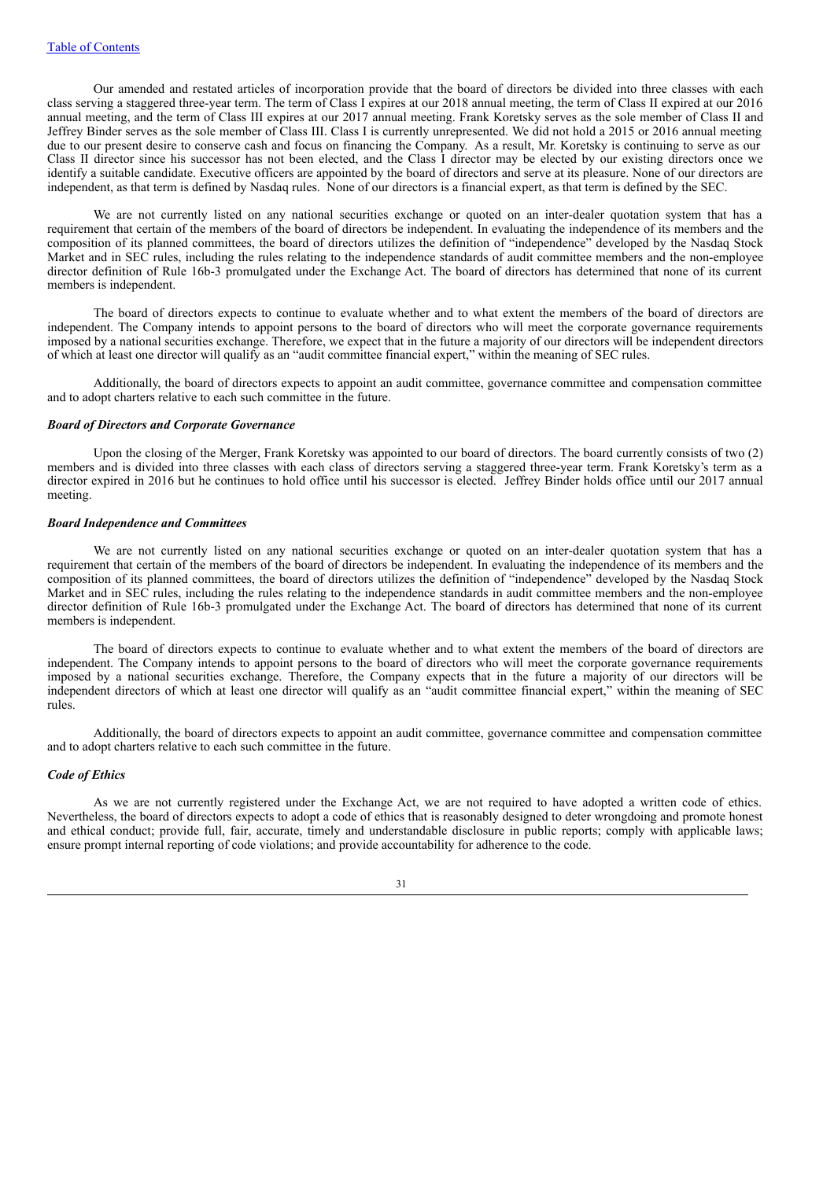Our amended and restated articles of incorporation provide that the board of directors be divided into three classes with each class serving a staggered three-year term. The term of Class I expires at our 2018 annual meeting, the term of Class II expired at our 2016 annual meeting, and the term of Class III expires at our 2017 annual meeting. Frank Koretsky serves as the sole member of Class II and Jeffrey Binder serves as the sole member of Class III. Class I is currently unrepresented. We did not hold a 2015 or 2016 annual meeting due to our present desire to conserve cash and focus on financing the Company. As a result, Mr. Koretsky is continuing to serve as our Class II director since his successor has not been elected, and the Class I director may be elected by our existing directors once we identify a suitable candidate. Executive officers are appointed by the board of directors and serve at its pleasure. None of our directors are independent, as that term is defined by Nasdaq rules. None of our directors is a financial expert, as that term is defined by the SEC.

We are not currently listed on any national securities exchange or quoted on an inter-dealer quotation system that has a requirement that certain of the members of the board of directors be independent. In evaluating the independence of its members and the composition of its planned committees, the board of directors utilizes the definition of "independence" developed by the Nasdaq Stock Market and in SEC rules, including the rules relating to the independence standards of audit committee members and the non-employee director definition of Rule 16b-3 promulgated under the Exchange Act. The board of directors has determined that none of its current members is independent.

The board of directors expects to continue to evaluate whether and to what extent the members of the board of directors are independent. The Company intends to appoint persons to the board of directors who will meet the corporate governance requirements imposed by a national securities exchange. Therefore, we expect that in the future a majority of our directors will be independent directors of which at least one director will qualify as an "audit committee financial expert," within the meaning of SEC rules.

Additionally, the board of directors expects to appoint an audit committee, governance committee and compensation committee and to adopt charters relative to each such committee in the future.

### *Board of Directors and Corporate Governance*

Upon the closing of the Merger, Frank Koretsky was appointed to our board of directors. The board currently consists of two (2) members and is divided into three classes with each class of directors serving a staggered three-year term. Frank Koretsky's term as a director expired in 2016 but he continues to hold office until his successor is elected. Jeffrey Binder holds office until our 2017 annual meeting.

### *Board Independence and Committees*

We are not currently listed on any national securities exchange or quoted on an inter-dealer quotation system that has a requirement that certain of the members of the board of directors be independent. In evaluating the independence of its members and the composition of its planned committees, the board of directors utilizes the definition of "independence" developed by the Nasdaq Stock Market and in SEC rules, including the rules relating to the independence standards in audit committee members and the non-employee director definition of Rule 16b-3 promulgated under the Exchange Act. The board of directors has determined that none of its current members is independent.

The board of directors expects to continue to evaluate whether and to what extent the members of the board of directors are independent. The Company intends to appoint persons to the board of directors who will meet the corporate governance requirements imposed by a national securities exchange. Therefore, the Company expects that in the future a majority of our directors will be independent directors of which at least one director will qualify as an "audit committee financial expert," within the meaning of SEC rules.

Additionally, the board of directors expects to appoint an audit committee, governance committee and compensation committee and to adopt charters relative to each such committee in the future.

### *Code of Ethics*

As we are not currently registered under the Exchange Act, we are not required to have adopted a written code of ethics. Nevertheless, the board of directors expects to adopt a code of ethics that is reasonably designed to deter wrongdoing and promote honest and ethical conduct; provide full, fair, accurate, timely and understandable disclosure in public reports; comply with applicable laws; ensure prompt internal reporting of code violations; and provide accountability for adherence to the code.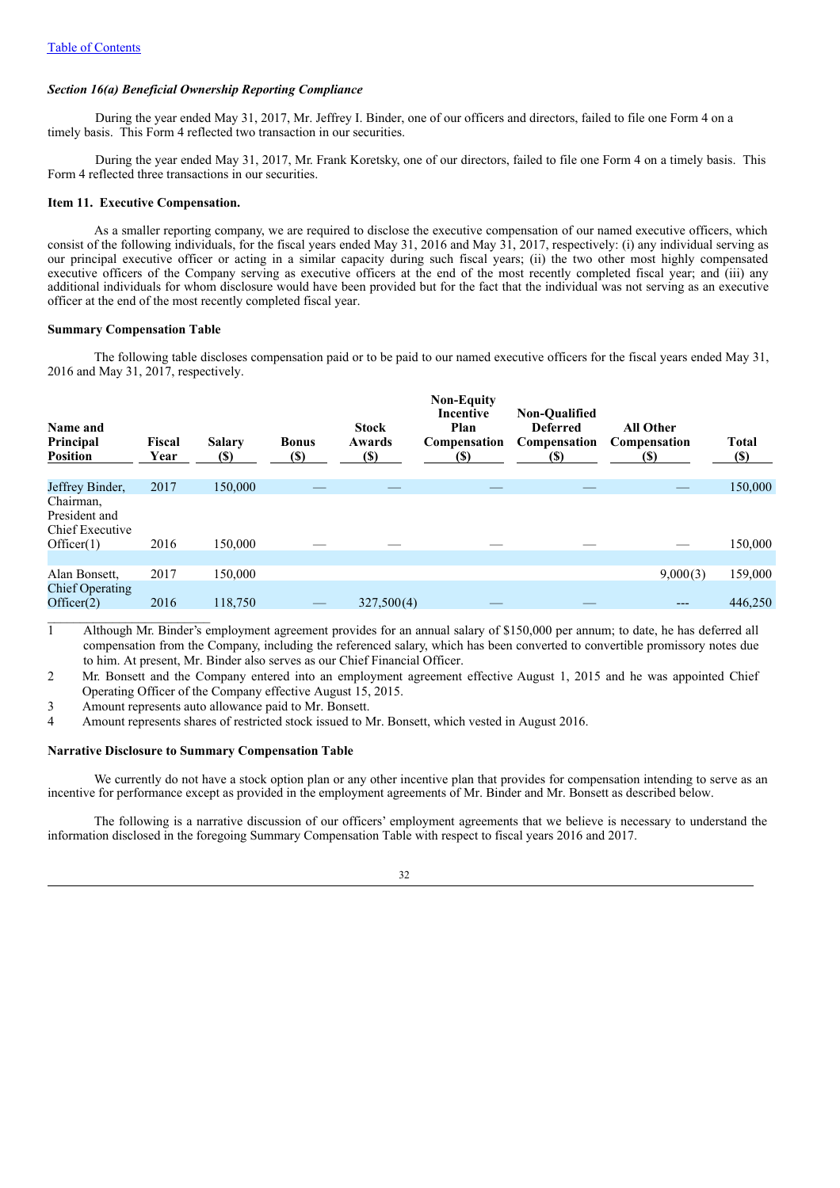*Section 16(a) Beneficial Ownership Reporting Compliance*

During the year ended May 31, 2017, Mr. Jeffrey I. Binder, one of our officers and directors, failed to file one Form 4 on a timely basis. This Form 4 reflected two transaction in our securities.

During the year ended May 31, 2017, Mr. Frank Koretsky, one of our directors, failed to file one Form 4 on a timely basis. This Form 4 reflected three transactions in our securities.

**Item 11. Executive Compensation.**

As a smaller reporting company, we are required to disclose the executive compensation of our named executive officers, which consist of the following individuals, for the fiscal years ended May 31, 2016 and May 31, 2017, respectively: (i) any individual serving as our principal executive officer or acting in a similar capacity during such fiscal years; (ii) the two other most highly compensated executive officers of the Company serving as executive officers at the end of the most recently completed fiscal year; and (iii) any additional individuals for whom disclosure would have been provided but for the fact that the individual was not serving as an executive officer at the end of the most recently completed fiscal year.

**Summary Compensation Table**

The following table discloses compensation paid or to be paid to our named executive officers for the fiscal years ended May 31, 2016 and May 31, 2017, respectively.

| Name and Principal Position | Fiscal Year | Salary ($) | Bonus ($) | Stock Awards ($) | Non-Equity Incentive Plan Compensation ($) | Non-Qualified Deferred Compensation ($) | All Other Compensation ($) | Total ($) |
|---|---|---|---|---|---|---|---|---|
| Jeffrey Binder, | 2017 | 150,000 | — | — | — | — | — | 150,000 |
| Chairman, President and Chief Executive Officer(1) | 2016 | 150,000 | — | — | — | — | — | 150,000 |
| Alan Bonsett, | 2017 | 150,000 | | | | | 9,000(3) | 159,000 |
| Chief Operating Officer(2) | 2016 | 118,750 | — | 327,500(4) | — | — | --- | 446,250 |

1 Although Mr. Binder's employment agreement provides for an annual salary of $150,000 per annum; to date, he has deferred all compensation from the Company, including the referenced salary, which has been converted to convertible promissory notes due to him. At present, Mr. Binder also serves as our Chief Financial Officer.

2 Mr. Bonsett and the Company entered into an employment agreement effective August 1, 2015 and he was appointed Chief Operating Officer of the Company effective August 15, 2015.

3 Amount represents auto allowance paid to Mr. Bonsett.

4 Amount represents shares of restricted stock issued to Mr. Bonsett, which vested in August 2016.

**Narrative Disclosure to Summary Compensation Table**

We currently do not have a stock option plan or any other incentive plan that provides for compensation intending to serve as an incentive for performance except as provided in the employment agreements of Mr. Binder and Mr. Bonsett as described below.

The following is a narrative discussion of our officers' employment agreements that we believe is necessary to understand the information disclosed in the foregoing Summary Compensation Table with respect to fiscal years 2016 and 2017.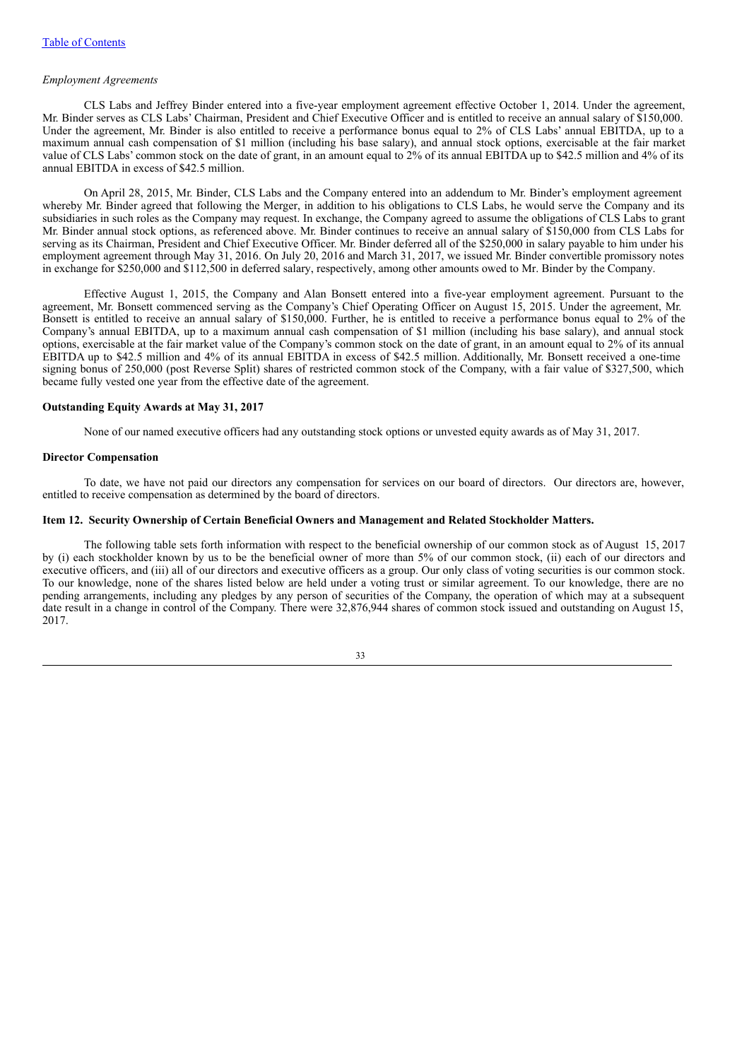*Employment Agreements*

CLS Labs and Jeffrey Binder entered into a five-year employment agreement effective October 1, 2014. Under the agreement, Mr. Binder serves as CLS Labs' Chairman, President and Chief Executive Officer and is entitled to receive an annual salary of $150,000. Under the agreement, Mr. Binder is also entitled to receive a performance bonus equal to 2% of CLS Labs' annual EBITDA, up to a maximum annual cash compensation of $1 million (including his base salary), and annual stock options, exercisable at the fair market value of CLS Labs' common stock on the date of grant, in an amount equal to 2% of its annual EBITDA up to $42.5 million and 4% of its annual EBITDA in excess of $42.5 million.

On April 28, 2015, Mr. Binder, CLS Labs and the Company entered into an addendum to Mr. Binder's employment agreement whereby Mr. Binder agreed that following the Merger, in addition to his obligations to CLS Labs, he would serve the Company and its subsidiaries in such roles as the Company may request. In exchange, the Company agreed to assume the obligations of CLS Labs to grant Mr. Binder annual stock options, as referenced above. Mr. Binder continues to receive an annual salary of $150,000 from CLS Labs for serving as its Chairman, President and Chief Executive Officer. Mr. Binder deferred all of the $250,000 in salary payable to him under his employment agreement through May 31, 2016. On July 20, 2016 and March 31, 2017, we issued Mr. Binder convertible promissory notes in exchange for $250,000 and $112,500 in deferred salary, respectively, among other amounts owed to Mr. Binder by the Company.

Effective August 1, 2015, the Company and Alan Bonsett entered into a five-year employment agreement. Pursuant to the agreement, Mr. Bonsett commenced serving as the Company's Chief Operating Officer on August 15, 2015. Under the agreement, Mr. Bonsett is entitled to receive an annual salary of $150,000. Further, he is entitled to receive a performance bonus equal to 2% of the Company's annual EBITDA, up to a maximum annual cash compensation of $1 million (including his base salary), and annual stock options, exercisable at the fair market value of the Company's common stock on the date of grant, in an amount equal to 2% of its annual EBITDA up to $42.5 million and 4% of its annual EBITDA in excess of $42.5 million. Additionally, Mr. Bonsett received a one-time signing bonus of 250,000 (post Reverse Split) shares of restricted common stock of the Company, with a fair value of $327,500, which became fully vested one year from the effective date of the agreement.

**Outstanding Equity Awards at May 31, 2017**

None of our named executive officers had any outstanding stock options or unvested equity awards as of May 31, 2017.

**Director Compensation**

To date, we have not paid our directors any compensation for services on our board of directors. Our directors are, however, entitled to receive compensation as determined by the board of directors.

**Item 12. Security Ownership of Certain Beneficial Owners and Management and Related Stockholder Matters.**

The following table sets forth information with respect to the beneficial ownership of our common stock as of August 15, 2017 by (i) each stockholder known by us to be the beneficial owner of more than 5% of our common stock, (ii) each of our directors and executive officers, and (iii) all of our directors and executive officers as a group. Our only class of voting securities is our common stock. To our knowledge, none of the shares listed below are held under a voting trust or similar agreement. To our knowledge, there are no pending arrangements, including any pledges by any person of securities of the Company, the operation of which may at a subsequent date result in a change in control of the Company. There were 32,876,944 shares of common stock issued and outstanding on August 15, 2017.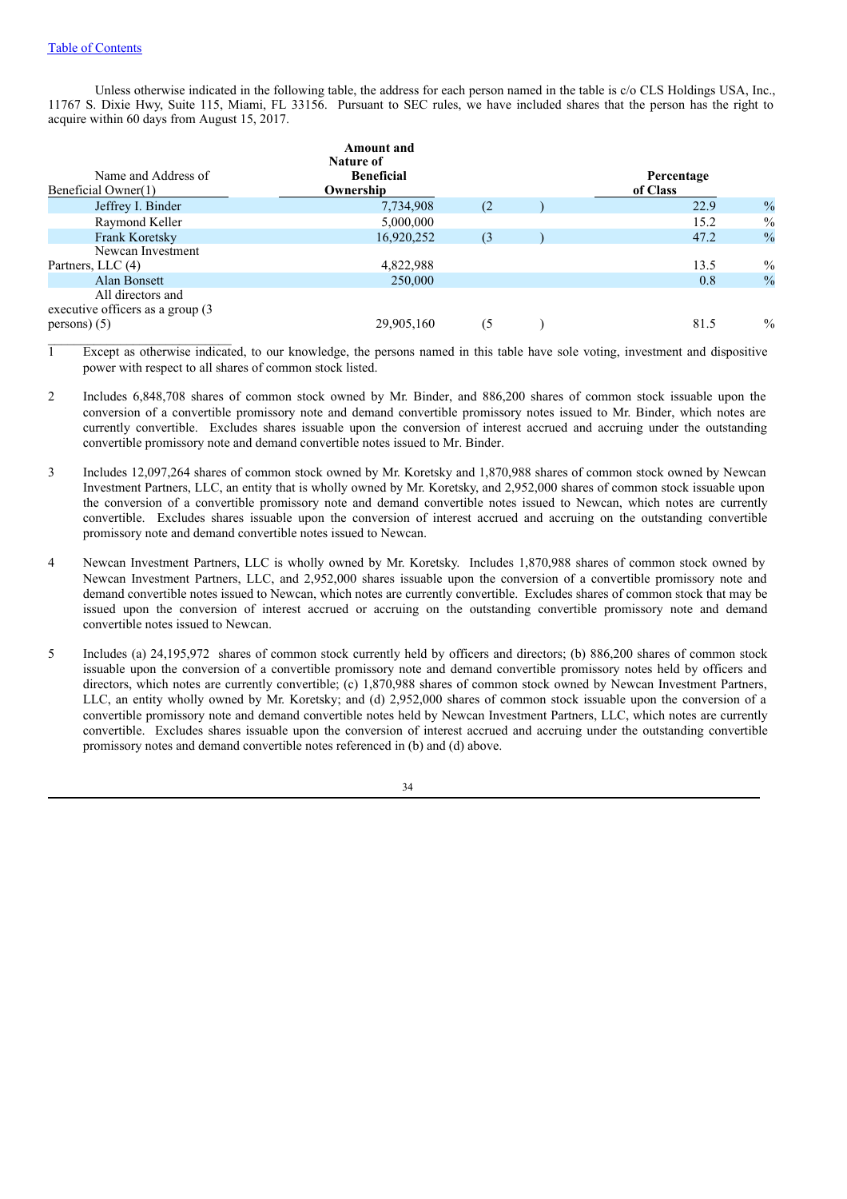Unless otherwise indicated in the following table, the address for each person named in the table is c/o CLS Holdings USA, Inc., 11767 S. Dixie Hwy, Suite 115, Miami, FL 33156. Pursuant to SEC rules, we have included shares that the person has the right to acquire within 60 days from August 15, 2017.

| Name and Address of Beneficial Owner(1) | Amount and Nature of Beneficial Ownership | | Percentage of Class |
|---|---|---|---|
| Jeffrey I. Binder | 7,734,908 | (2) | 22.9% |
| Raymond Keller | 5,000,000 | | 15.2% |
| Frank Koretsky | 16,920,252 | (3) | 47.2% |
| Newcan Investment Partners, LLC (4) | 4,822,988 | | 13.5% |
| Alan Bonsett | 250,000 | | 0.8% |
| All directors and executive officers as a group (3 persons) (5) | 29,905,160 | (5) | 81.5% |

1 Except as otherwise indicated, to our knowledge, the persons named in this table have sole voting, investment and dispositive power with respect to all shares of common stock listed.

2 Includes 6,848,708 shares of common stock owned by Mr. Binder, and 886,200 shares of common stock issuable upon the conversion of a convertible promissory note and demand convertible promissory notes issued to Mr. Binder, which notes are currently convertible. Excludes shares issuable upon the conversion of interest accrued and accruing under the outstanding convertible promissory note and demand convertible notes issued to Mr. Binder.

3 Includes 12,097,264 shares of common stock owned by Mr. Koretsky and 1,870,988 shares of common stock owned by Newcan Investment Partners, LLC, an entity that is wholly owned by Mr. Koretsky, and 2,952,000 shares of common stock issuable upon the conversion of a convertible promissory note and demand convertible notes issued to Newcan, which notes are currently convertible. Excludes shares issuable upon the conversion of interest accrued and accruing on the outstanding convertible promissory note and demand convertible notes issued to Newcan.

4 Newcan Investment Partners, LLC is wholly owned by Mr. Koretsky. Includes 1,870,988 shares of common stock owned by Newcan Investment Partners, LLC, and 2,952,000 shares issuable upon the conversion of a convertible promissory note and demand convertible notes issued to Newcan, which notes are currently convertible. Excludes shares of common stock that may be issued upon the conversion of interest accrued or accruing on the outstanding convertible promissory note and demand convertible notes issued to Newcan.

5 Includes (a) 24,195,972 shares of common stock currently held by officers and directors; (b) 886,200 shares of common stock issuable upon the conversion of a convertible promissory note and demand convertible promissory notes held by officers and directors, which notes are currently convertible; (c) 1,870,988 shares of common stock owned by Newcan Investment Partners, LLC, an entity wholly owned by Mr. Koretsky; and (d) 2,952,000 shares of common stock issuable upon the conversion of a convertible promissory note and demand convertible notes held by Newcan Investment Partners, LLC, which notes are currently convertible. Excludes shares issuable upon the conversion of interest accrued and accruing under the outstanding convertible promissory notes and demand convertible notes referenced in (b) and (d) above.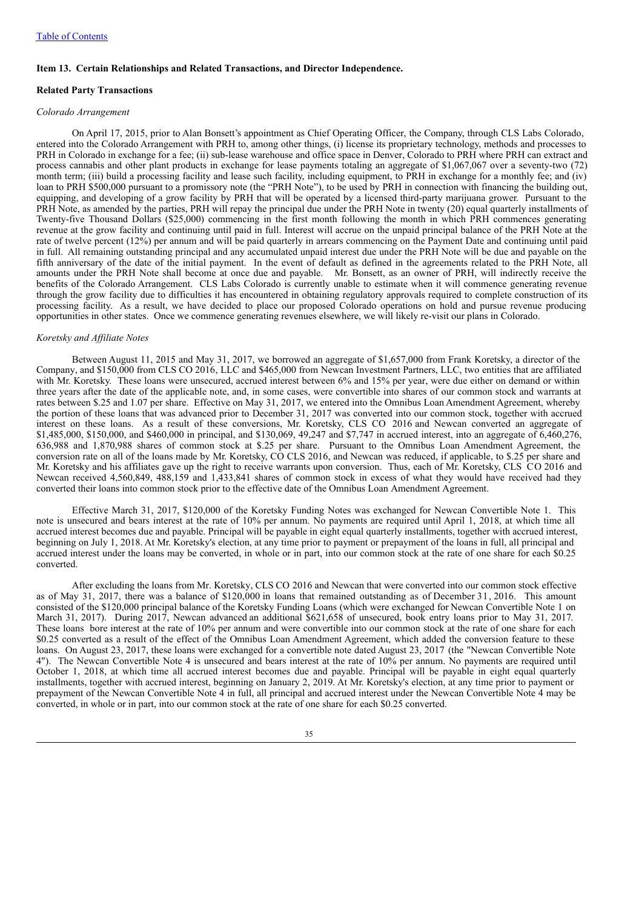## Item 13. Certain Relationships and Related Transactions, and Director Independence.

### Related Party Transactions

*Colorado Arrangement*

On April 17, 2015, prior to Alan Bonsett's appointment as Chief Operating Officer, the Company, through CLS Labs Colorado, entered into the Colorado Arrangement with PRH to, among other things, (i) license its proprietary technology, methods and processes to PRH in Colorado in exchange for a fee; (ii) sub-lease warehouse and office space in Denver, Colorado to PRH where PRH can extract and process cannabis and other plant products in exchange for lease payments totaling an aggregate of $1,067,067 over a seventy-two (72) month term; (iii) build a processing facility and lease such facility, including equipment, to PRH in exchange for a monthly fee; and (iv) loan to PRH $500,000 pursuant to a promissory note (the "PRH Note"), to be used by PRH in connection with financing the building out, equipping, and developing of a grow facility by PRH that will be operated by a licensed third-party marijuana grower. Pursuant to the PRH Note, as amended by the parties, PRH will repay the principal due under the PRH Note in twenty (20) equal quarterly installments of Twenty-five Thousand Dollars ($25,000) commencing in the first month following the month in which PRH commences generating revenue at the grow facility and continuing until paid in full. Interest will accrue on the unpaid principal balance of the PRH Note at the rate of twelve percent (12%) per annum and will be paid quarterly in arrears commencing on the Payment Date and continuing until paid in full. All remaining outstanding principal and any accumulated unpaid interest due under the PRH Note will be due and payable on the fifth anniversary of the date of the initial payment. In the event of default as defined in the agreements related to the PRH Note, all amounts under the PRH Note shall become at once due and payable. Mr. Bonsett, as an owner of PRH, will indirectly receive the benefits of the Colorado Arrangement. CLS Labs Colorado is currently unable to estimate when it will commence generating revenue through the grow facility due to difficulties it has encountered in obtaining regulatory approvals required to complete construction of its processing facility. As a result, we have decided to place our proposed Colorado operations on hold and pursue revenue producing opportunities in other states. Once we commence generating revenues elsewhere, we will likely re-visit our plans in Colorado.

*Koretsky and Affiliate Notes*

Between August 11, 2015 and May 31, 2017, we borrowed an aggregate of $1,657,000 from Frank Koretsky, a director of the Company, and $150,000 from CLS CO 2016, LLC and $465,000 from Newcan Investment Partners, LLC, two entities that are affiliated with Mr. Koretsky. These loans were unsecured, accrued interest between 6% and 15% per year, were due either on demand or within three years after the date of the applicable note, and, in some cases, were convertible into shares of our common stock and warrants at rates between $.25 and 1.07 per share. Effective on May 31, 2017, we entered into the Omnibus Loan Amendment Agreement, whereby the portion of these loans that was advanced prior to December 31, 2017 was converted into our common stock, together with accrued interest on these loans. As a result of these conversions, Mr. Koretsky, CLS CO 2016 and Newcan converted an aggregate of $1,485,000, $150,000, and $460,000 in principal, and $130,069, 49,247 and $7,747 in accrued interest, into an aggregate of 6,460,276, 636,988 and 1,870,988 shares of common stock at $.25 per share. Pursuant to the Omnibus Loan Amendment Agreement, the conversion rate on all of the loans made by Mr. Koretsky, CO CLS 2016, and Newcan was reduced, if applicable, to $.25 per share and Mr. Koretsky and his affiliates gave up the right to receive warrants upon conversion. Thus, each of Mr. Koretsky, CLS CO 2016 and Newcan received 4,560,849, 488,159 and 1,433,841 shares of common stock in excess of what they would have received had they converted their loans into common stock prior to the effective date of the Omnibus Loan Amendment Agreement.

Effective March 31, 2017, $120,000 of the Koretsky Funding Notes was exchanged for Newcan Convertible Note 1. This note is unsecured and bears interest at the rate of 10% per annum. No payments are required until April 1, 2018, at which time all accrued interest becomes due and payable. Principal will be payable in eight equal quarterly installments, together with accrued interest, beginning on July 1, 2018. At Mr. Koretsky's election, at any time prior to payment or prepayment of the loans in full, all principal and accrued interest under the loans may be converted, in whole or in part, into our common stock at the rate of one share for each $0.25 converted.

After excluding the loans from Mr. Koretsky, CLS CO 2016 and Newcan that were converted into our common stock effective as of May 31, 2017, there was a balance of $120,000 in loans that remained outstanding as of December 31, 2016. This amount consisted of the $120,000 principal balance of the Koretsky Funding Loans (which were exchanged for Newcan Convertible Note 1 on March 31, 2017). During 2017, Newcan advanced an additional $621,658 of unsecured, book entry loans prior to May 31, 2017. These loans bore interest at the rate of 10% per annum and were convertible into our common stock at the rate of one share for each $0.25 converted as a result of the effect of the Omnibus Loan Amendment Agreement, which added the conversion feature to these loans. On August 23, 2017, these loans were exchanged for a convertible note dated August 23, 2017 (the "Newcan Convertible Note 4"). The Newcan Convertible Note 4 is unsecured and bears interest at the rate of 10% per annum. No payments are required until October 1, 2018, at which time all accrued interest becomes due and payable. Principal will be payable in eight equal quarterly installments, together with accrued interest, beginning on January 2, 2019. At Mr. Koretsky's election, at any time prior to payment or prepayment of the Newcan Convertible Note 4 in full, all principal and accrued interest under the Newcan Convertible Note 4 may be converted, in whole or in part, into our common stock at the rate of one share for each $0.25 converted.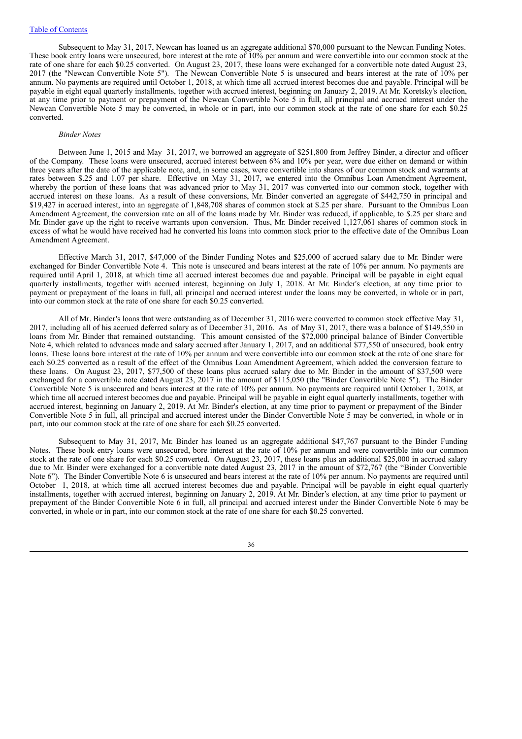Subsequent to May 31, 2017, Newcan has loaned us an aggregate additional $70,000 pursuant to the Newcan Funding Notes. These book entry loans were unsecured, bore interest at the rate of 10% per annum and were convertible into our common stock at the rate of one share for each $0.25 converted. On August 23, 2017, these loans were exchanged for a convertible note dated August 23, 2017 (the "Newcan Convertible Note 5"). The Newcan Convertible Note 5 is unsecured and bears interest at the rate of 10% per annum. No payments are required until October 1, 2018, at which time all accrued interest becomes due and payable. Principal will be payable in eight equal quarterly installments, together with accrued interest, beginning on January 2, 2019. At Mr. Koretsky's election, at any time prior to payment or prepayment of the Newcan Convertible Note 5 in full, all principal and accrued interest under the Newcan Convertible Note 5 may be converted, in whole or in part, into our common stock at the rate of one share for each $0.25 converted.

*Binder Notes*

Between June 1, 2015 and May 31, 2017, we borrowed an aggregate of $251,800 from Jeffrey Binder, a director and officer of the Company. These loans were unsecured, accrued interest between 6% and 10% per year, were due either on demand or within three years after the date of the applicable note, and, in some cases, were convertible into shares of our common stock and warrants at rates between $.25 and 1.07 per share. Effective on May 31, 2017, we entered into the Omnibus Loan Amendment Agreement, whereby the portion of these loans that was advanced prior to May 31, 2017 was converted into our common stock, together with accrued interest on these loans. As a result of these conversions, Mr. Binder converted an aggregate of $442,750 in principal and $19,427 in accrued interest, into an aggregate of 1,848,708 shares of common stock at $.25 per share. Pursuant to the Omnibus Loan Amendment Agreement, the conversion rate on all of the loans made by Mr. Binder was reduced, if applicable, to $.25 per share and Mr. Binder gave up the right to receive warrants upon conversion. Thus, Mr. Binder received 1,127,061 shares of common stock in excess of what he would have received had he converted his loans into common stock prior to the effective date of the Omnibus Loan Amendment Agreement.

Effective March 31, 2017, $47,000 of the Binder Funding Notes and $25,000 of accrued salary due to Mr. Binder were exchanged for Binder Convertible Note 4. This note is unsecured and bears interest at the rate of 10% per annum. No payments are required until April 1, 2018, at which time all accrued interest becomes due and payable. Principal will be payable in eight equal quarterly installments, together with accrued interest, beginning on July 1, 2018. At Mr. Binder's election, at any time prior to payment or prepayment of the loans in full, all principal and accrued interest under the loans may be converted, in whole or in part, into our common stock at the rate of one share for each $0.25 converted.

All of Mr. Binder's loans that were outstanding as of December 31, 2016 were converted to common stock effective May 31, 2017, including all of his accrued deferred salary as of December 31, 2016. As of May 31, 2017, there was a balance of $149,550 in loans from Mr. Binder that remained outstanding. This amount consisted of the $72,000 principal balance of Binder Convertible Note 4, which related to advances made and salary accrued after January 1, 2017, and an additional $77,550 of unsecured, book entry loans. These loans bore interest at the rate of 10% per annum and were convertible into our common stock at the rate of one share for each $0.25 converted as a result of the effect of the Omnibus Loan Amendment Agreement, which added the conversion feature to these loans. On August 23, 2017, $77,500 of these loans plus accrued salary due to Mr. Binder in the amount of $37,500 were exchanged for a convertible note dated August 23, 2017 in the amount of $115,050 (the "Binder Convertible Note 5"). The Binder Convertible Note 5 is unsecured and bears interest at the rate of 10% per annum. No payments are required until October 1, 2018, at which time all accrued interest becomes due and payable. Principal will be payable in eight equal quarterly installments, together with accrued interest, beginning on January 2, 2019. At Mr. Binder's election, at any time prior to payment or prepayment of the Binder Convertible Note 5 in full, all principal and accrued interest under the Binder Convertible Note 5 may be converted, in whole or in part, into our common stock at the rate of one share for each $0.25 converted.

Subsequent to May 31, 2017, Mr. Binder has loaned us an aggregate additional $47,767 pursuant to the Binder Funding Notes. These book entry loans were unsecured, bore interest at the rate of 10% per annum and were convertible into our common stock at the rate of one share for each $0.25 converted. On August 23, 2017, these loans plus an additional $25,000 in accrued salary due to Mr. Binder were exchanged for a convertible note dated August 23, 2017 in the amount of $72,767 (the "Binder Convertible Note 6"). The Binder Convertible Note 6 is unsecured and bears interest at the rate of 10% per annum. No payments are required until October 1, 2018, at which time all accrued interest becomes due and payable. Principal will be payable in eight equal quarterly installments, together with accrued interest, beginning on January 2, 2019. At Mr. Binder's election, at any time prior to payment or prepayment of the Binder Convertible Note 6 in full, all principal and accrued interest under the Binder Convertible Note 6 may be converted, in whole or in part, into our common stock at the rate of one share for each $0.25 converted.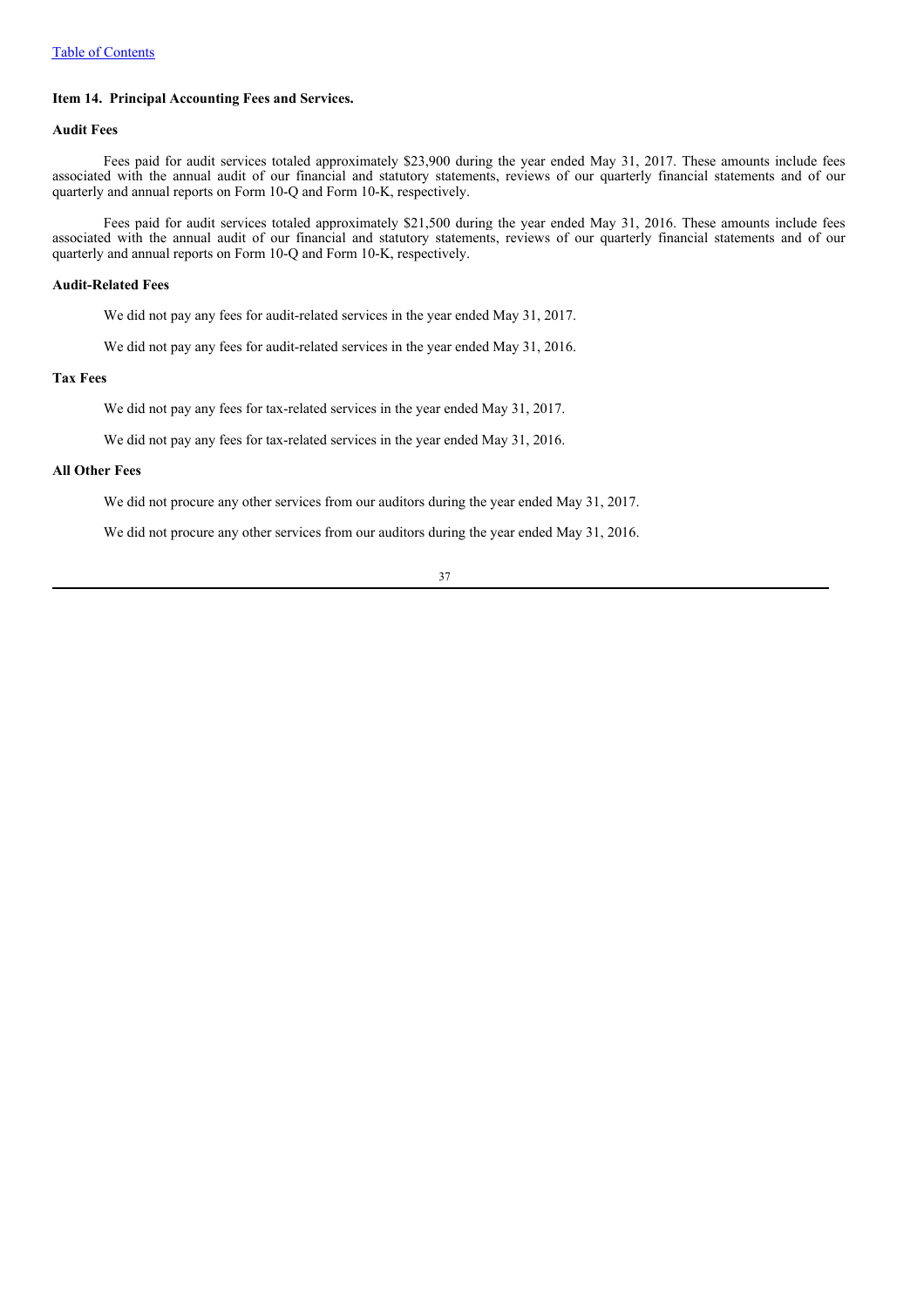## Item 14. Principal Accounting Fees and Services.

### Audit Fees

Fees paid for audit services totaled approximately $23,900 during the year ended May 31, 2017. These amounts include fees associated with the annual audit of our financial and statutory statements, reviews of our quarterly financial statements and of our quarterly and annual reports on Form 10-Q and Form 10-K, respectively.

Fees paid for audit services totaled approximately $21,500 during the year ended May 31, 2016. These amounts include fees associated with the annual audit of our financial and statutory statements, reviews of our quarterly financial statements and of our quarterly and annual reports on Form 10-Q and Form 10-K, respectively.

### Audit-Related Fees

We did not pay any fees for audit-related services in the year ended May 31, 2017.

We did not pay any fees for audit-related services in the year ended May 31, 2016.

### Tax Fees

We did not pay any fees for tax-related services in the year ended May 31, 2017.

We did not pay any fees for tax-related services in the year ended May 31, 2016.

### All Other Fees

We did not procure any other services from our auditors during the year ended May 31, 2017.

We did not procure any other services from our auditors during the year ended May 31, 2016.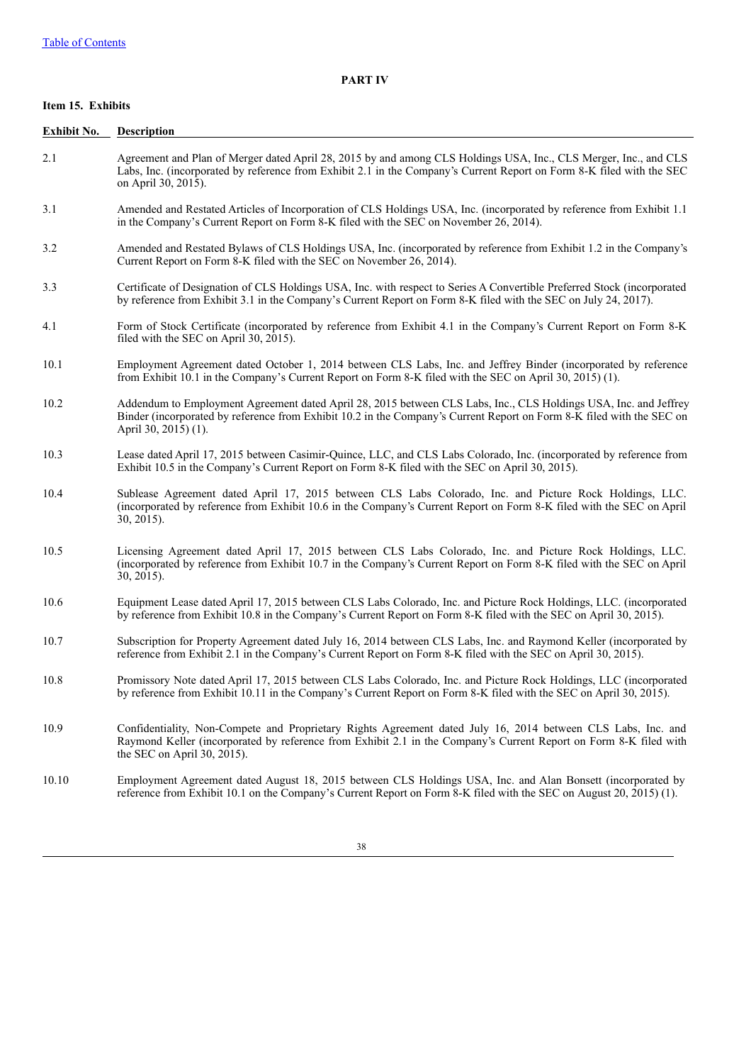[Table of Contents](#)

# PART IV

## Item 15. Exhibits

| Exhibit No. | Description |
|---|---|
| 2.1 | Agreement and Plan of Merger dated April 28, 2015 by and among CLS Holdings USA, Inc., CLS Merger, Inc., and CLS Labs, Inc. (incorporated by reference from Exhibit 2.1 in the Company's Current Report on Form 8-K filed with the SEC on April 30, 2015). |
| 3.1 | Amended and Restated Articles of Incorporation of CLS Holdings USA, Inc. (incorporated by reference from Exhibit 1.1 in the Company's Current Report on Form 8-K filed with the SEC on November 26, 2014). |
| 3.2 | Amended and Restated Bylaws of CLS Holdings USA, Inc. (incorporated by reference from Exhibit 1.2 in the Company's Current Report on Form 8-K filed with the SEC on November 26, 2014). |
| 3.3 | Certificate of Designation of CLS Holdings USA, Inc. with respect to Series A Convertible Preferred Stock (incorporated by reference from Exhibit 3.1 in the Company's Current Report on Form 8-K filed with the SEC on July 24, 2017). |
| 4.1 | Form of Stock Certificate (incorporated by reference from Exhibit 4.1 in the Company's Current Report on Form 8-K filed with the SEC on April 30, 2015). |
| 10.1 | Employment Agreement dated October 1, 2014 between CLS Labs, Inc. and Jeffrey Binder (incorporated by reference from Exhibit 10.1 in the Company's Current Report on Form 8-K filed with the SEC on April 30, 2015) (1). |
| 10.2 | Addendum to Employment Agreement dated April 28, 2015 between CLS Labs, Inc., CLS Holdings USA, Inc. and Jeffrey Binder (incorporated by reference from Exhibit 10.2 in the Company's Current Report on Form 8-K filed with the SEC on April 30, 2015) (1). |
| 10.3 | Lease dated April 17, 2015 between Casimir-Quince, LLC, and CLS Labs Colorado, Inc. (incorporated by reference from Exhibit 10.5 in the Company's Current Report on Form 8-K filed with the SEC on April 30, 2015). |
| 10.4 | Sublease Agreement dated April 17, 2015 between CLS Labs Colorado, Inc. and Picture Rock Holdings, LLC. (incorporated by reference from Exhibit 10.6 in the Company's Current Report on Form 8-K filed with the SEC on April 30, 2015). |
| 10.5 | Licensing Agreement dated April 17, 2015 between CLS Labs Colorado, Inc. and Picture Rock Holdings, LLC. (incorporated by reference from Exhibit 10.7 in the Company's Current Report on Form 8-K filed with the SEC on April 30, 2015). |
| 10.6 | Equipment Lease dated April 17, 2015 between CLS Labs Colorado, Inc. and Picture Rock Holdings, LLC. (incorporated by reference from Exhibit 10.8 in the Company's Current Report on Form 8-K filed with the SEC on April 30, 2015). |
| 10.7 | Subscription for Property Agreement dated July 16, 2014 between CLS Labs, Inc. and Raymond Keller (incorporated by reference from Exhibit 2.1 in the Company's Current Report on Form 8-K filed with the SEC on April 30, 2015). |
| 10.8 | Promissory Note dated April 17, 2015 between CLS Labs Colorado, Inc. and Picture Rock Holdings, LLC (incorporated by reference from Exhibit 10.11 in the Company's Current Report on Form 8-K filed with the SEC on April 30, 2015). |
| 10.9 | Confidentiality, Non-Compete and Proprietary Rights Agreement dated July 16, 2014 between CLS Labs, Inc. and Raymond Keller (incorporated by reference from Exhibit 2.1 in the Company's Current Report on Form 8-K filed with the SEC on April 30, 2015). |
| 10.10 | Employment Agreement dated August 18, 2015 between CLS Holdings USA, Inc. and Alan Bonsett (incorporated by reference from Exhibit 10.1 on the Company's Current Report on Form 8-K filed with the SEC on August 20, 2015) (1). |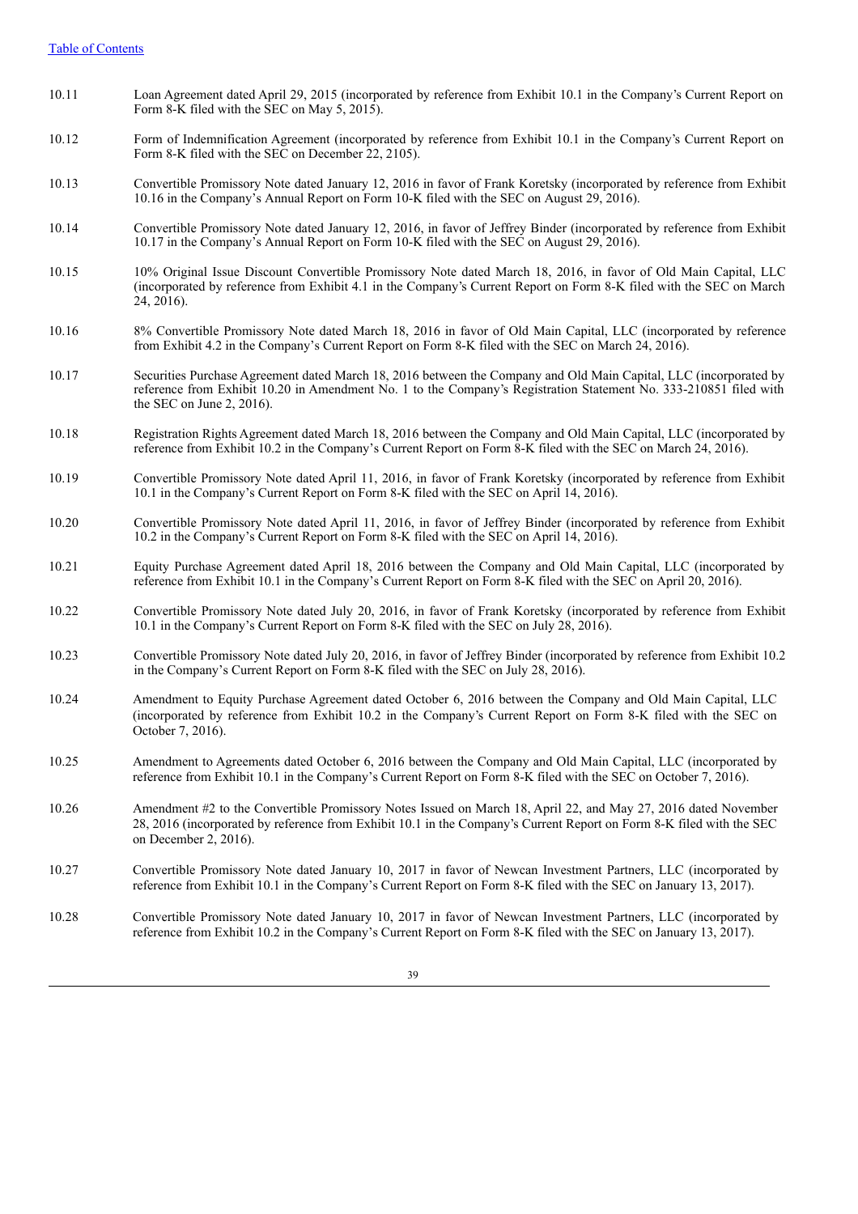[Table of Contents](#)

| | |
|---|---|
| 10.11 | Loan Agreement dated April 29, 2015 (incorporated by reference from Exhibit 10.1 in the Company's Current Report on Form 8-K filed with the SEC on May 5, 2015). |
| 10.12 | Form of Indemnification Agreement (incorporated by reference from Exhibit 10.1 in the Company's Current Report on Form 8-K filed with the SEC on December 22, 2105). |
| 10.13 | Convertible Promissory Note dated January 12, 2016 in favor of Frank Koretsky (incorporated by reference from Exhibit 10.16 in the Company's Annual Report on Form 10-K filed with the SEC on August 29, 2016). |
| 10.14 | Convertible Promissory Note dated January 12, 2016, in favor of Jeffrey Binder (incorporated by reference from Exhibit 10.17 in the Company's Annual Report on Form 10-K filed with the SEC on August 29, 2016). |
| 10.15 | 10% Original Issue Discount Convertible Promissory Note dated March 18, 2016, in favor of Old Main Capital, LLC (incorporated by reference from Exhibit 4.1 in the Company's Current Report on Form 8-K filed with the SEC on March 24, 2016). |
| 10.16 | 8% Convertible Promissory Note dated March 18, 2016 in favor of Old Main Capital, LLC (incorporated by reference from Exhibit 4.2 in the Company's Current Report on Form 8-K filed with the SEC on March 24, 2016). |
| 10.17 | Securities Purchase Agreement dated March 18, 2016 between the Company and Old Main Capital, LLC (incorporated by reference from Exhibit 10.20 in Amendment No. 1 to the Company's Registration Statement No. 333-210851 filed with the SEC on June 2, 2016). |
| 10.18 | Registration Rights Agreement dated March 18, 2016 between the Company and Old Main Capital, LLC (incorporated by reference from Exhibit 10.2 in the Company's Current Report on Form 8-K filed with the SEC on March 24, 2016). |
| 10.19 | Convertible Promissory Note dated April 11, 2016, in favor of Frank Koretsky (incorporated by reference from Exhibit 10.1 in the Company's Current Report on Form 8-K filed with the SEC on April 14, 2016). |
| 10.20 | Convertible Promissory Note dated April 11, 2016, in favor of Jeffrey Binder (incorporated by reference from Exhibit 10.2 in the Company's Current Report on Form 8-K filed with the SEC on April 14, 2016). |
| 10.21 | Equity Purchase Agreement dated April 18, 2016 between the Company and Old Main Capital, LLC (incorporated by reference from Exhibit 10.1 in the Company's Current Report on Form 8-K filed with the SEC on April 20, 2016). |
| 10.22 | Convertible Promissory Note dated July 20, 2016, in favor of Frank Koretsky (incorporated by reference from Exhibit 10.1 in the Company's Current Report on Form 8-K filed with the SEC on July 28, 2016). |
| 10.23 | Convertible Promissory Note dated July 20, 2016, in favor of Jeffrey Binder (incorporated by reference from Exhibit 10.2 in the Company's Current Report on Form 8-K filed with the SEC on July 28, 2016). |
| 10.24 | Amendment to Equity Purchase Agreement dated October 6, 2016 between the Company and Old Main Capital, LLC (incorporated by reference from Exhibit 10.2 in the Company's Current Report on Form 8-K filed with the SEC on October 7, 2016). |
| 10.25 | Amendment to Agreements dated October 6, 2016 between the Company and Old Main Capital, LLC (incorporated by reference from Exhibit 10.1 in the Company's Current Report on Form 8-K filed with the SEC on October 7, 2016). |
| 10.26 | Amendment #2 to the Convertible Promissory Notes Issued on March 18, April 22, and May 27, 2016 dated November 28, 2016 (incorporated by reference from Exhibit 10.1 in the Company's Current Report on Form 8-K filed with the SEC on December 2, 2016). |
| 10.27 | Convertible Promissory Note dated January 10, 2017 in favor of Newcan Investment Partners, LLC (incorporated by reference from Exhibit 10.1 in the Company's Current Report on Form 8-K filed with the SEC on January 13, 2017). |
| 10.28 | Convertible Promissory Note dated January 10, 2017 in favor of Newcan Investment Partners, LLC (incorporated by reference from Exhibit 10.2 in the Company's Current Report on Form 8-K filed with the SEC on January 13, 2017). |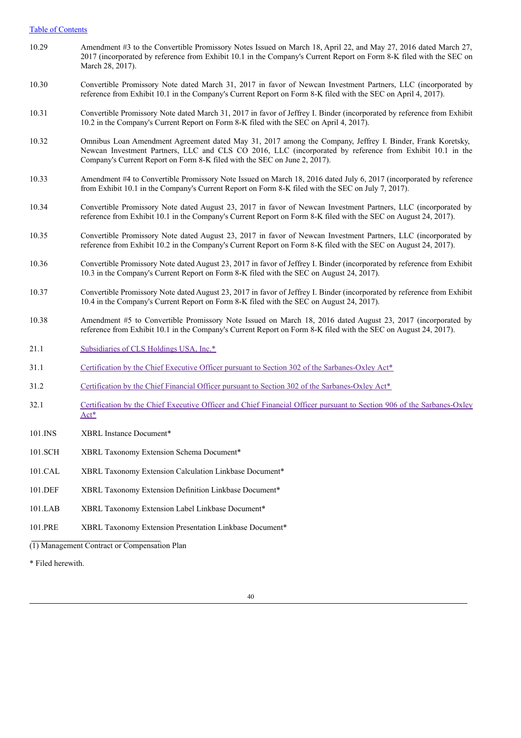| | |
|---|---|
| 10.29 | Amendment #3 to the Convertible Promissory Notes Issued on March 18, April 22, and May 27, 2016 dated March 27, 2017 (incorporated by reference from Exhibit 10.1 in the Company's Current Report on Form 8-K filed with the SEC on March 28, 2017). |
| 10.30 | Convertible Promissory Note dated March 31, 2017 in favor of Newcan Investment Partners, LLC (incorporated by reference from Exhibit 10.1 in the Company's Current Report on Form 8-K filed with the SEC on April 4, 2017). |
| 10.31 | Convertible Promissory Note dated March 31, 2017 in favor of Jeffrey I. Binder (incorporated by reference from Exhibit 10.2 in the Company's Current Report on Form 8-K filed with the SEC on April 4, 2017). |
| 10.32 | Omnibus Loan Amendment Agreement dated May 31, 2017 among the Company, Jeffrey I. Binder, Frank Koretsky, Newcan Investment Partners, LLC and CLS CO 2016, LLC (incorporated by reference from Exhibit 10.1 in the Company's Current Report on Form 8-K filed with the SEC on June 2, 2017). |
| 10.33 | Amendment #4 to Convertible Promissory Note Issued on March 18, 2016 dated July 6, 2017 (incorporated by reference from Exhibit 10.1 in the Company's Current Report on Form 8-K filed with the SEC on July 7, 2017). |
| 10.34 | Convertible Promissory Note dated August 23, 2017 in favor of Newcan Investment Partners, LLC (incorporated by reference from Exhibit 10.1 in the Company's Current Report on Form 8-K filed with the SEC on August 24, 2017). |
| 10.35 | Convertible Promissory Note dated August 23, 2017 in favor of Newcan Investment Partners, LLC (incorporated by reference from Exhibit 10.2 in the Company's Current Report on Form 8-K filed with the SEC on August 24, 2017). |
| 10.36 | Convertible Promissory Note dated August 23, 2017 in favor of Jeffrey I. Binder (incorporated by reference from Exhibit 10.3 in the Company's Current Report on Form 8-K filed with the SEC on August 24, 2017). |
| 10.37 | Convertible Promissory Note dated August 23, 2017 in favor of Jeffrey I. Binder (incorporated by reference from Exhibit 10.4 in the Company's Current Report on Form 8-K filed with the SEC on August 24, 2017). |
| 10.38 | Amendment #5 to Convertible Promissory Note Issued on March 18, 2016 dated August 23, 2017 (incorporated by reference from Exhibit 10.1 in the Company's Current Report on Form 8-K filed with the SEC on August 24, 2017). |
| 21.1 | Subsidiaries of CLS Holdings USA, Inc.* |
| 31.1 | Certification by the Chief Executive Officer pursuant to Section 302 of the Sarbanes-Oxley Act* |
| 31.2 | Certification by the Chief Financial Officer pursuant to Section 302 of the Sarbanes-Oxley Act* |
| 32.1 | Certification by the Chief Executive Officer and Chief Financial Officer pursuant to Section 906 of the Sarbanes-Oxley Act* |
| 101.INS | XBRL Instance Document* |
| 101.SCH | XBRL Taxonomy Extension Schema Document* |
| 101.CAL | XBRL Taxonomy Extension Calculation Linkbase Document* |
| 101.DEF | XBRL Taxonomy Extension Definition Linkbase Document* |
| 101.LAB | XBRL Taxonomy Extension Label Linkbase Document* |
| 101.PRE | XBRL Taxonomy Extension Presentation Linkbase Document* |

(1) Management Contract or Compensation Plan

* Filed herewith.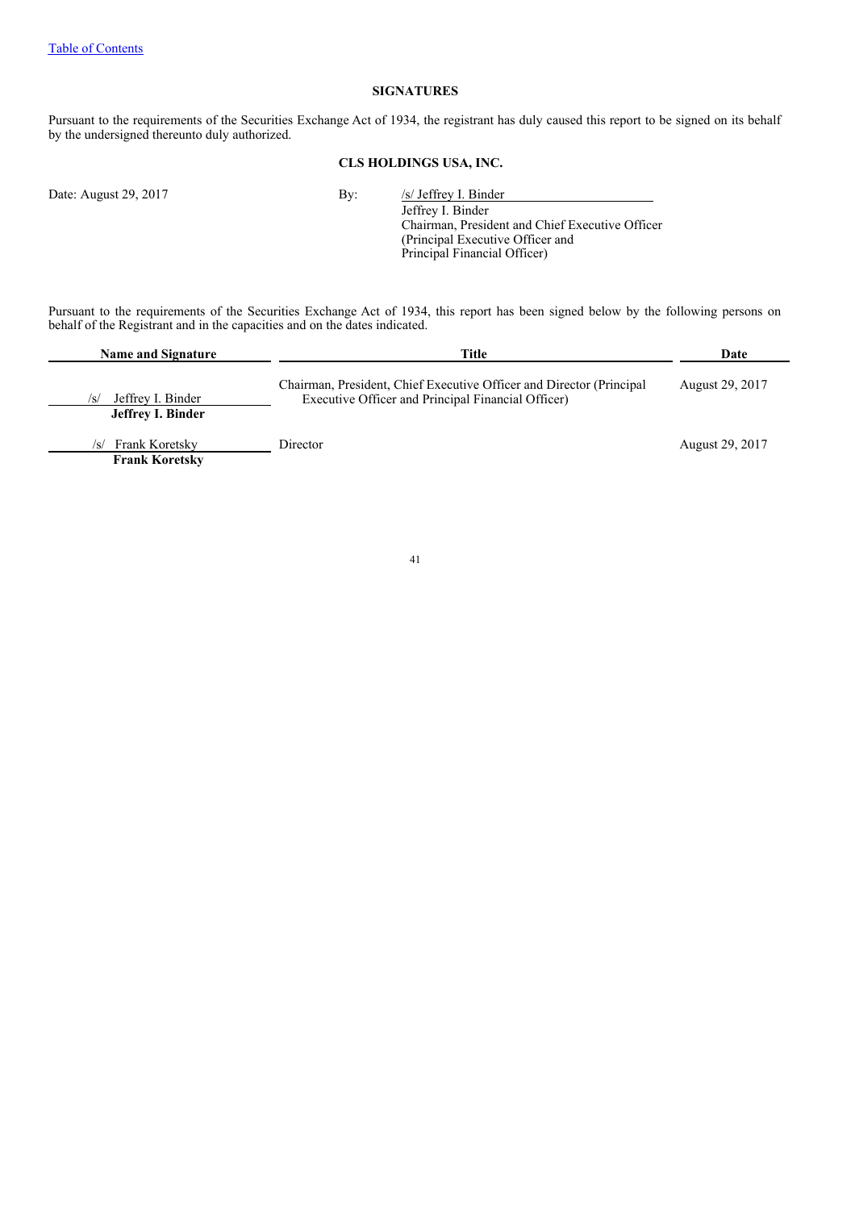[Table of Contents](#)

## SIGNATURES

Pursuant to the requirements of the Securities Exchange Act of 1934, the registrant has duly caused this report to be signed on its behalf by the undersigned thereunto duly authorized.

**CLS HOLDINGS USA, INC.**

| | | |
|---|---|---|
| Date: August 29, 2017 | By: | /s/ Jeffrey I. Binder |
| | | Jeffrey I. Binder |
| | | Chairman, President and Chief Executive Officer |
| | | (Principal Executive Officer and Principal Financial Officer) |

Pursuant to the requirements of the Securities Exchange Act of 1934, this report has been signed below by the following persons on behalf of the Registrant and in the capacities and on the dates indicated.

| Name and Signature | Title | Date |
|---|---|---|
| /s/ Jeffrey I. Binder<br>**Jeffrey I. Binder** | Chairman, President, Chief Executive Officer and Director (Principal Executive Officer and Principal Financial Officer) | August 29, 2017 |
| /s/ Frank Koretsky<br>**Frank Koretsky** | Director | August 29, 2017 |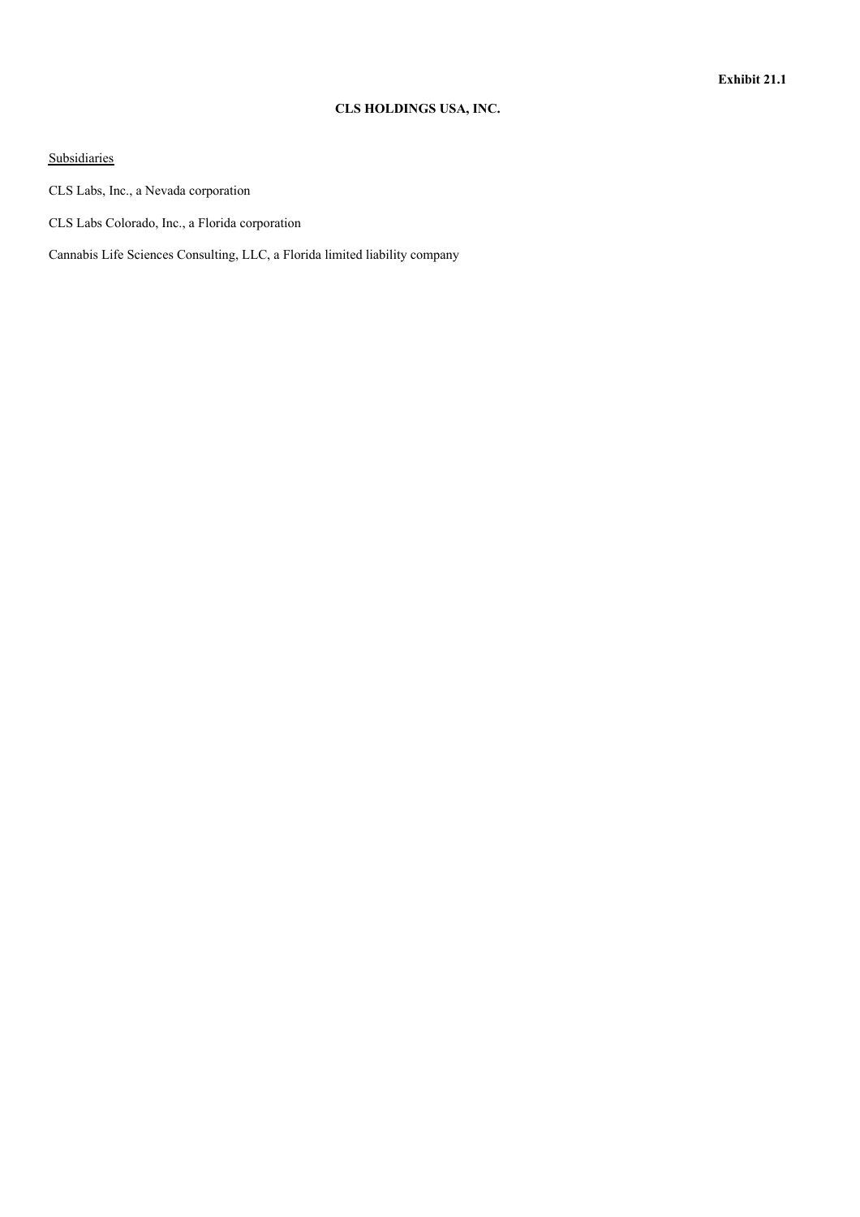**Exhibit 21.1**

**CLS HOLDINGS USA, INC.**

Subsidiaries

CLS Labs, Inc., a Nevada corporation

CLS Labs Colorado, Inc., a Florida corporation

Cannabis Life Sciences Consulting, LLC, a Florida limited liability company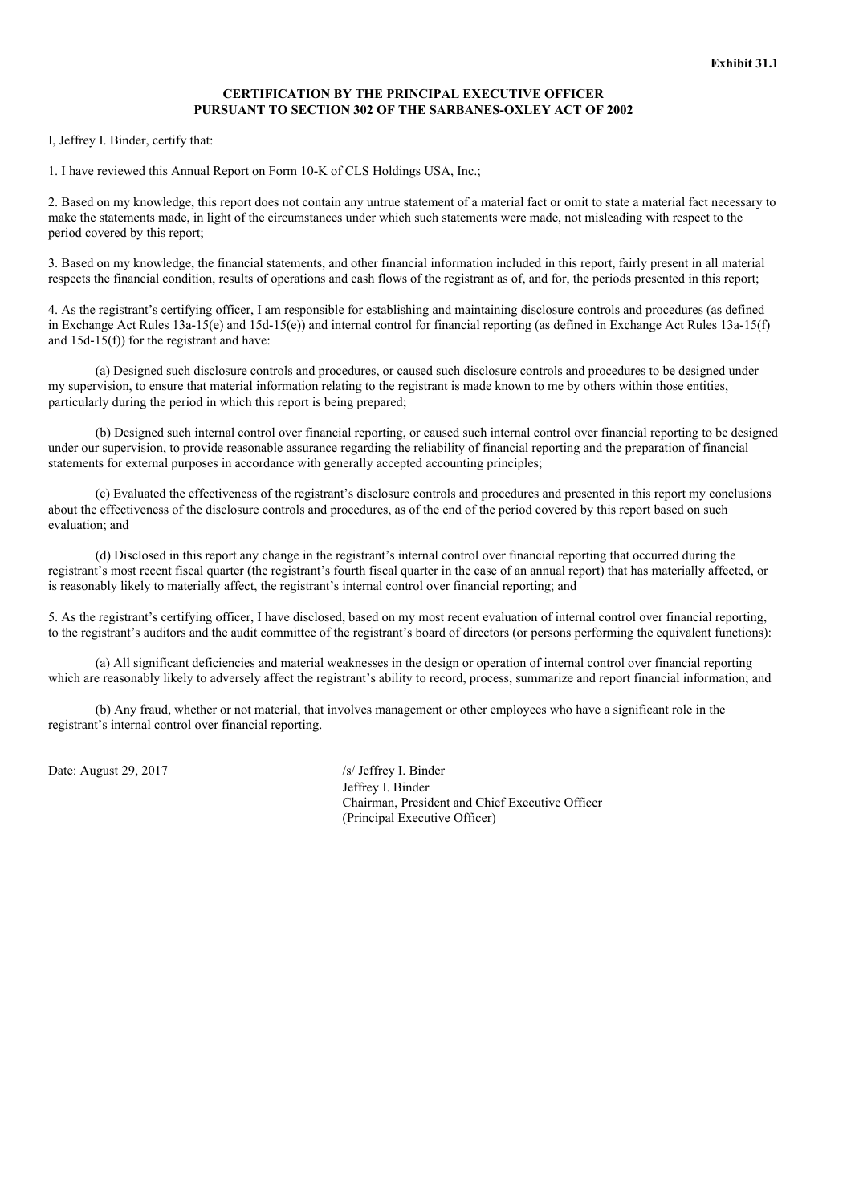**Exhibit 31.1**

**CERTIFICATION BY THE PRINCIPAL EXECUTIVE OFFICER PURSUANT TO SECTION 302 OF THE SARBANES-OXLEY ACT OF 2002**

I, Jeffrey I. Binder, certify that:

1. I have reviewed this Annual Report on Form 10-K of CLS Holdings USA, Inc.;

2. Based on my knowledge, this report does not contain any untrue statement of a material fact or omit to state a material fact necessary to make the statements made, in light of the circumstances under which such statements were made, not misleading with respect to the period covered by this report;

3. Based on my knowledge, the financial statements, and other financial information included in this report, fairly present in all material respects the financial condition, results of operations and cash flows of the registrant as of, and for, the periods presented in this report;

4. As the registrant's certifying officer, I am responsible for establishing and maintaining disclosure controls and procedures (as defined in Exchange Act Rules 13a-15(e) and 15d-15(e)) and internal control for financial reporting (as defined in Exchange Act Rules 13a-15(f) and 15d-15(f)) for the registrant and have:

(a) Designed such disclosure controls and procedures, or caused such disclosure controls and procedures to be designed under my supervision, to ensure that material information relating to the registrant is made known to me by others within those entities, particularly during the period in which this report is being prepared;

(b) Designed such internal control over financial reporting, or caused such internal control over financial reporting to be designed under our supervision, to provide reasonable assurance regarding the reliability of financial reporting and the preparation of financial statements for external purposes in accordance with generally accepted accounting principles;

(c) Evaluated the effectiveness of the registrant's disclosure controls and procedures and presented in this report my conclusions about the effectiveness of the disclosure controls and procedures, as of the end of the period covered by this report based on such evaluation; and

(d) Disclosed in this report any change in the registrant's internal control over financial reporting that occurred during the registrant's most recent fiscal quarter (the registrant's fourth fiscal quarter in the case of an annual report) that has materially affected, or is reasonably likely to materially affect, the registrant's internal control over financial reporting; and

5. As the registrant's certifying officer, I have disclosed, based on my most recent evaluation of internal control over financial reporting, to the registrant's auditors and the audit committee of the registrant's board of directors (or persons performing the equivalent functions):

(a) All significant deficiencies and material weaknesses in the design or operation of internal control over financial reporting which are reasonably likely to adversely affect the registrant's ability to record, process, summarize and report financial information; and

(b) Any fraud, whether or not material, that involves management or other employees who have a significant role in the registrant's internal control over financial reporting.

Date: August 29, 2017

/s/ Jeffrey I. Binder
Jeffrey I. Binder
Chairman, President and Chief Executive Officer
(Principal Executive Officer)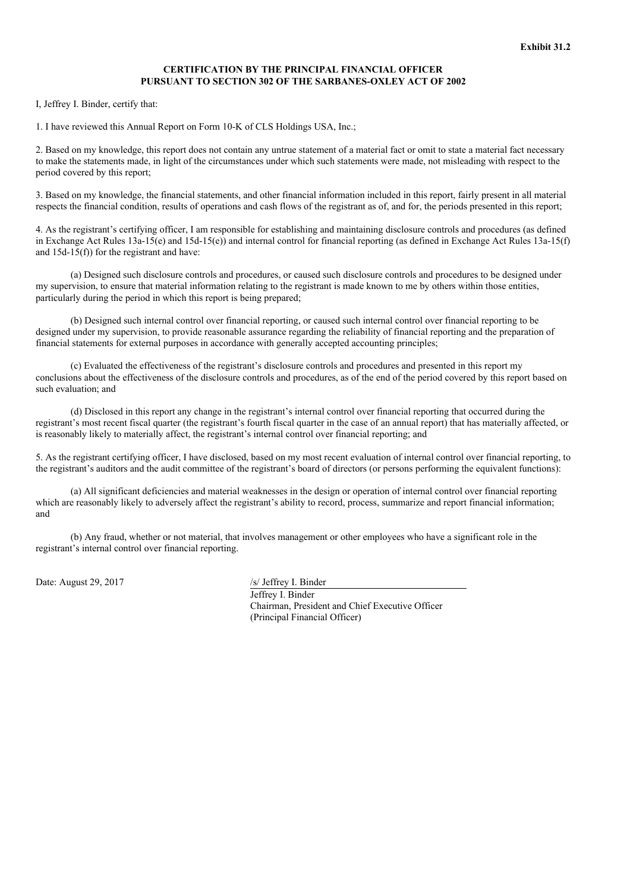**Exhibit 31.2**

**CERTIFICATION BY THE PRINCIPAL FINANCIAL OFFICER**
**PURSUANT TO SECTION 302 OF THE SARBANES-OXLEY ACT OF 2002**

I, Jeffrey I. Binder, certify that:

1. I have reviewed this Annual Report on Form 10-K of CLS Holdings USA, Inc.;

2. Based on my knowledge, this report does not contain any untrue statement of a material fact or omit to state a material fact necessary to make the statements made, in light of the circumstances under which such statements were made, not misleading with respect to the period covered by this report;

3. Based on my knowledge, the financial statements, and other financial information included in this report, fairly present in all material respects the financial condition, results of operations and cash flows of the registrant as of, and for, the periods presented in this report;

4. As the registrant's certifying officer, I am responsible for establishing and maintaining disclosure controls and procedures (as defined in Exchange Act Rules 13a-15(e) and 15d-15(e)) and internal control for financial reporting (as defined in Exchange Act Rules 13a-15(f) and 15d-15(f)) for the registrant and have:

(a) Designed such disclosure controls and procedures, or caused such disclosure controls and procedures to be designed under my supervision, to ensure that material information relating to the registrant is made known to me by others within those entities, particularly during the period in which this report is being prepared;

(b) Designed such internal control over financial reporting, or caused such internal control over financial reporting to be designed under my supervision, to provide reasonable assurance regarding the reliability of financial reporting and the preparation of financial statements for external purposes in accordance with generally accepted accounting principles;

(c) Evaluated the effectiveness of the registrant's disclosure controls and procedures and presented in this report my conclusions about the effectiveness of the disclosure controls and procedures, as of the end of the period covered by this report based on such evaluation; and

(d) Disclosed in this report any change in the registrant's internal control over financial reporting that occurred during the registrant's most recent fiscal quarter (the registrant's fourth fiscal quarter in the case of an annual report) that has materially affected, or is reasonably likely to materially affect, the registrant's internal control over financial reporting; and

5. As the registrant certifying officer, I have disclosed, based on my most recent evaluation of internal control over financial reporting, to the registrant's auditors and the audit committee of the registrant's board of directors (or persons performing the equivalent functions):

(a) All significant deficiencies and material weaknesses in the design or operation of internal control over financial reporting which are reasonably likely to adversely affect the registrant's ability to record, process, summarize and report financial information; and

(b) Any fraud, whether or not material, that involves management or other employees who have a significant role in the registrant's internal control over financial reporting.

Date: August 29, 2017

/s/ Jeffrey I. Binder
Jeffrey I. Binder
Chairman, President and Chief Executive Officer
(Principal Financial Officer)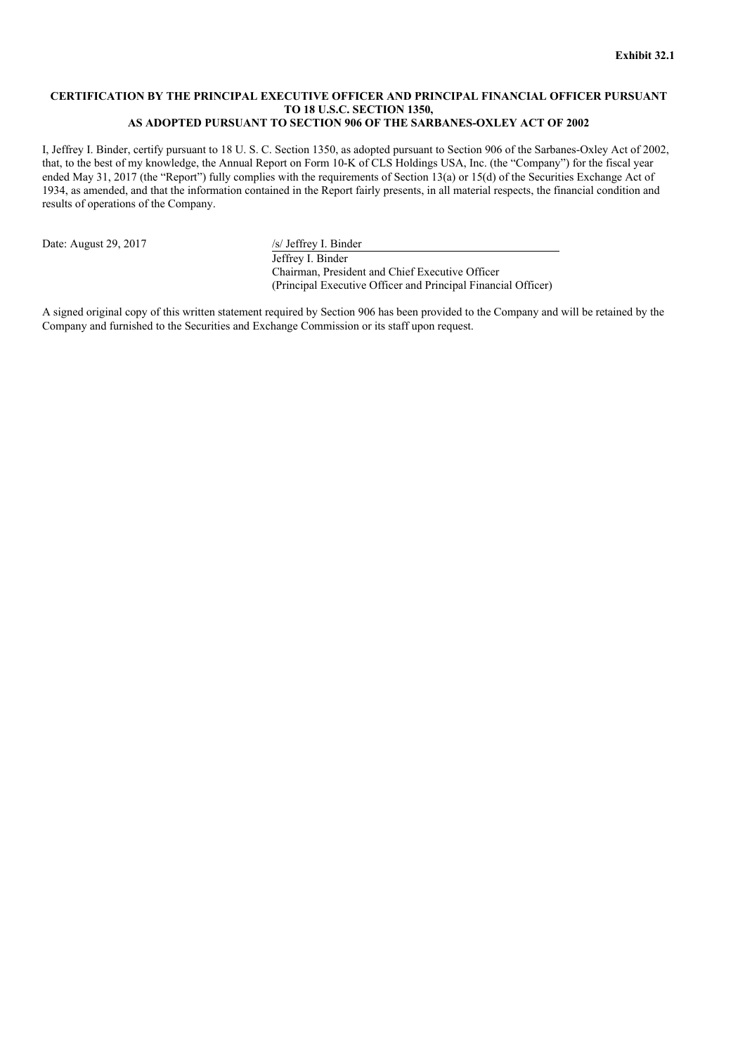**Exhibit 32.1**

**CERTIFICATION BY THE PRINCIPAL EXECUTIVE OFFICER AND PRINCIPAL FINANCIAL OFFICER PURSUANT TO 18 U.S.C. SECTION 1350, AS ADOPTED PURSUANT TO SECTION 906 OF THE SARBANES-OXLEY ACT OF 2002**

I, Jeffrey I. Binder, certify pursuant to 18 U. S. C. Section 1350, as adopted pursuant to Section 906 of the Sarbanes-Oxley Act of 2002, that, to the best of my knowledge, the Annual Report on Form 10-K of CLS Holdings USA, Inc. (the "Company") for the fiscal year ended May 31, 2017 (the "Report") fully complies with the requirements of Section 13(a) or 15(d) of the Securities Exchange Act of 1934, as amended, and that the information contained in the Report fairly presents, in all material respects, the financial condition and results of operations of the Company.

Date: August 29, 2017

/s/ Jeffrey I. Binder
Jeffrey I. Binder
Chairman, President and Chief Executive Officer
(Principal Executive Officer and Principal Financial Officer)

A signed original copy of this written statement required by Section 906 has been provided to the Company and will be retained by the Company and furnished to the Securities and Exchange Commission or its staff upon request.